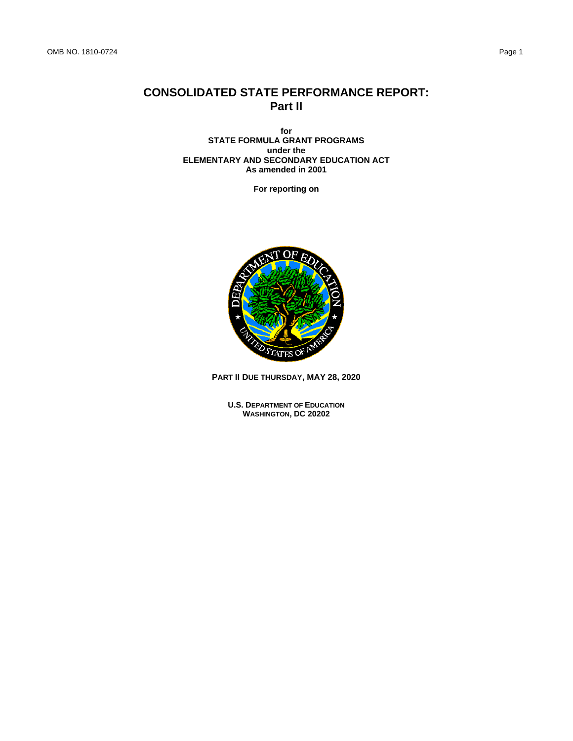# CONSOLIDATED STATE PERFORMANCE REPORT: Part II

**for**
**STATE FORMULA GRANT PROGRAMS**
**under the**
**ELEMENTARY AND SECONDARY EDUCATION ACT**
**As amended in 2001**

**For reporting on**

**PART II DUE THURSDAY, MAY 28, 2020**

**U.S. DEPARTMENT OF EDUCATION**
**WASHINGTON, DC 20202**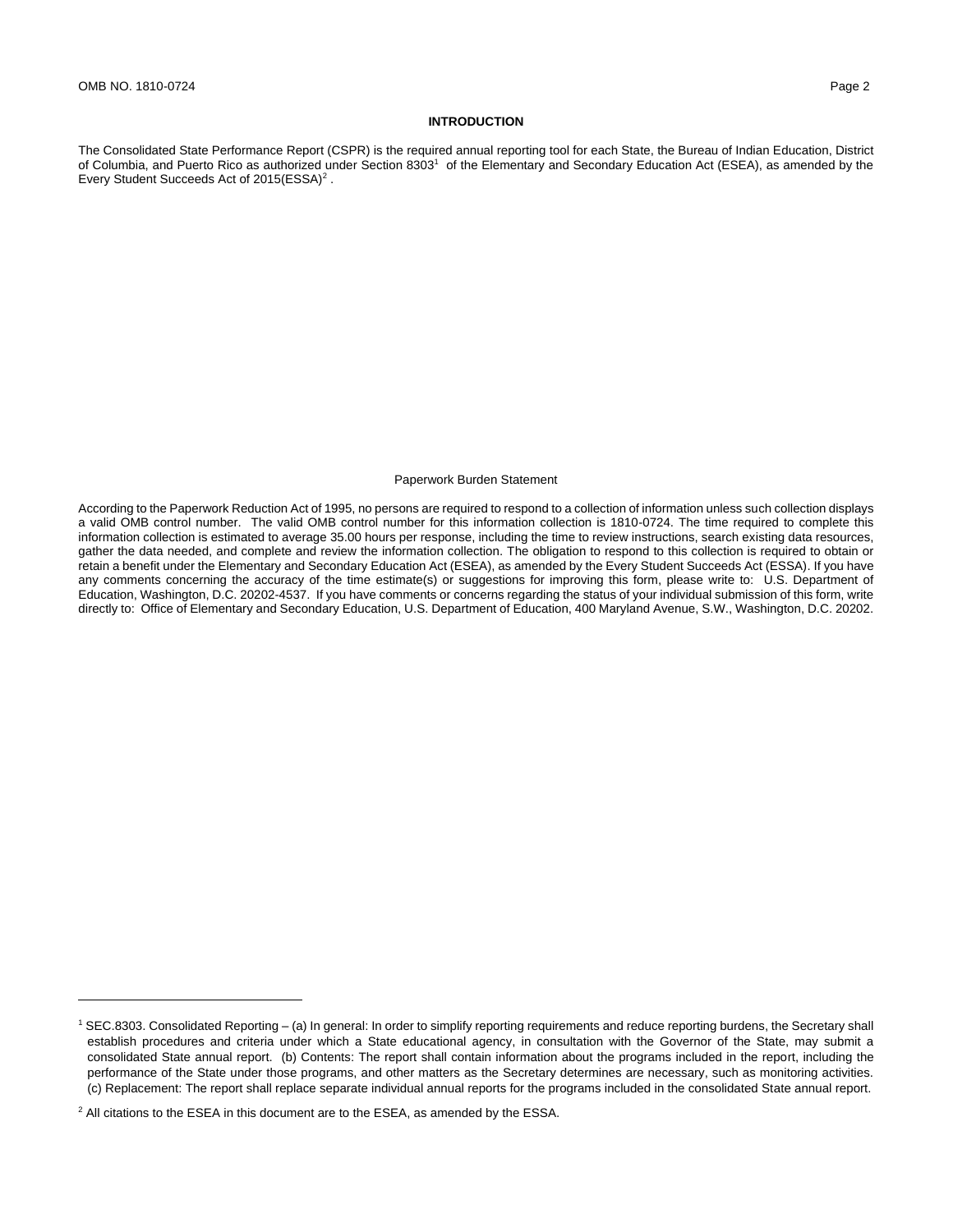## INTRODUCTION

The Consolidated State Performance Report (CSPR) is the required annual reporting tool for each State, the Bureau of Indian Education, District of Columbia, and Puerto Rico as authorized under Section 8303[1] of the Elementary and Secondary Education Act (ESEA), as amended by the Every Student Succeeds Act of 2015(ESSA)[2] .

### Paperwork Burden Statement

According to the Paperwork Reduction Act of 1995, no persons are required to respond to a collection of information unless such collection displays a valid OMB control number. The valid OMB control number for this information collection is 1810-0724. The time required to complete this information collection is estimated to average 35.00 hours per response, including the time to review instructions, search existing data resources, gather the data needed, and complete and review the information collection. The obligation to respond to this collection is required to obtain or retain a benefit under the Elementary and Secondary Education Act (ESEA), as amended by the Every Student Succeeds Act (ESSA). If you have any comments concerning the accuracy of the time estimate(s) or suggestions for improving this form, please write to: U.S. Department of Education, Washington, D.C. 20202-4537. If you have comments or concerns regarding the status of your individual submission of this form, write directly to: Office of Elementary and Secondary Education, U.S. Department of Education, 400 Maryland Avenue, S.W., Washington, D.C. 20202.

---

[1] SEC.8303. Consolidated Reporting – (a) In general: In order to simplify reporting requirements and reduce reporting burdens, the Secretary shall establish procedures and criteria under which a State educational agency, in consultation with the Governor of the State, may submit a consolidated State annual report. (b) Contents: The report shall contain information about the programs included in the report, including the performance of the State under those programs, and other matters as the Secretary determines are necessary, such as monitoring activities. (c) Replacement: The report shall replace separate individual annual reports for the programs included in the consolidated State annual report.

[2] All citations to the ESEA in this document are to the ESEA, as amended by the ESSA.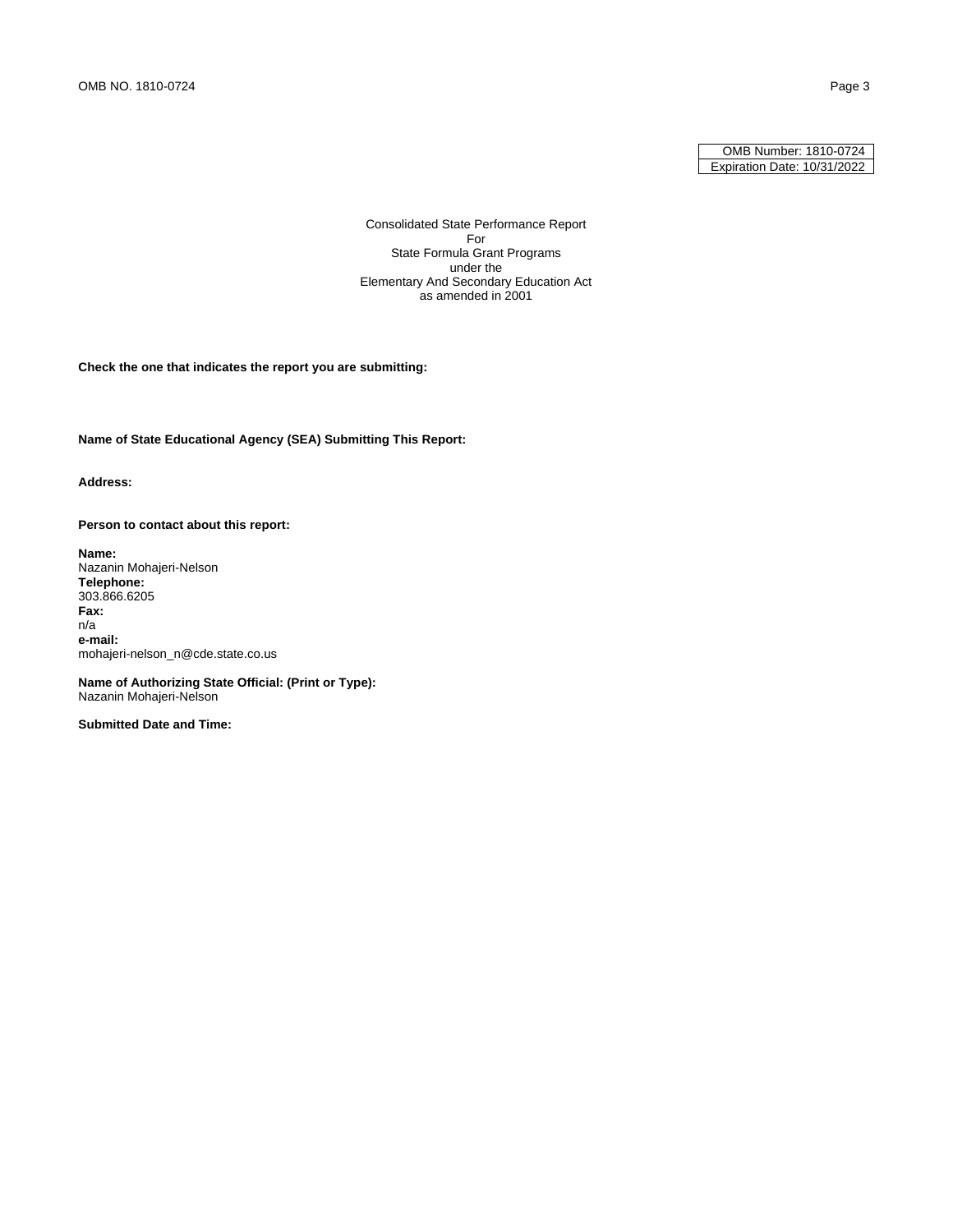| OMB Number: 1810-0724 |
| --- |
| Expiration Date: 10/31/2022 |

Consolidated State Performance Report
For
State Formula Grant Programs
under the
Elementary And Secondary Education Act
as amended in 2001

**Check the one that indicates the report you are submitting:**

**Name of State Educational Agency (SEA) Submitting This Report:**

**Address:**

**Person to contact about this report:**

**Name:**
Nazanin Mohajeri-Nelson
**Telephone:**
303.866.6205
**Fax:**
n/a
**e-mail:**
mohajeri-nelson_n@cde.state.co.us

**Name of Authorizing State Official: (Print or Type):**
Nazanin Mohajeri-Nelson

**Submitted Date and Time:**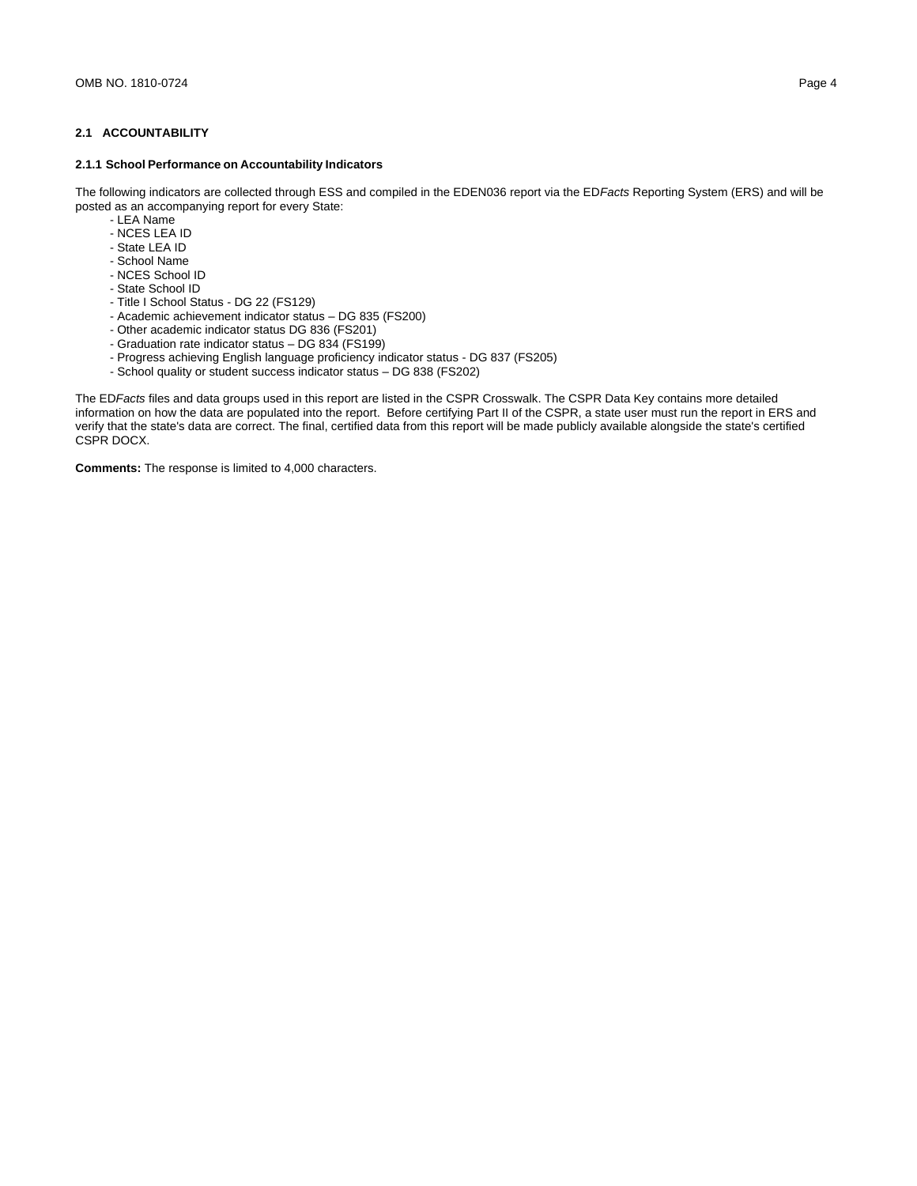## 2.1 ACCOUNTABILITY

### 2.1.1 School Performance on Accountability Indicators

The following indicators are collected through ESS and compiled in the EDEN036 report via the ED*Facts* Reporting System (ERS) and will be posted as an accompanying report for every State:

- LEA Name
- NCES LEA ID
- State LEA ID
- School Name
- NCES School ID
- State School ID
- Title I School Status - DG 22 (FS129)
- Academic achievement indicator status – DG 835 (FS200)
- Other academic indicator status DG 836 (FS201)
- Graduation rate indicator status – DG 834 (FS199)
- Progress achieving English language proficiency indicator status - DG 837 (FS205)
- School quality or student success indicator status – DG 838 (FS202)

The ED*Facts* files and data groups used in this report are listed in the CSPR Crosswalk. The CSPR Data Key contains more detailed information on how the data are populated into the report. Before certifying Part II of the CSPR, a state user must run the report in ERS and verify that the state's data are correct. The final, certified data from this report will be made publicly available alongside the state's certified CSPR DOCX.

**Comments:** The response is limited to 4,000 characters.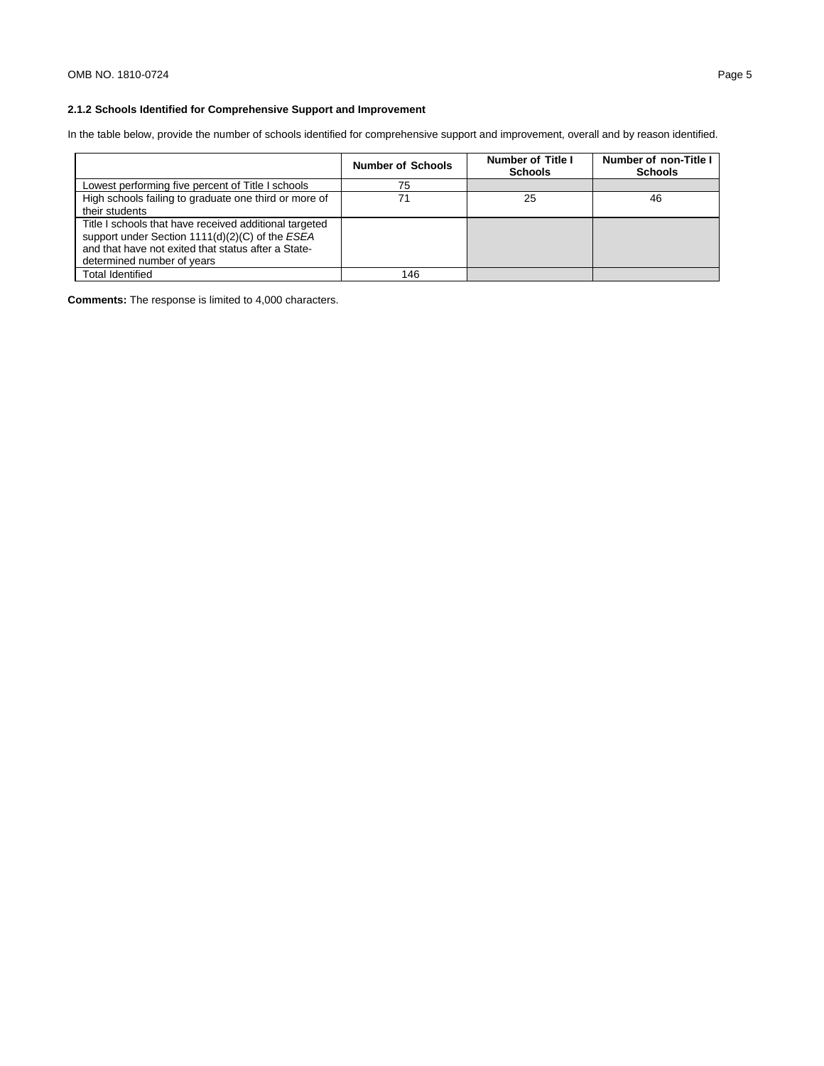### 2.1.2 Schools Identified for Comprehensive Support and Improvement

In the table below, provide the number of schools identified for comprehensive support and improvement, overall and by reason identified.

| | Number of Schools | Number of Title I Schools | Number of non-Title I Schools |
|---|---|---|---|
| Lowest performing five percent of Title I schools | 75 | | |
| High schools failing to graduate one third or more of their students | 71 | 25 | 46 |
| Title I schools that have received additional targeted support under Section 1111(d)(2)(C) of the *ESEA* and that have not exited that status after a State-determined number of years | | | |
| Total Identified | 146 | | |

**Comments:** The response is limited to 4,000 characters.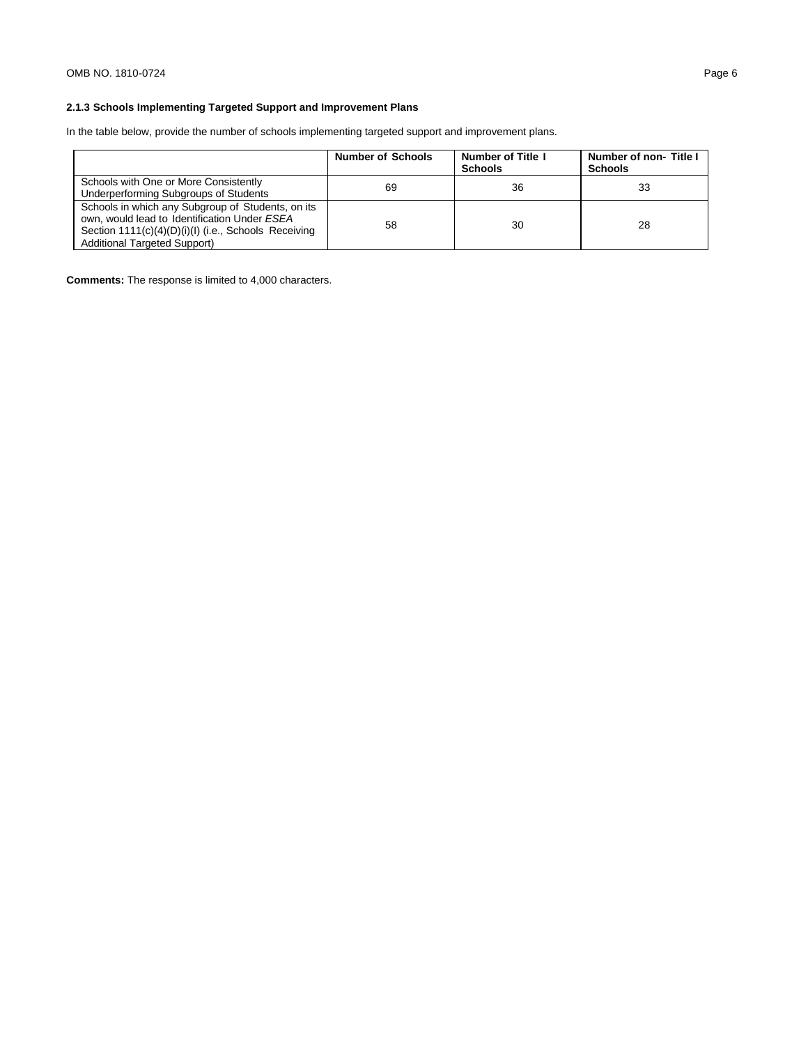### 2.1.3 Schools Implementing Targeted Support and Improvement Plans

In the table below, provide the number of schools implementing targeted support and improvement plans.

| | Number of Schools | Number of Title I Schools | Number of non- Title I Schools |
|---|---|---|---|
| Schools with One or More Consistently Underperforming Subgroups of Students | 69 | 36 | 33 |
| Schools in which any Subgroup of Students, on its own, would lead to Identification Under *ESEA* Section 1111(c)(4)(D)(i)(I) (i.e., Schools Receiving Additional Targeted Support) | 58 | 30 | 28 |

**Comments:** The response is limited to 4,000 characters.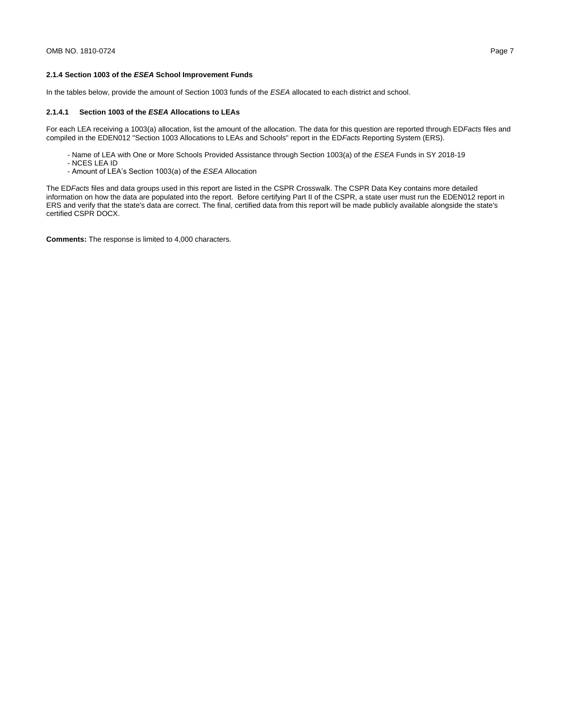### 2.1.4 Section 1003 of the *ESEA* School Improvement Funds

In the tables below, provide the amount of Section 1003 funds of the *ESEA* allocated to each district and school.

#### 2.1.4.1 Section 1003 of the *ESEA* Allocations to LEAs

For each LEA receiving a 1003(a) allocation, list the amount of the allocation. The data for this question are reported through ED*Facts* files and compiled in the EDEN012 "Section 1003 Allocations to LEAs and Schools" report in the ED*Facts* Reporting System (ERS).

- Name of LEA with One or More Schools Provided Assistance through Section 1003(a) of the *ESEA* Funds in SY 2018-19
- NCES LEA ID
- Amount of LEA's Section 1003(a) of the *ESEA* Allocation

The ED*Facts* files and data groups used in this report are listed in the CSPR Crosswalk. The CSPR Data Key contains more detailed information on how the data are populated into the report. Before certifying Part II of the CSPR, a state user must run the EDEN012 report in ERS and verify that the state's data are correct. The final, certified data from this report will be made publicly available alongside the state's certified CSPR DOCX.

**Comments:** The response is limited to 4,000 characters.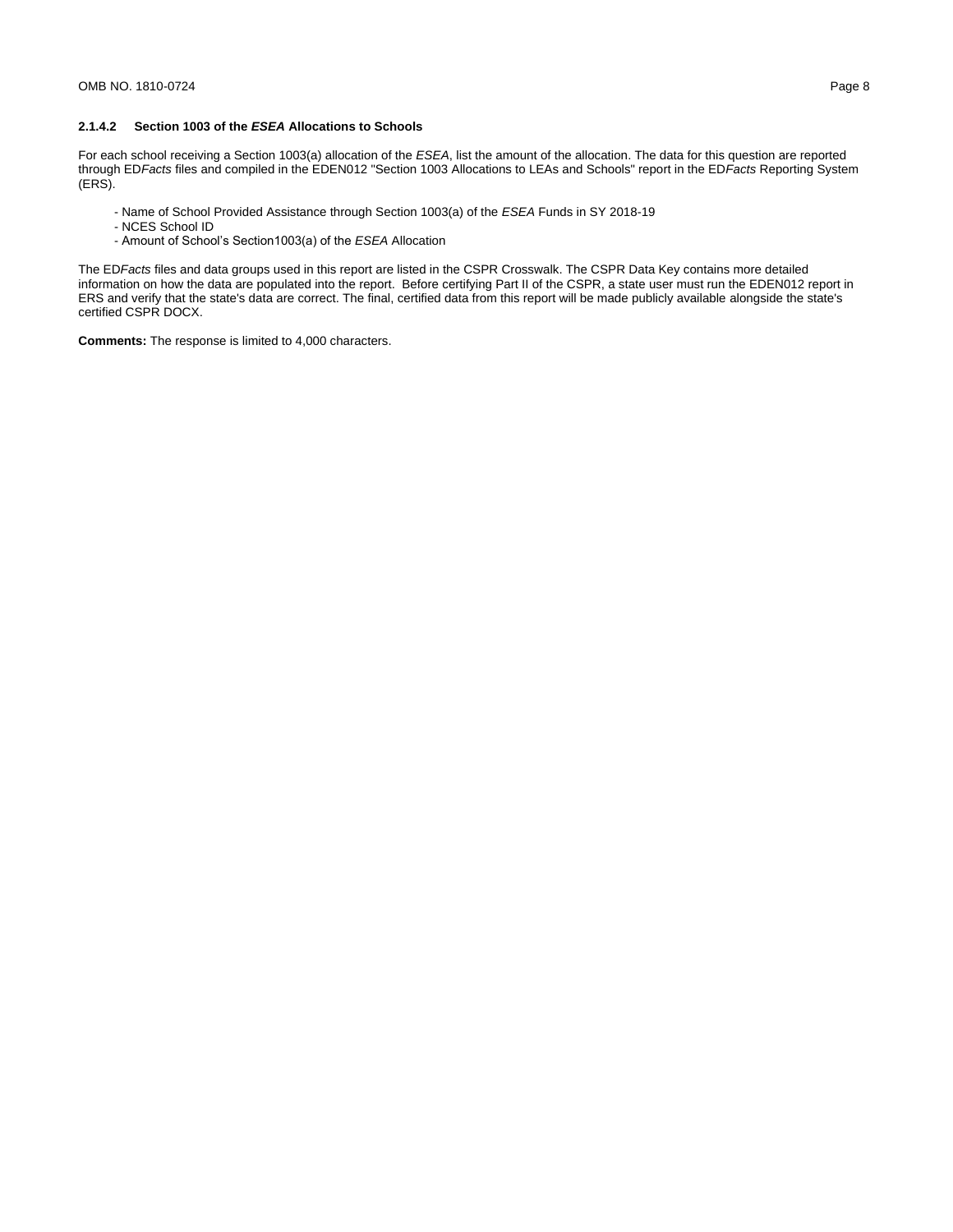### 2.1.4.2 Section 1003 of the *ESEA* Allocations to Schools

For each school receiving a Section 1003(a) allocation of the *ESEA*, list the amount of the allocation. The data for this question are reported through ED*Facts* files and compiled in the EDEN012 "Section 1003 Allocations to LEAs and Schools" report in the ED*Facts* Reporting System (ERS).

- Name of School Provided Assistance through Section 1003(a) of the *ESEA* Funds in SY 2018-19
- NCES School ID
- Amount of School's Section1003(a) of the *ESEA* Allocation

The ED*Facts* files and data groups used in this report are listed in the CSPR Crosswalk. The CSPR Data Key contains more detailed information on how the data are populated into the report. Before certifying Part II of the CSPR, a state user must run the EDEN012 report in ERS and verify that the state's data are correct. The final, certified data from this report will be made publicly available alongside the state's certified CSPR DOCX.

**Comments:** The response is limited to 4,000 characters.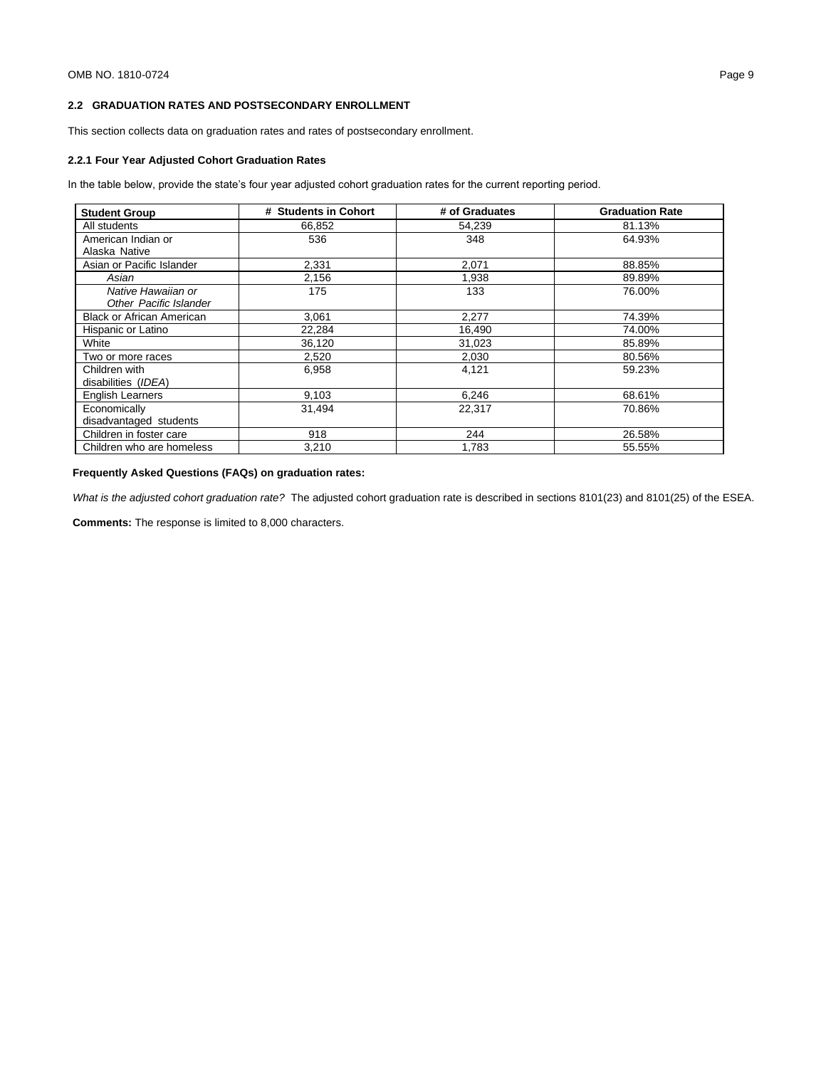## 2.2 GRADUATION RATES AND POSTSECONDARY ENROLLMENT

This section collects data on graduation rates and rates of postsecondary enrollment.

### 2.2.1 Four Year Adjusted Cohort Graduation Rates

In the table below, provide the state's four year adjusted cohort graduation rates for the current reporting period.

| Student Group | # Students in Cohort | # of Graduates | Graduation Rate |
|---|---|---|---|
| All students | 66,852 | 54,239 | 81.13% |
| American Indian or Alaska Native | 536 | 348 | 64.93% |
| Asian or Pacific Islander | 2,331 | 2,071 | 88.85% |
| *Asian* | 2,156 | 1,938 | 89.89% |
| *Native Hawaiian or Other Pacific Islander* | 175 | 133 | 76.00% |
| Black or African American | 3,061 | 2,277 | 74.39% |
| Hispanic or Latino | 22,284 | 16,490 | 74.00% |
| White | 36,120 | 31,023 | 85.89% |
| Two or more races | 2,520 | 2,030 | 80.56% |
| Children with disabilities (*IDEA*) | 6,958 | 4,121 | 59.23% |
| English Learners | 9,103 | 6,246 | 68.61% |
| Economically disadvantaged students | 31,494 | 22,317 | 70.86% |
| Children in foster care | 918 | 244 | 26.58% |
| Children who are homeless | 3,210 | 1,783 | 55.55% |

**Frequently Asked Questions (FAQs) on graduation rates:**

*What is the adjusted cohort graduation rate?* The adjusted cohort graduation rate is described in sections 8101(23) and 8101(25) of the ESEA.

**Comments:** The response is limited to 8,000 characters.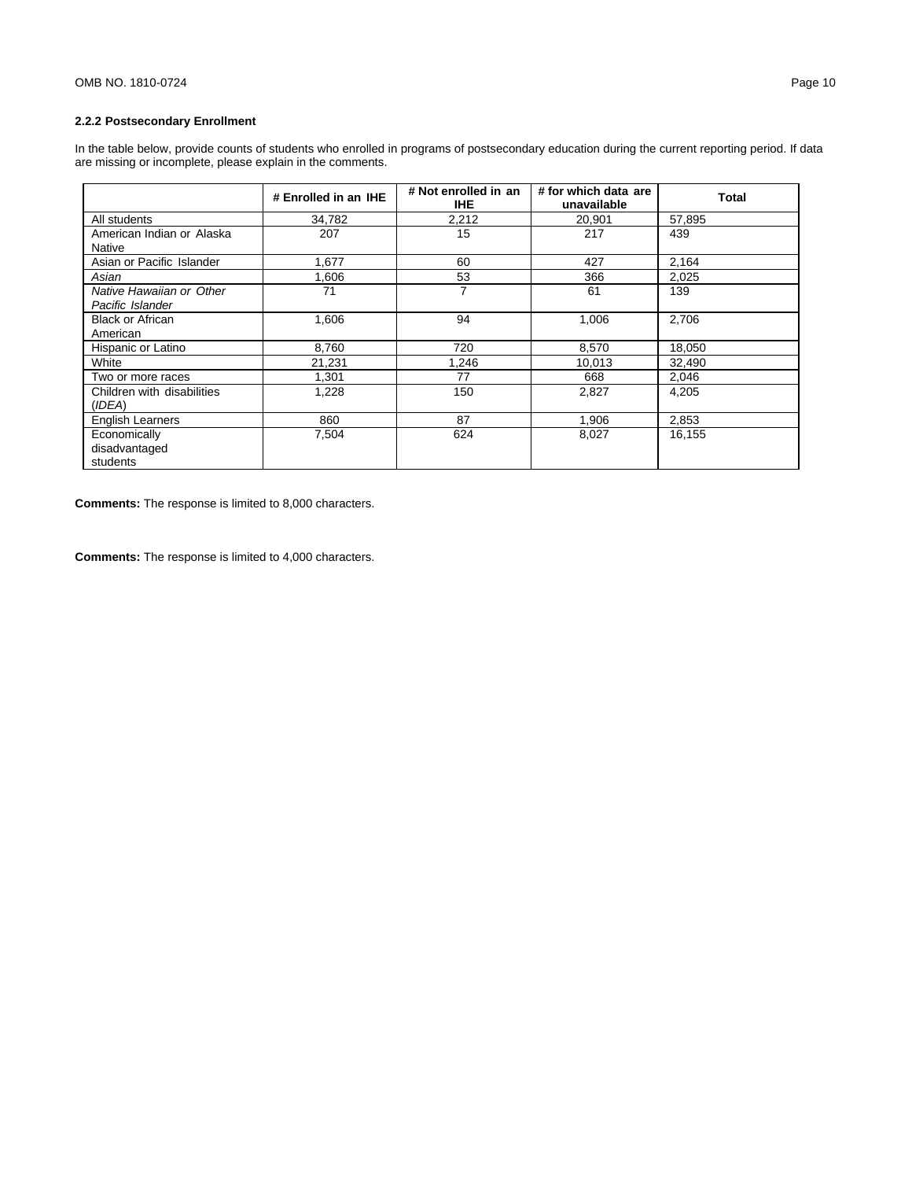### 2.2.2 Postsecondary Enrollment

In the table below, provide counts of students who enrolled in programs of postsecondary education during the current reporting period. If data are missing or incomplete, please explain in the comments.

| | # Enrolled in an IHE | # Not enrolled in an IHE | # for which data are unavailable | Total |
|---|---|---|---|---|
| All students | 34,782 | 2,212 | 20,901 | 57,895 |
| American Indian or Alaska Native | 207 | 15 | 217 | 439 |
| Asian or Pacific Islander | 1,677 | 60 | 427 | 2,164 |
| *Asian* | 1,606 | 53 | 366 | 2,025 |
| *Native Hawaiian or Other Pacific Islander* | 71 | 7 | 61 | 139 |
| Black or African American | 1,606 | 94 | 1,006 | 2,706 |
| Hispanic or Latino | 8,760 | 720 | 8,570 | 18,050 |
| White | 21,231 | 1,246 | 10,013 | 32,490 |
| Two or more races | 1,301 | 77 | 668 | 2,046 |
| Children with disabilities (*IDEA*) | 1,228 | 150 | 2,827 | 4,205 |
| English Learners | 860 | 87 | 1,906 | 2,853 |
| Economically disadvantaged students | 7,504 | 624 | 8,027 | 16,155 |

**Comments:** The response is limited to 8,000 characters.

**Comments:** The response is limited to 4,000 characters.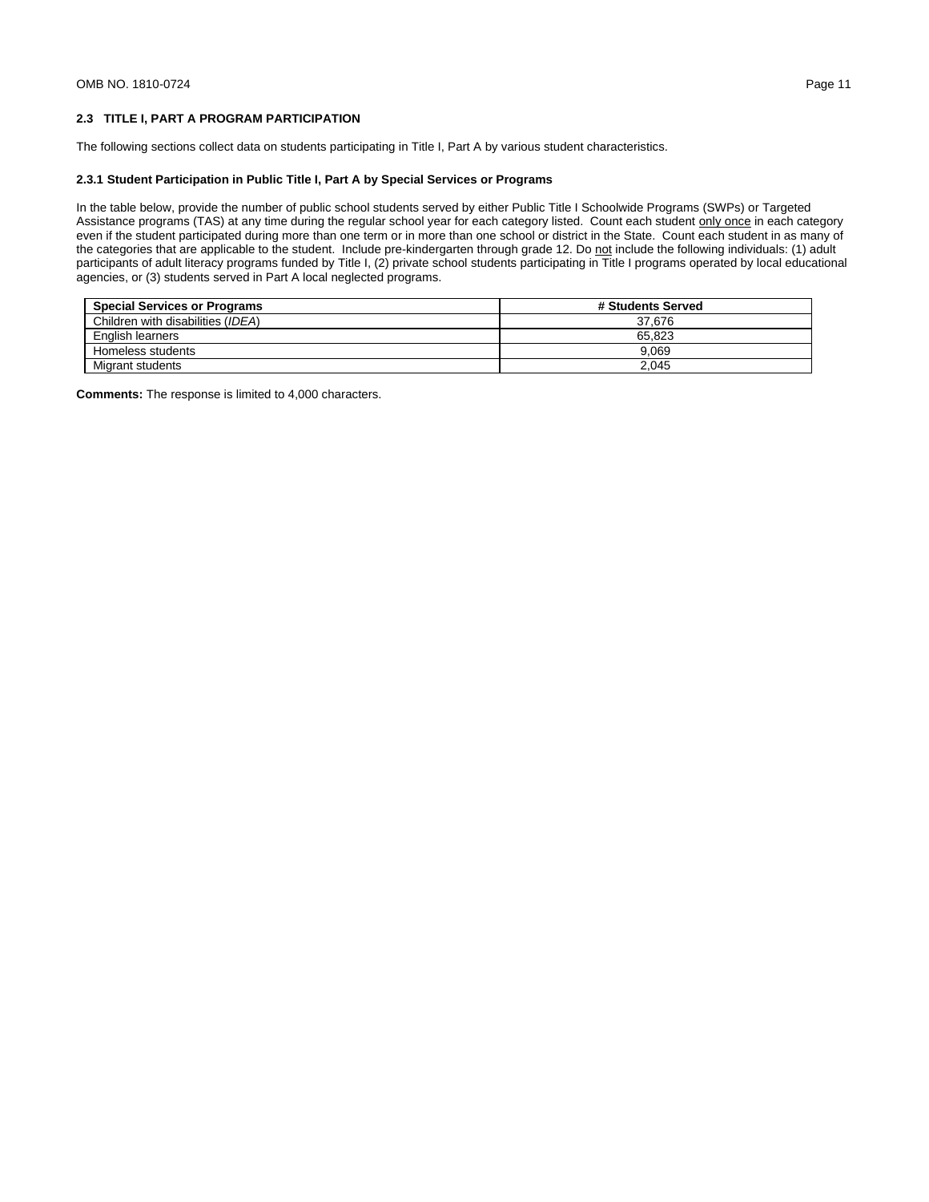## 2.3 TITLE I, PART A PROGRAM PARTICIPATION

The following sections collect data on students participating in Title I, Part A by various student characteristics.

### 2.3.1 Student Participation in Public Title I, Part A by Special Services or Programs

In the table below, provide the number of public school students served by either Public Title I Schoolwide Programs (SWPs) or Targeted Assistance programs (TAS) at any time during the regular school year for each category listed. Count each student only once in each category even if the student participated during more than one term or in more than one school or district in the State. Count each student in as many of the categories that are applicable to the student. Include pre-kindergarten through grade 12. Do not include the following individuals: (1) adult participants of adult literacy programs funded by Title I, (2) private school students participating in Title I programs operated by local educational agencies, or (3) students served in Part A local neglected programs.

| Special Services or Programs | # Students Served |
|---|---|
| Children with disabilities (*IDEA*) | 37,676 |
| English learners | 65,823 |
| Homeless students | 9,069 |
| Migrant students | 2,045 |

**Comments:** The response is limited to 4,000 characters.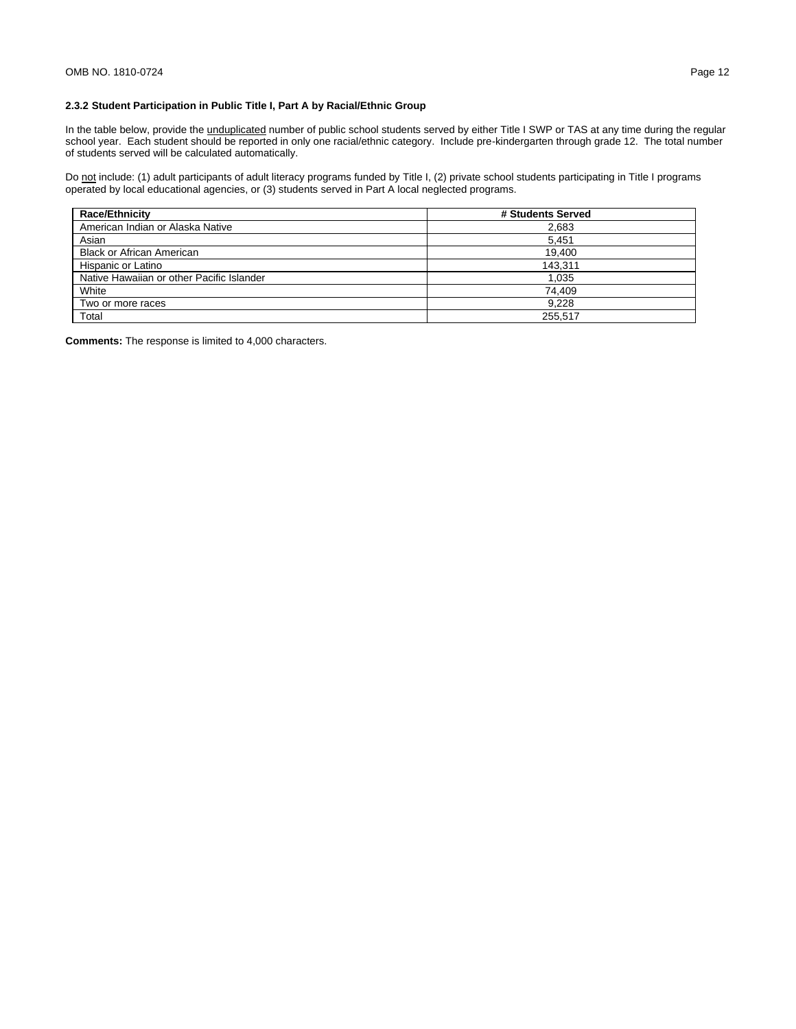### 2.3.2 Student Participation in Public Title I, Part A by Racial/Ethnic Group

In the table below, provide the unduplicated number of public school students served by either Title I SWP or TAS at any time during the regular school year. Each student should be reported in only one racial/ethnic category. Include pre-kindergarten through grade 12. The total number of students served will be calculated automatically.

Do not include: (1) adult participants of adult literacy programs funded by Title I, (2) private school students participating in Title I programs operated by local educational agencies, or (3) students served in Part A local neglected programs.

| Race/Ethnicity | # Students Served |
|---|---|
| American Indian or Alaska Native | 2,683 |
| Asian | 5,451 |
| Black or African American | 19,400 |
| Hispanic or Latino | 143,311 |
| Native Hawaiian or other Pacific Islander | 1,035 |
| White | 74,409 |
| Two or more races | 9,228 |
| Total | 255,517 |

**Comments:** The response is limited to 4,000 characters.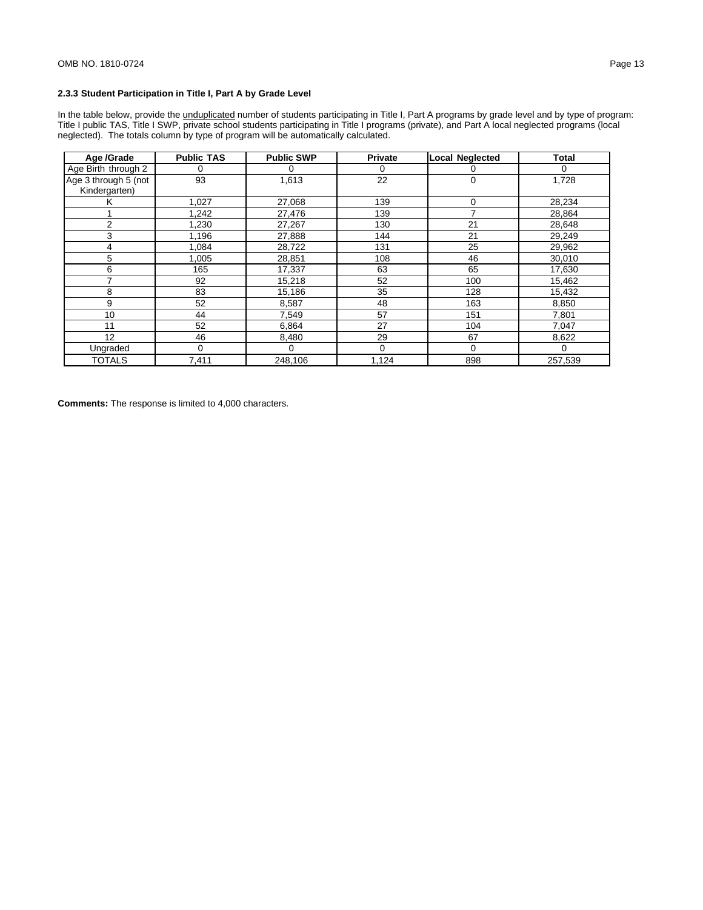### 2.3.3 Student Participation in Title I, Part A by Grade Level

In the table below, provide the unduplicated number of students participating in Title I, Part A programs by grade level and by type of program: Title I public TAS, Title I SWP, private school students participating in Title I programs (private), and Part A local neglected programs (local neglected). The totals column by type of program will be automatically calculated.

| Age /Grade | Public TAS | Public SWP | Private | Local Neglected | Total |
|---|---|---|---|---|---|
| Age Birth through 2 | 0 | 0 | 0 | 0 | 0 |
| Age 3 through 5 (not Kindergarten) | 93 | 1,613 | 22 | 0 | 1,728 |
| K | 1,027 | 27,068 | 139 | 0 | 28,234 |
| 1 | 1,242 | 27,476 | 139 | 7 | 28,864 |
| 2 | 1,230 | 27,267 | 130 | 21 | 28,648 |
| 3 | 1,196 | 27,888 | 144 | 21 | 29,249 |
| 4 | 1,084 | 28,722 | 131 | 25 | 29,962 |
| 5 | 1,005 | 28,851 | 108 | 46 | 30,010 |
| 6 | 165 | 17,337 | 63 | 65 | 17,630 |
| 7 | 92 | 15,218 | 52 | 100 | 15,462 |
| 8 | 83 | 15,186 | 35 | 128 | 15,432 |
| 9 | 52 | 8,587 | 48 | 163 | 8,850 |
| 10 | 44 | 7,549 | 57 | 151 | 7,801 |
| 11 | 52 | 6,864 | 27 | 104 | 7,047 |
| 12 | 46 | 8,480 | 29 | 67 | 8,622 |
| Ungraded | 0 | 0 | 0 | 0 | 0 |
| TOTALS | 7,411 | 248,106 | 1,124 | 898 | 257,539 |

**Comments:** The response is limited to 4,000 characters.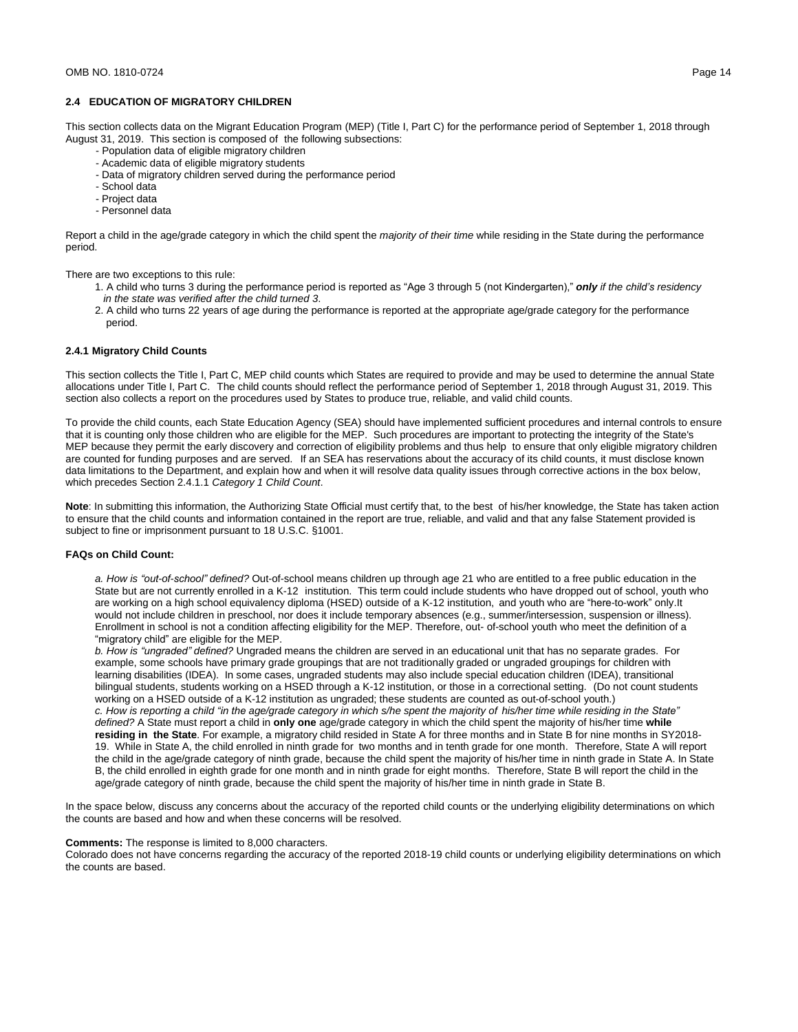## 2.4 EDUCATION OF MIGRATORY CHILDREN

This section collects data on the Migrant Education Program (MEP) (Title I, Part C) for the performance period of September 1, 2018 through August 31, 2019. This section is composed of the following subsections:

- Population data of eligible migratory children
- Academic data of eligible migratory students
- Data of migratory children served during the performance period
- School data
- Project data
- Personnel data

Report a child in the age/grade category in which the child spent the *majority of their time* while residing in the State during the performance period.

There are two exceptions to this rule:

1. A child who turns 3 during the performance period is reported as "Age 3 through 5 (not Kindergarten)," ***only*** *if the child's residency in the state was verified after the child turned 3*.
2. A child who turns 22 years of age during the performance is reported at the appropriate age/grade category for the performance period.

### 2.4.1 Migratory Child Counts

This section collects the Title I, Part C, MEP child counts which States are required to provide and may be used to determine the annual State allocations under Title I, Part C. The child counts should reflect the performance period of September 1, 2018 through August 31, 2019. This section also collects a report on the procedures used by States to produce true, reliable, and valid child counts.

To provide the child counts, each State Education Agency (SEA) should have implemented sufficient procedures and internal controls to ensure that it is counting only those children who are eligible for the MEP. Such procedures are important to protecting the integrity of the State's MEP because they permit the early discovery and correction of eligibility problems and thus help to ensure that only eligible migratory children are counted for funding purposes and are served. If an SEA has reservations about the accuracy of its child counts, it must disclose known data limitations to the Department, and explain how and when it will resolve data quality issues through corrective actions in the box below, which precedes Section 2.4.1.1 *Category 1 Child Count*.

**Note**: In submitting this information, the Authorizing State Official must certify that, to the best of his/her knowledge, the State has taken action to ensure that the child counts and information contained in the report are true, reliable, and valid and that any false Statement provided is subject to fine or imprisonment pursuant to 18 U.S.C. §1001.

**FAQs on Child Count:**

*a. How is "out-of-school" defined?* Out-of-school means children up through age 21 who are entitled to a free public education in the State but are not currently enrolled in a K-12 institution. This term could include students who have dropped out of school, youth who are working on a high school equivalency diploma (HSED) outside of a K-12 institution, and youth who are "here-to-work" only.It would not include children in preschool, nor does it include temporary absences (e.g., summer/intersession, suspension or illness). Enrollment in school is not a condition affecting eligibility for the MEP. Therefore, out- of-school youth who meet the definition of a "migratory child" are eligible for the MEP.
*b. How is "ungraded" defined?* Ungraded means the children are served in an educational unit that has no separate grades. For example, some schools have primary grade groupings that are not traditionally graded or ungraded groupings for children with learning disabilities (IDEA). In some cases, ungraded students may also include special education children (IDEA), transitional bilingual students, students working on a HSED through a K-12 institution, or those in a correctional setting. (Do not count students working on a HSED outside of a K-12 institution as ungraded; these students are counted as out-of-school youth.)
*c. How is reporting a child "in the age/grade category in which s/he spent the majority of his/her time while residing in the State" defined?* A State must report a child in **only one** age/grade category in which the child spent the majority of his/her time **while residing in the State**. For example, a migratory child resided in State A for three months and in State B for nine months in SY2018-19. While in State A, the child enrolled in ninth grade for two months and in tenth grade for one month. Therefore, State A will report the child in the age/grade category of ninth grade, because the child spent the majority of his/her time in ninth grade in State A. In State B, the child enrolled in eighth grade for one month and in ninth grade for eight months. Therefore, State B will report the child in the age/grade category of ninth grade, because the child spent the majority of his/her time in ninth grade in State B.

In the space below, discuss any concerns about the accuracy of the reported child counts or the underlying eligibility determinations on which the counts are based and how and when these concerns will be resolved.

**Comments:** The response is limited to 8,000 characters.
Colorado does not have concerns regarding the accuracy of the reported 2018-19 child counts or underlying eligibility determinations on which the counts are based.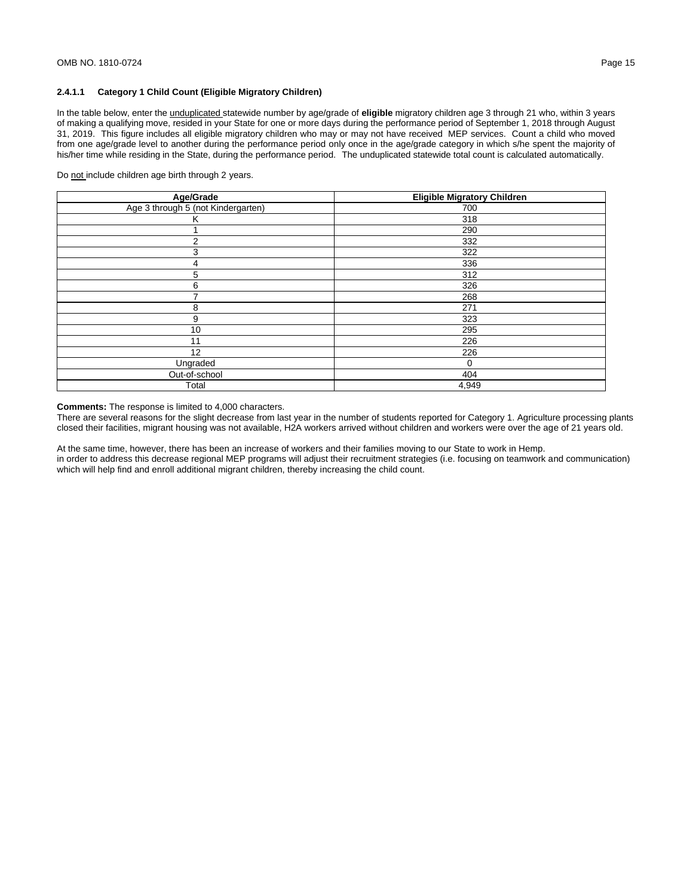### 2.4.1.1 Category 1 Child Count (Eligible Migratory Children)

In the table below, enter the <u>unduplicated</u> statewide number by age/grade of **eligible** migratory children age 3 through 21 who, within 3 years of making a qualifying move, resided in your State for one or more days during the performance period of September 1, 2018 through August 31, 2019. This figure includes all eligible migratory children who may or may not have received MEP services. Count a child who moved from one age/grade level to another during the performance period only once in the age/grade category in which s/he spent the majority of his/her time while residing in the State, during the performance period. The unduplicated statewide total count is calculated automatically.

Do <u>not</u> include children age birth through 2 years.

| Age/Grade | Eligible Migratory Children |
| --- | --- |
| Age 3 through 5 (not Kindergarten) | 700 |
| K | 318 |
| 1 | 290 |
| 2 | 332 |
| 3 | 322 |
| 4 | 336 |
| 5 | 312 |
| 6 | 326 |
| 7 | 268 |
| 8 | 271 |
| 9 | 323 |
| 10 | 295 |
| 11 | 226 |
| 12 | 226 |
| Ungraded | 0 |
| Out-of-school | 404 |
| Total | 4,949 |

**Comments:** The response is limited to 4,000 characters.

There are several reasons for the slight decrease from last year in the number of students reported for Category 1. Agriculture processing plants closed their facilities, migrant housing was not available, H2A workers arrived without children and workers were over the age of 21 years old.

At the same time, however, there has been an increase of workers and their families moving to our State to work in Hemp.
in order to address this decrease regional MEP programs will adjust their recruitment strategies (i.e. focusing on teamwork and communication) which will help find and enroll additional migrant children, thereby increasing the child count.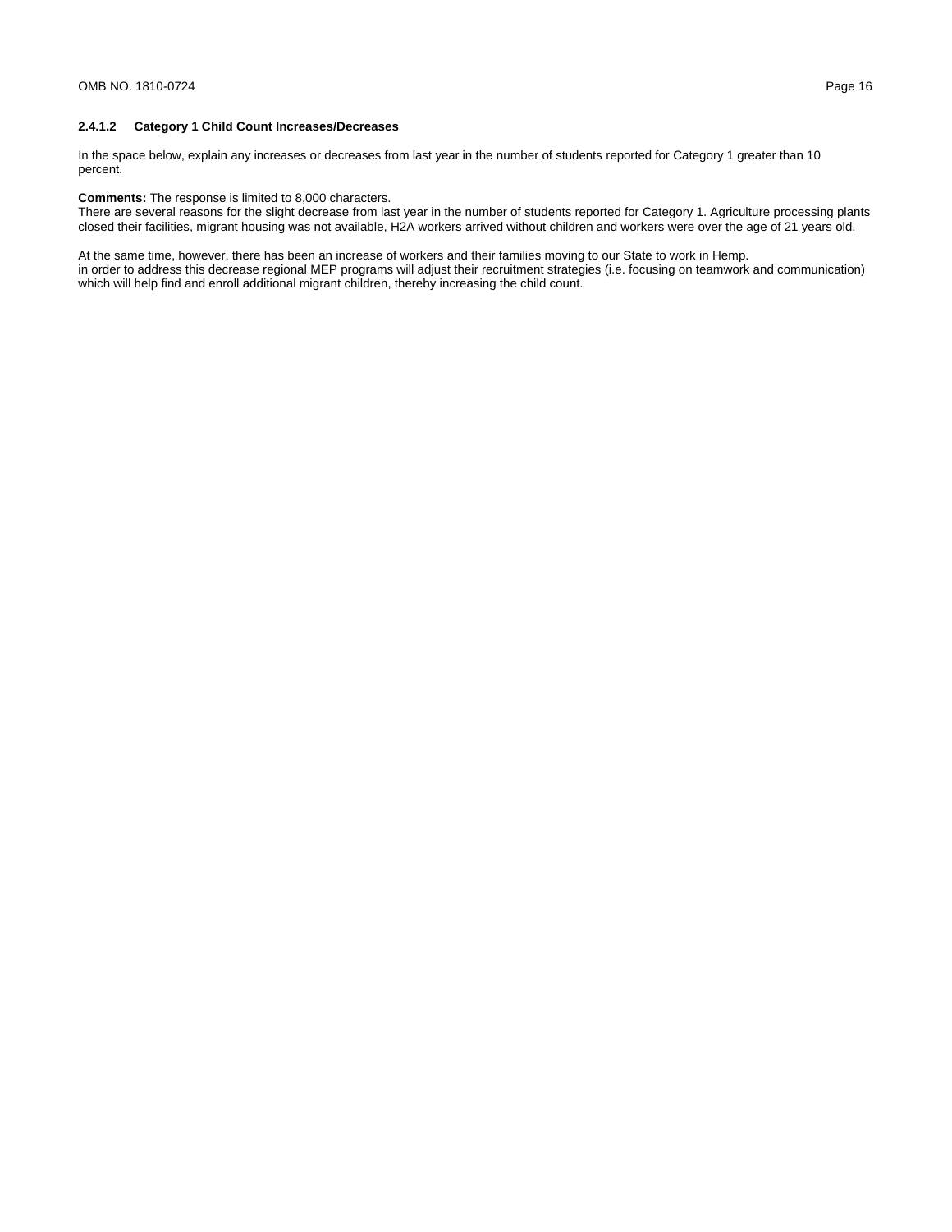### 2.4.1.2 Category 1 Child Count Increases/Decreases

In the space below, explain any increases or decreases from last year in the number of students reported for Category 1 greater than 10 percent.

**Comments:** The response is limited to 8,000 characters.
There are several reasons for the slight decrease from last year in the number of students reported for Category 1. Agriculture processing plants closed their facilities, migrant housing was not available, H2A workers arrived without children and workers were over the age of 21 years old.

At the same time, however, there has been an increase of workers and their families moving to our State to work in Hemp.
in order to address this decrease regional MEP programs will adjust their recruitment strategies (i.e. focusing on teamwork and communication) which will help find and enroll additional migrant children, thereby increasing the child count.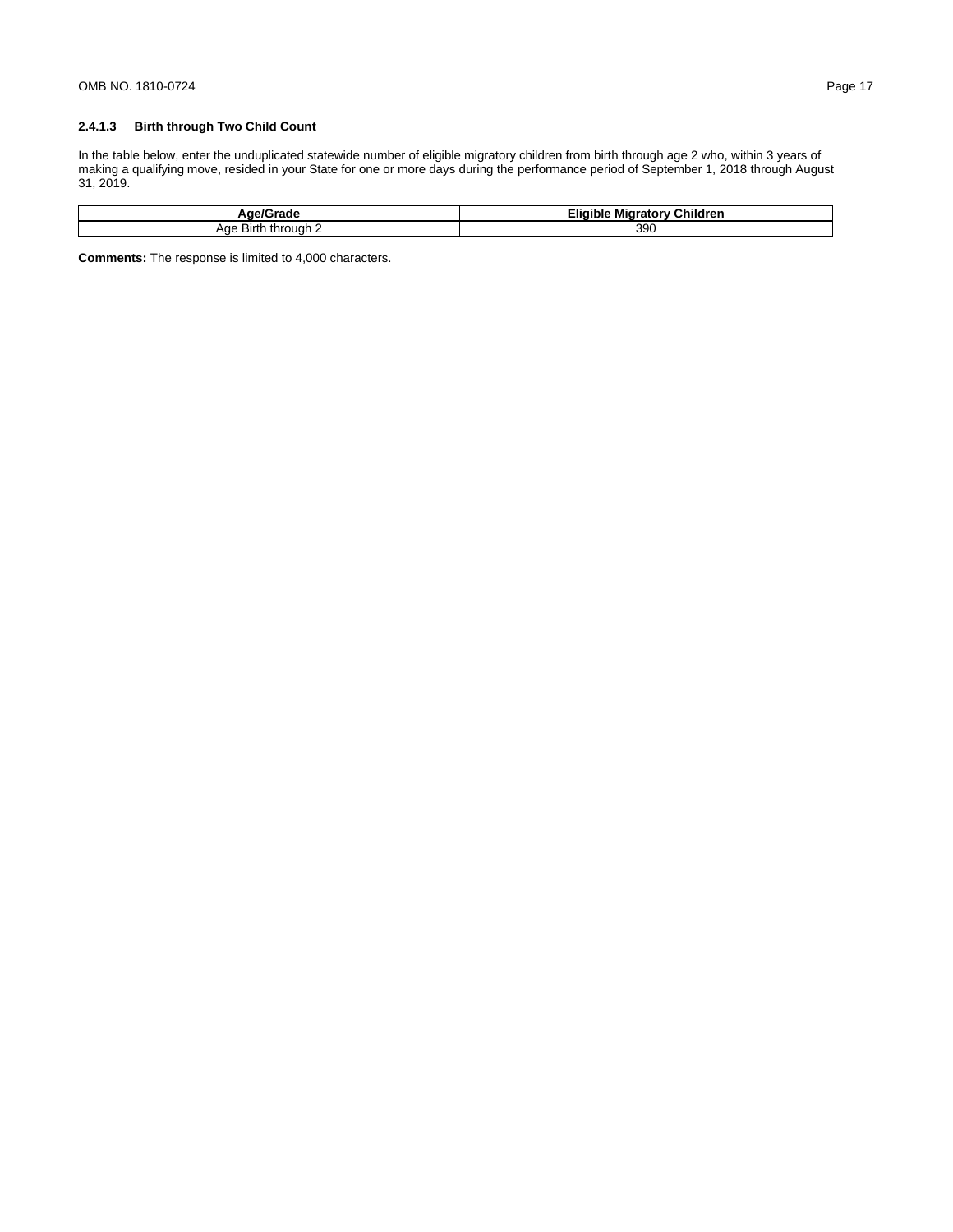#### 2.4.1.3 Birth through Two Child Count

In the table below, enter the unduplicated statewide number of eligible migratory children from birth through age 2 who, within 3 years of making a qualifying move, resided in your State for one or more days during the performance period of September 1, 2018 through August 31, 2019.

| Age/Grade | Eligible Migratory Children |
|---|---|
| Age Birth through 2 | 390 |

**Comments:** The response is limited to 4,000 characters.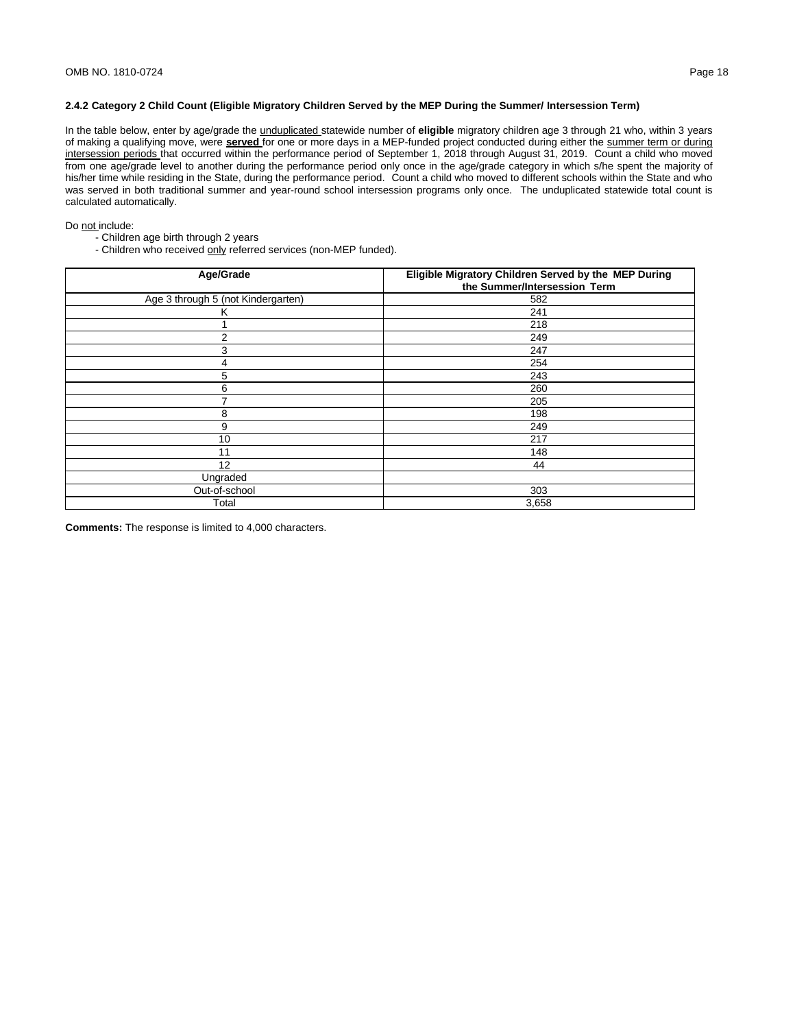### 2.4.2 Category 2 Child Count (Eligible Migratory Children Served by the MEP During the Summer/ Intersession Term)

In the table below, enter by age/grade the unduplicated statewide number of **eligible** migratory children age 3 through 21 who, within 3 years of making a qualifying move, were **served** for one or more days in a MEP-funded project conducted during either the summer term or during intersession periods that occurred within the performance period of September 1, 2018 through August 31, 2019. Count a child who moved from one age/grade level to another during the performance period only once in the age/grade category in which s/he spent the majority of his/her time while residing in the State, during the performance period. Count a child who moved to different schools within the State and who was served in both traditional summer and year-round school intersession programs only once. The unduplicated statewide total count is calculated automatically.

Do not include:

- Children age birth through 2 years
- Children who received only referred services (non-MEP funded).

| Age/Grade | Eligible Migratory Children Served by the MEP During the Summer/Intersession Term |
|---|---|
| Age 3 through 5 (not Kindergarten) | 582 |
| K | 241 |
| 1 | 218 |
| 2 | 249 |
| 3 | 247 |
| 4 | 254 |
| 5 | 243 |
| 6 | 260 |
| 7 | 205 |
| 8 | 198 |
| 9 | 249 |
| 10 | 217 |
| 11 | 148 |
| 12 | 44 |
| Ungraded | |
| Out-of-school | 303 |
| Total | 3,658 |

**Comments:** The response is limited to 4,000 characters.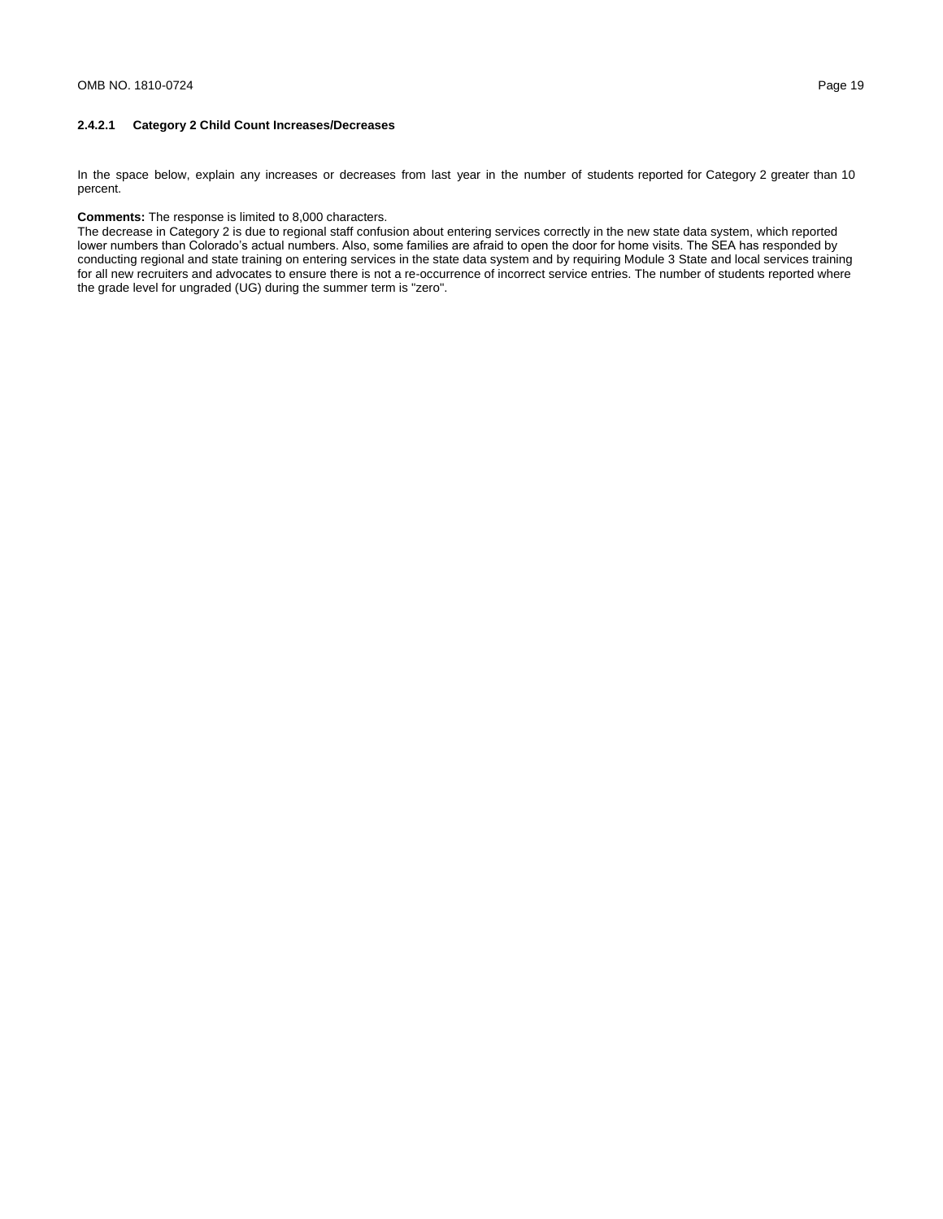#### 2.4.2.1 Category 2 Child Count Increases/Decreases

In the space below, explain any increases or decreases from last year in the number of students reported for Category 2 greater than 10 percent.

**Comments:** The response is limited to 8,000 characters.
The decrease in Category 2 is due to regional staff confusion about entering services correctly in the new state data system, which reported lower numbers than Colorado's actual numbers. Also, some families are afraid to open the door for home visits. The SEA has responded by conducting regional and state training on entering services in the state data system and by requiring Module 3 State and local services training for all new recruiters and advocates to ensure there is not a re-occurrence of incorrect service entries. The number of students reported where the grade level for ungraded (UG) during the summer term is "zero".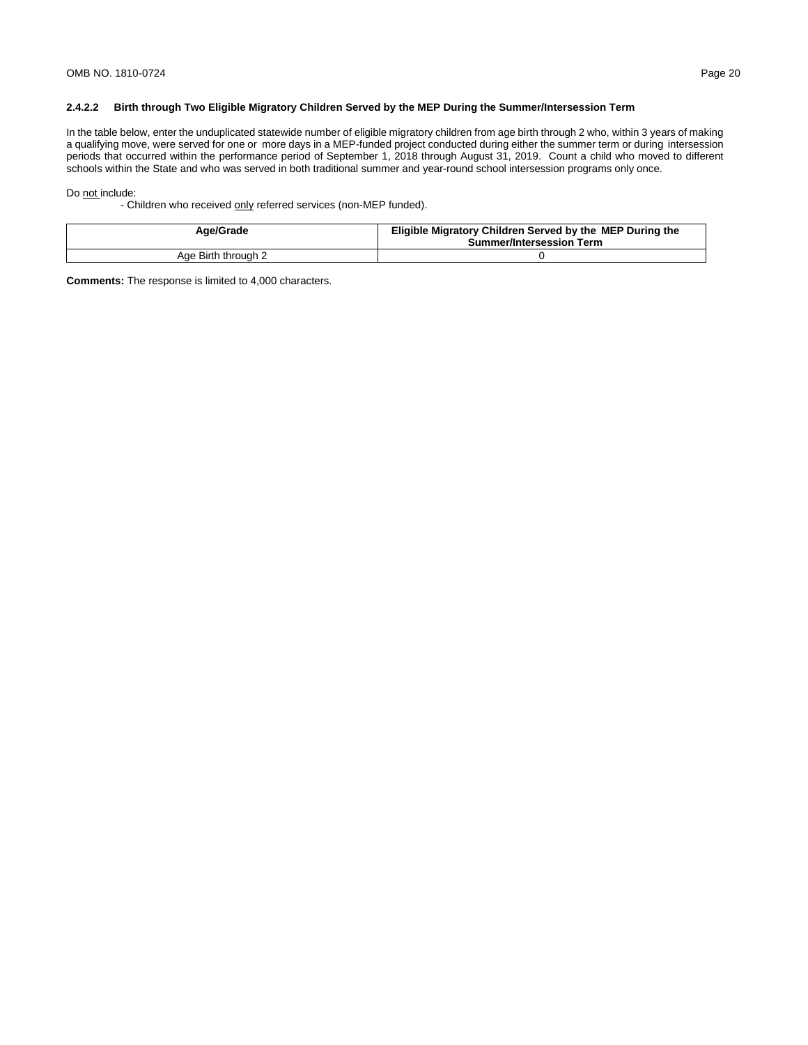#### 2.4.2.2 Birth through Two Eligible Migratory Children Served by the MEP During the Summer/Intersession Term

In the table below, enter the unduplicated statewide number of eligible migratory children from age birth through 2 who, within 3 years of making a qualifying move, were served for one or more days in a MEP-funded project conducted during either the summer term or during intersession periods that occurred within the performance period of September 1, 2018 through August 31, 2019. Count a child who moved to different schools within the State and who was served in both traditional summer and year-round school intersession programs only once.

Do not include:

- Children who received only referred services (non-MEP funded).

| Age/Grade | Eligible Migratory Children Served by the MEP During the Summer/Intersession Term |
|---|---|
| Age Birth through 2 | 0 |

**Comments:** The response is limited to 4,000 characters.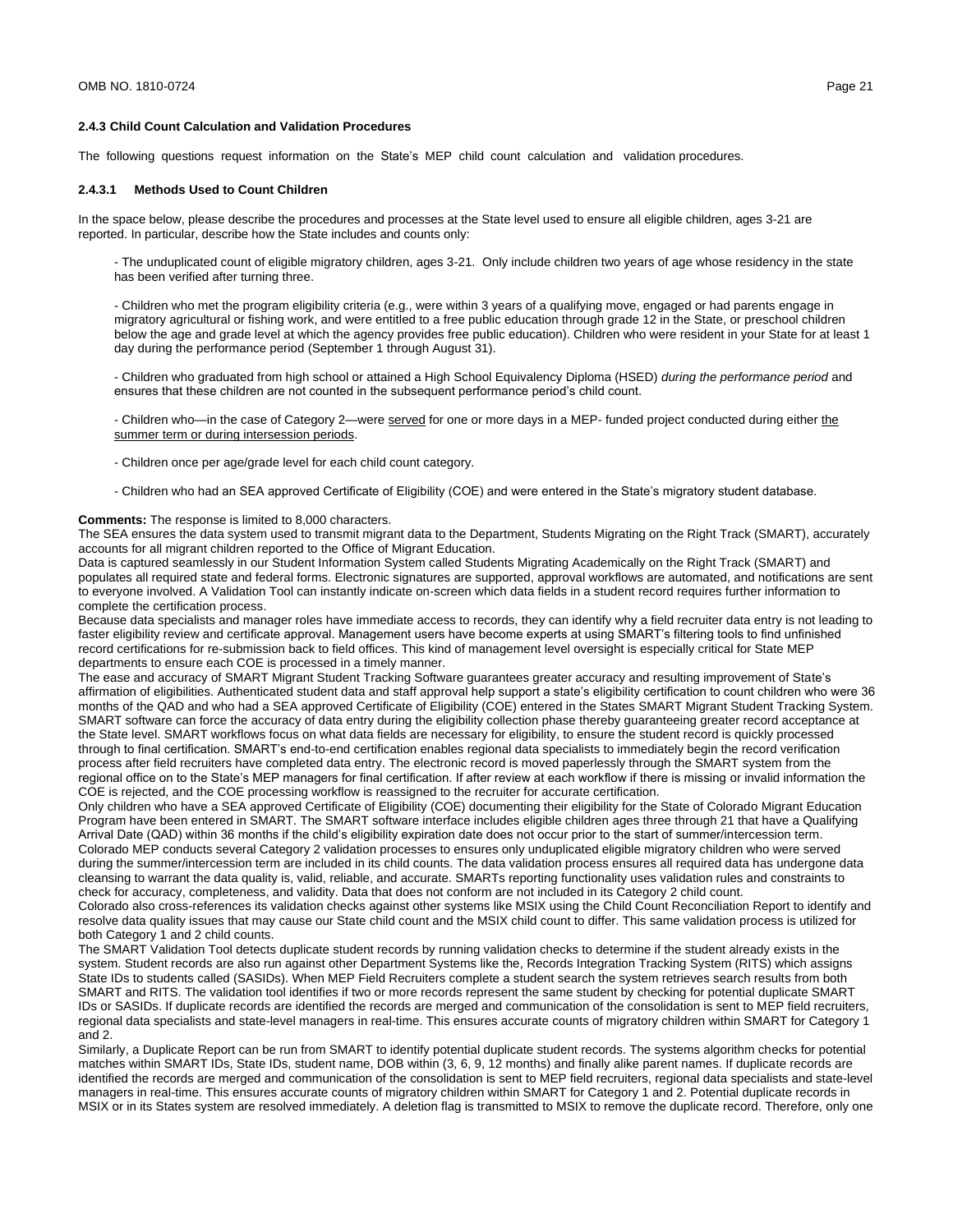### 2.4.3 Child Count Calculation and Validation Procedures

The following questions request information on the State's MEP child count calculation and validation procedures.

#### 2.4.3.1 Methods Used to Count Children

In the space below, please describe the procedures and processes at the State level used to ensure all eligible children, ages 3-21 are reported. In particular, describe how the State includes and counts only:

- The unduplicated count of eligible migratory children, ages 3-21. Only include children two years of age whose residency in the state has been verified after turning three.

- Children who met the program eligibility criteria (e.g., were within 3 years of a qualifying move, engaged or had parents engage in migratory agricultural or fishing work, and were entitled to a free public education through grade 12 in the State, or preschool children below the age and grade level at which the agency provides free public education). Children who were resident in your State for at least 1 day during the performance period (September 1 through August 31).

- Children who graduated from high school or attained a High School Equivalency Diploma (HSED) *during the performance period* and ensures that these children are not counted in the subsequent performance period's child count.

- Children who—in the case of Category 2—were <u>served</u> for one or more days in a MEP- funded project conducted during either <u>the summer term or during intersession periods</u>.

- Children once per age/grade level for each child count category.

- Children who had an SEA approved Certificate of Eligibility (COE) and were entered in the State's migratory student database.

**Comments:** The response is limited to 8,000 characters.

The SEA ensures the data system used to transmit migrant data to the Department, Students Migrating on the Right Track (SMART), accurately accounts for all migrant children reported to the Office of Migrant Education.

Data is captured seamlessly in our Student Information System called Students Migrating Academically on the Right Track (SMART) and populates all required state and federal forms. Electronic signatures are supported, approval workflows are automated, and notifications are sent to everyone involved. A Validation Tool can instantly indicate on-screen which data fields in a student record requires further information to complete the certification process.

Because data specialists and manager roles have immediate access to records, they can identify why a field recruiter data entry is not leading to faster eligibility review and certificate approval. Management users have become experts at using SMART's filtering tools to find unfinished record certifications for re-submission back to field offices. This kind of management level oversight is especially critical for State MEP departments to ensure each COE is processed in a timely manner.

The ease and accuracy of SMART Migrant Student Tracking Software guarantees greater accuracy and resulting improvement of State's affirmation of eligibilities. Authenticated student data and staff approval help support a state's eligibility certification to count children who were 36 months of the QAD and who had a SEA approved Certificate of Eligibility (COE) entered in the States SMART Migrant Student Tracking System. SMART software can force the accuracy of data entry during the eligibility collection phase thereby guaranteeing greater record acceptance at the State level. SMART workflows focus on what data fields are necessary for eligibility, to ensure the student record is quickly processed through to final certification. SMART's end-to-end certification enables regional data specialists to immediately begin the record verification process after field recruiters have completed data entry. The electronic record is moved paperlessly through the SMART system from the regional office on to the State's MEP managers for final certification. If after review at each workflow if there is missing or invalid information the COE is rejected, and the COE processing workflow is reassigned to the recruiter for accurate certification.

Only children who have a SEA approved Certificate of Eligibility (COE) documenting their eligibility for the State of Colorado Migrant Education Program have been entered in SMART. The SMART software interface includes eligible children ages three through 21 that have a Qualifying Arrival Date (QAD) within 36 months if the child's eligibility expiration date does not occur prior to the start of summer/intercession term.

Colorado MEP conducts several Category 2 validation processes to ensures only unduplicated eligible migratory children who were served during the summer/intercession term are included in its child counts. The data validation process ensures all required data has undergone data cleansing to warrant the data quality is, valid, reliable, and accurate. SMARTs reporting functionality uses validation rules and constraints to check for accuracy, completeness, and validity. Data that does not conform are not included in its Category 2 child count.

Colorado also cross-references its validation checks against other systems like MSIX using the Child Count Reconciliation Report to identify and resolve data quality issues that may cause our State child count and the MSIX child count to differ. This same validation process is utilized for both Category 1 and 2 child counts.

The SMART Validation Tool detects duplicate student records by running validation checks to determine if the student already exists in the system. Student records are also run against other Department Systems like the, Records Integration Tracking System (RITS) which assigns State IDs to students called (SASIDs). When MEP Field Recruiters complete a student search the system retrieves search results from both SMART and RITS. The validation tool identifies if two or more records represent the same student by checking for potential duplicate SMART IDs or SASIDs. If duplicate records are identified the records are merged and communication of the consolidation is sent to MEP field recruiters, regional data specialists and state-level managers in real-time. This ensures accurate counts of migratory children within SMART for Category 1 and 2.

Similarly, a Duplicate Report can be run from SMART to identify potential duplicate student records. The systems algorithm checks for potential matches within SMART IDs, State IDs, student name, DOB within (3, 6, 9, 12 months) and finally alike parent names. If duplicate records are identified the records are merged and communication of the consolidation is sent to MEP field recruiters, regional data specialists and state-level managers in real-time. This ensures accurate counts of migratory children within SMART for Category 1 and 2. Potential duplicate records in MSIX or in its States system are resolved immediately. A deletion flag is transmitted to MSIX to remove the duplicate record. Therefore, only one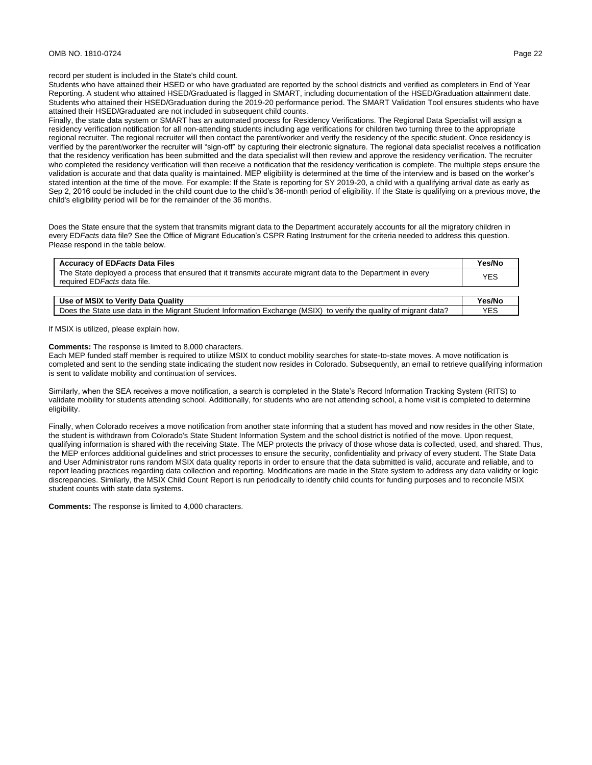record per student is included in the State's child count.

Students who have attained their HSED or who have graduated are reported by the school districts and verified as completers in End of Year Reporting. A student who attained HSED/Graduated is flagged in SMART, including documentation of the HSED/Graduation attainment date. Students who attained their HSED/Graduation during the 2019-20 performance period. The SMART Validation Tool ensures students who have attained their HSED/Graduated are not included in subsequent child counts.

Finally, the state data system or SMART has an automated process for Residency Verifications. The Regional Data Specialist will assign a residency verification notification for all non-attending students including age verifications for children two turning three to the appropriate regional recruiter. The regional recruiter will then contact the parent/worker and verify the residency of the specific student. Once residency is verified by the parent/worker the recruiter will "sign-off" by capturing their electronic signature. The regional data specialist receives a notification that the residency verification has been submitted and the data specialist will then review and approve the residency verification. The recruiter who completed the residency verification will then receive a notification that the residency verification is complete. The multiple steps ensure the validation is accurate and that data quality is maintained. MEP eligibility is determined at the time of the interview and is based on the worker's stated intention at the time of the move. For example: If the State is reporting for SY 2019-20, a child with a qualifying arrival date as early as Sep 2, 2016 could be included in the child count due to the child's 36-month period of eligibility. If the State is qualifying on a previous move, the child's eligibility period will be for the remainder of the 36 months.

Does the State ensure that the system that transmits migrant data to the Department accurately accounts for all the migratory children in every ED*Facts* data file? See the Office of Migrant Education's CSPR Rating Instrument for the criteria needed to address this question. Please respond in the table below.

| **Accuracy of ED*Facts* Data Files** | **Yes/No** |
|---|---|
| The State deployed a process that ensured that it transmits accurate migrant data to the Department in every required ED*Facts* data file. | YES |

| **Use of MSIX to Verify Data Quality** | **Yes/No** |
|---|---|
| Does the State use data in the Migrant Student Information Exchange (MSIX) to verify the quality of migrant data? | YES |

If MSIX is utilized, please explain how.

**Comments:** The response is limited to 8,000 characters.

Each MEP funded staff member is required to utilize MSIX to conduct mobility searches for state-to-state moves. A move notification is completed and sent to the sending state indicating the student now resides in Colorado. Subsequently, an email to retrieve qualifying information is sent to validate mobility and continuation of services.

Similarly, when the SEA receives a move notification, a search is completed in the State's Record Information Tracking System (RITS) to validate mobility for students attending school. Additionally, for students who are not attending school, a home visit is completed to determine eligibility.

Finally, when Colorado receives a move notification from another state informing that a student has moved and now resides in the other State, the student is withdrawn from Colorado's State Student Information System and the school district is notified of the move. Upon request, qualifying information is shared with the receiving State. The MEP protects the privacy of those whose data is collected, used, and shared. Thus, the MEP enforces additional guidelines and strict processes to ensure the security, confidentiality and privacy of every student. The State Data and User Administrator runs random MSIX data quality reports in order to ensure that the data submitted is valid, accurate and reliable, and to report leading practices regarding data collection and reporting. Modifications are made in the State system to address any data validity or logic discrepancies. Similarly, the MSIX Child Count Report is run periodically to identify child counts for funding purposes and to reconcile MSIX student counts with state data systems.

**Comments:** The response is limited to 4,000 characters.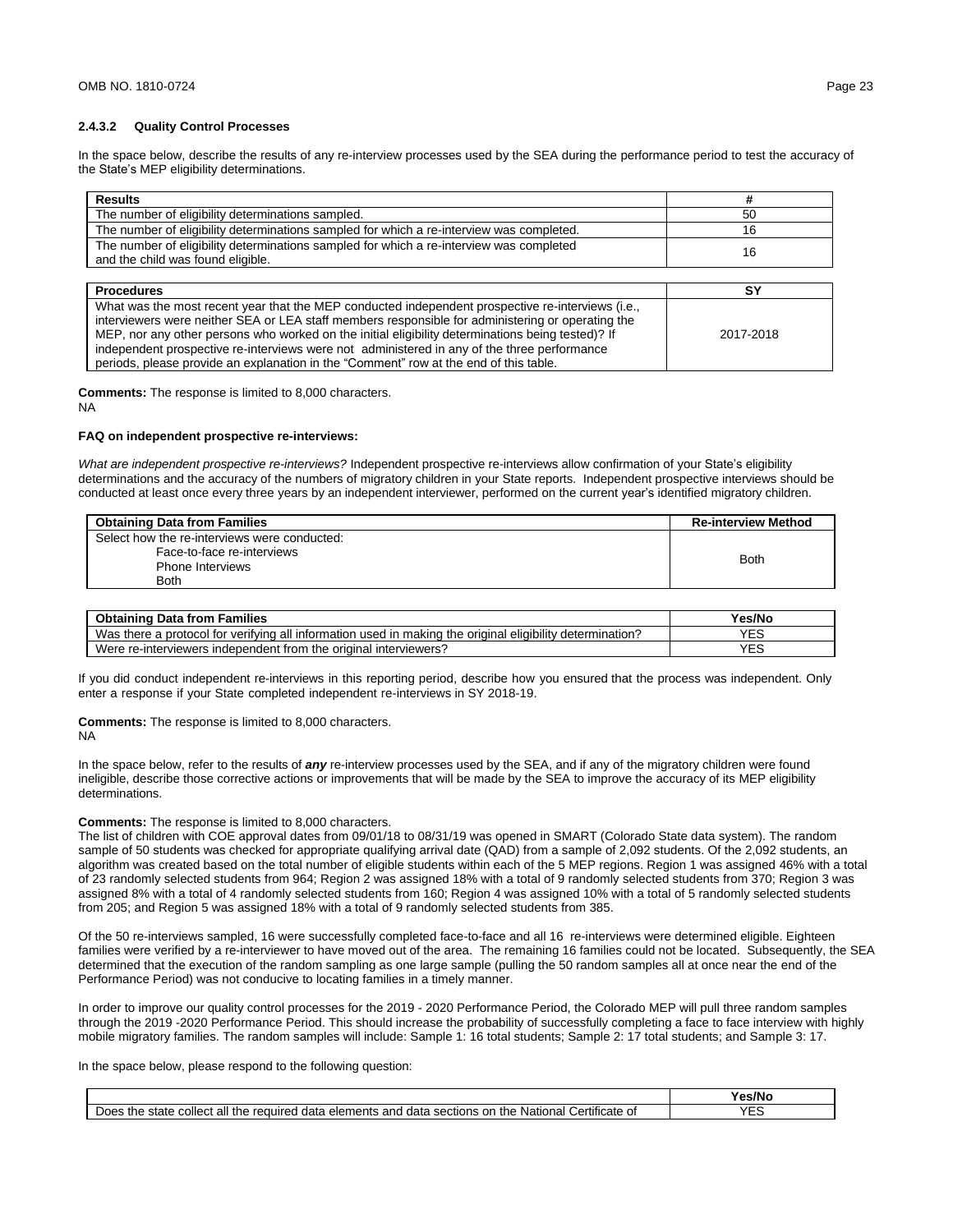#### 2.4.3.2 Quality Control Processes

In the space below, describe the results of any re-interview processes used by the SEA during the performance period to test the accuracy of the State's MEP eligibility determinations.

| Results | # |
|---|---|
| The number of eligibility determinations sampled. | 50 |
| The number of eligibility determinations sampled for which a re-interview was completed. | 16 |
| The number of eligibility determinations sampled for which a re-interview was completed and the child was found eligible. | 16 |

| Procedures | SY |
|---|---|
| What was the most recent year that the MEP conducted independent prospective re-interviews (i.e., interviewers were neither SEA or LEA staff members responsible for administering or operating the MEP, nor any other persons who worked on the initial eligibility determinations being tested)? If independent prospective re-interviews were not administered in any of the three performance periods, please provide an explanation in the "Comment" row at the end of this table. | 2017-2018 |

**Comments:** The response is limited to 8,000 characters.
NA

**FAQ on independent prospective re-interviews:**

*What are independent prospective re-interviews?* Independent prospective re-interviews allow confirmation of your State's eligibility determinations and the accuracy of the numbers of migratory children in your State reports. Independent prospective interviews should be conducted at least once every three years by an independent interviewer, performed on the current year's identified migratory children.

| Obtaining Data from Families | Re-interview Method |
|---|---|
| Select how the re-interviews were conducted:<br>Face-to-face re-interviews<br>Phone Interviews<br>Both | Both |

| Obtaining Data from Families | Yes/No |
|---|---|
| Was there a protocol for verifying all information used in making the original eligibility determination? | YES |
| Were re-interviewers independent from the original interviewers? | YES |

If you did conduct independent re-interviews in this reporting period, describe how you ensured that the process was independent. Only enter a response if your State completed independent re-interviews in SY 2018-19.

**Comments:** The response is limited to 8,000 characters.
NA

In the space below, refer to the results of ***any*** re-interview processes used by the SEA, and if any of the migratory children were found ineligible, describe those corrective actions or improvements that will be made by the SEA to improve the accuracy of its MEP eligibility determinations.

**Comments:** The response is limited to 8,000 characters.
The list of children with COE approval dates from 09/01/18 to 08/31/19 was opened in SMART (Colorado State data system). The random sample of 50 students was checked for appropriate qualifying arrival date (QAD) from a sample of 2,092 students. Of the 2,092 students, an algorithm was created based on the total number of eligible students within each of the 5 MEP regions. Region 1 was assigned 46% with a total of 23 randomly selected students from 964; Region 2 was assigned 18% with a total of 9 randomly selected students from 370; Region 3 was assigned 8% with a total of 4 randomly selected students from 160; Region 4 was assigned 10% with a total of 5 randomly selected students from 205; and Region 5 was assigned 18% with a total of 9 randomly selected students from 385.

Of the 50 re-interviews sampled, 16 were successfully completed face-to-face and all 16 re-interviews were determined eligible. Eighteen families were verified by a re-interviewer to have moved out of the area. The remaining 16 families could not be located. Subsequently, the SEA determined that the execution of the random sampling as one large sample (pulling the 50 random samples all at once near the end of the Performance Period) was not conducive to locating families in a timely manner.

In order to improve our quality control processes for the 2019 - 2020 Performance Period, the Colorado MEP will pull three random samples through the 2019 -2020 Performance Period. This should increase the probability of successfully completing a face to face interview with highly mobile migratory families. The random samples will include: Sample 1: 16 total students; Sample 2: 17 total students; and Sample 3: 17.

In the space below, please respond to the following question:

| | Yes/No |
|---|---|
| Does the state collect all the required data elements and data sections on the National Certificate of | YES |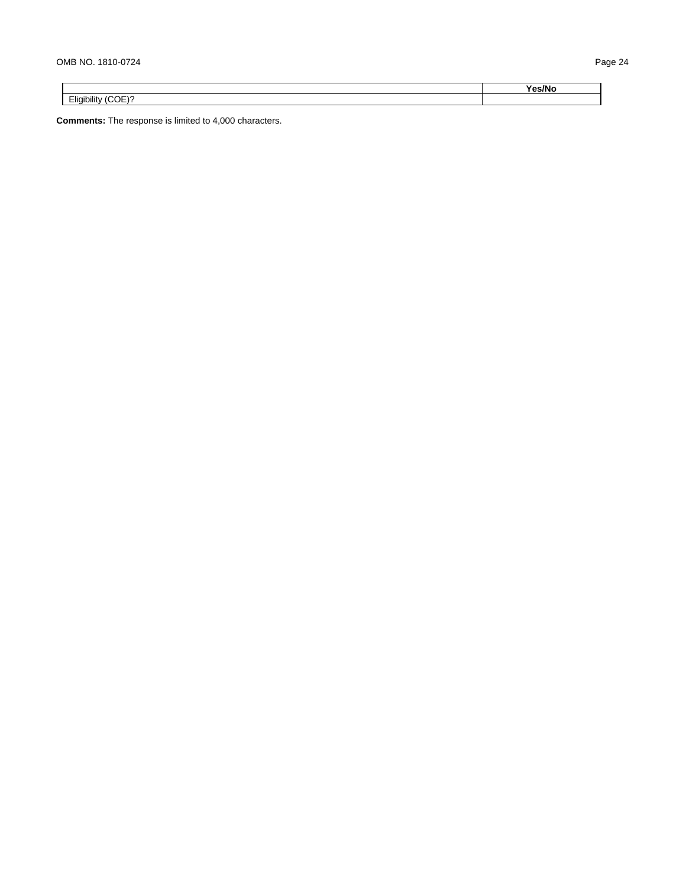| | Yes/No |
|---|---|
| Eligibility (COE)? | |

**Comments:** The response is limited to 4,000 characters.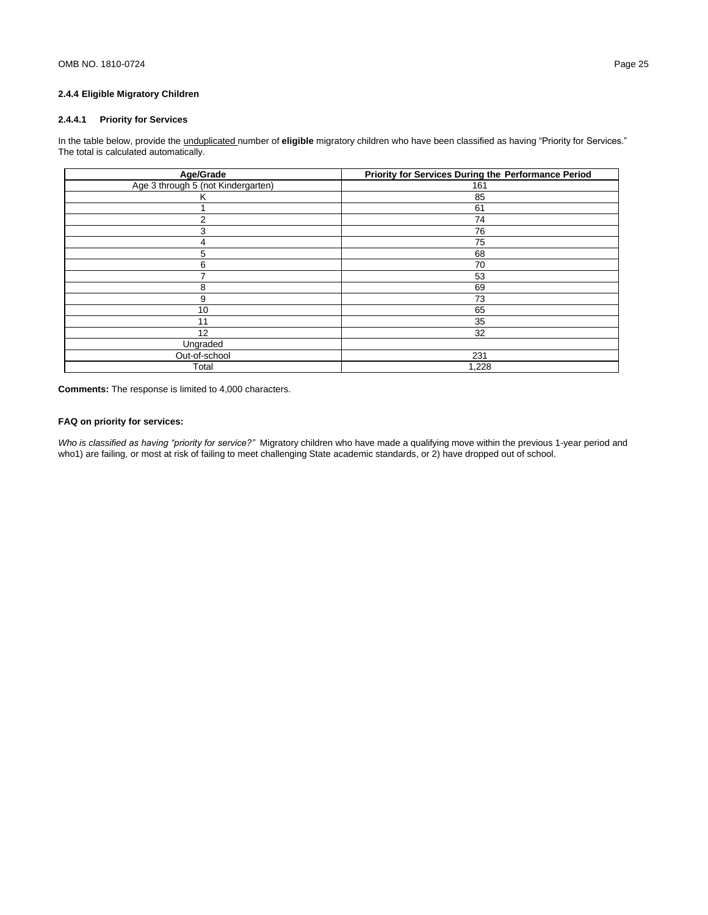### 2.4.4 Eligible Migratory Children

#### 2.4.4.1 Priority for Services

In the table below, provide the unduplicated number of **eligible** migratory children who have been classified as having "Priority for Services." The total is calculated automatically.

| Age/Grade | Priority for Services During the Performance Period |
|---|---|
| Age 3 through 5 (not Kindergarten) | 161 |
| K | 85 |
| 1 | 61 |
| 2 | 74 |
| 3 | 76 |
| 4 | 75 |
| 5 | 68 |
| 6 | 70 |
| 7 | 53 |
| 8 | 69 |
| 9 | 73 |
| 10 | 65 |
| 11 | 35 |
| 12 | 32 |
| Ungraded | |
| Out-of-school | 231 |
| Total | 1,228 |

**Comments:** The response is limited to 4,000 characters.

**FAQ on priority for services:**

*Who is classified as having "priority for service?"* Migratory children who have made a qualifying move within the previous 1-year period and who1) are failing, or most at risk of failing to meet challenging State academic standards, or 2) have dropped out of school.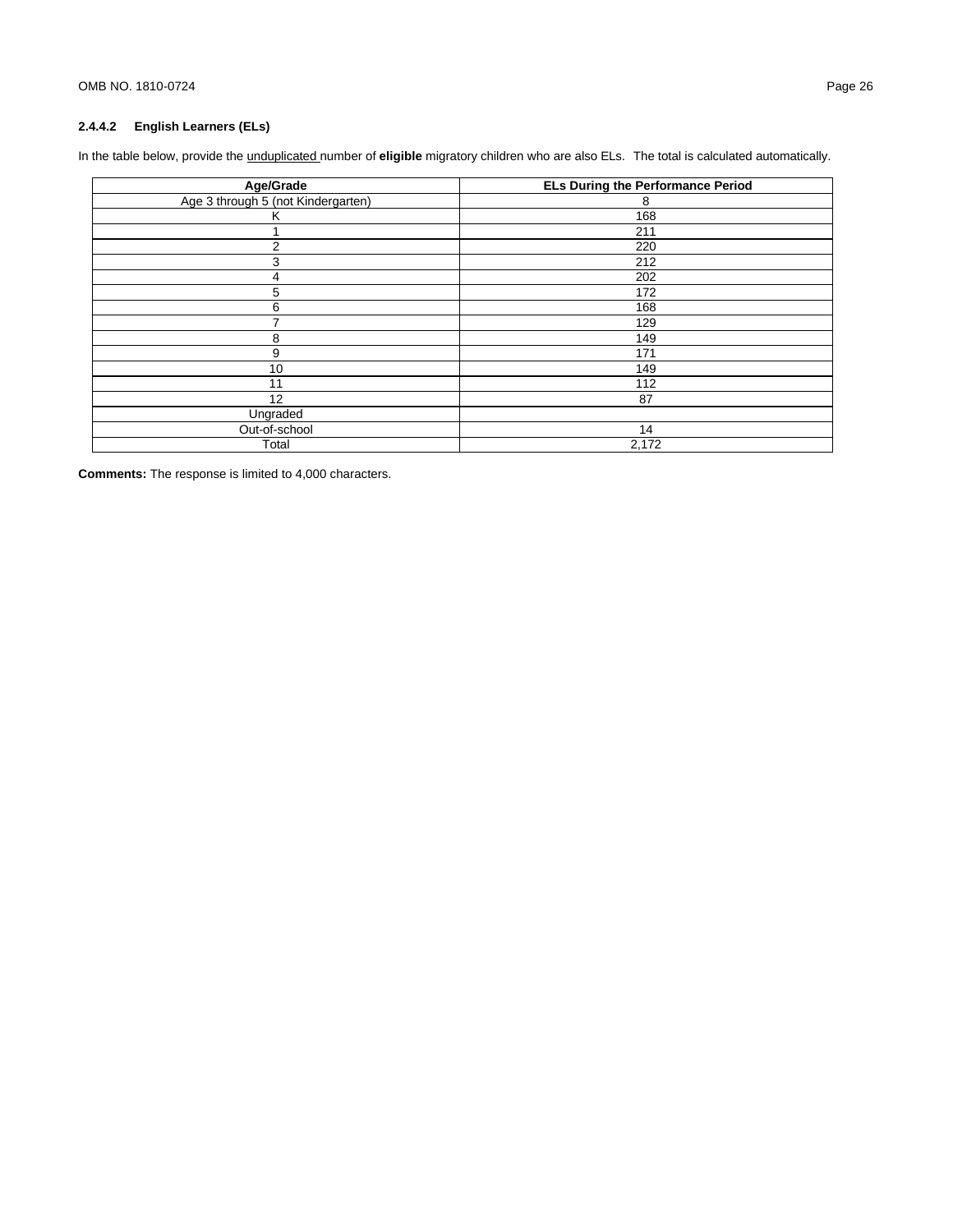### 2.4.4.2 English Learners (ELs)

In the table below, provide the unduplicated number of **eligible** migratory children who are also ELs. The total is calculated automatically.

| Age/Grade | ELs During the Performance Period |
|---|---|
| Age 3 through 5 (not Kindergarten) | 8 |
| K | 168 |
| 1 | 211 |
| 2 | 220 |
| 3 | 212 |
| 4 | 202 |
| 5 | 172 |
| 6 | 168 |
| 7 | 129 |
| 8 | 149 |
| 9 | 171 |
| 10 | 149 |
| 11 | 112 |
| 12 | 87 |
| Ungraded | |
| Out-of-school | 14 |
| Total | 2,172 |

**Comments:** The response is limited to 4,000 characters.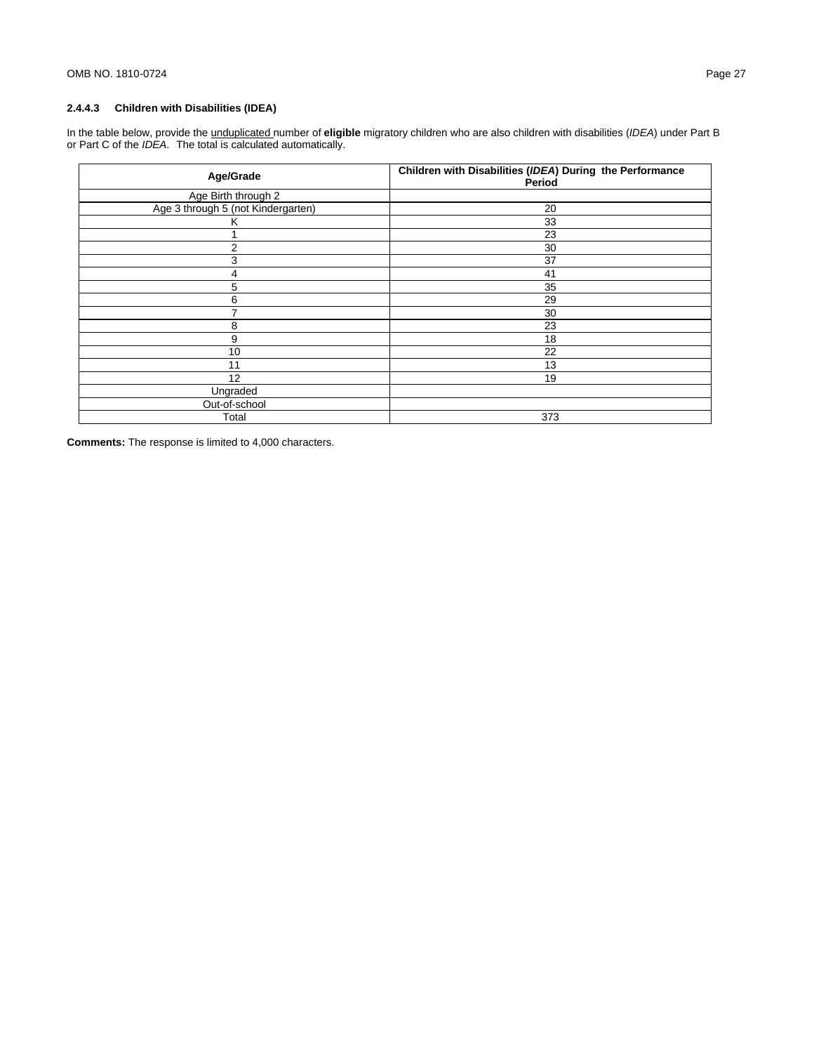### 2.4.4.3 Children with Disabilities (IDEA)

In the table below, provide the unduplicated number of **eligible** migratory children who are also children with disabilities (*IDEA*) under Part B or Part C of the *IDEA*. The total is calculated automatically.

| Age/Grade | Children with Disabilities (*IDEA*) During the Performance Period |
|---|---|
| Age Birth through 2 | |
| Age 3 through 5 (not Kindergarten) | 20 |
| K | 33 |
| 1 | 23 |
| 2 | 30 |
| 3 | 37 |
| 4 | 41 |
| 5 | 35 |
| 6 | 29 |
| 7 | 30 |
| 8 | 23 |
| 9 | 18 |
| 10 | 22 |
| 11 | 13 |
| 12 | 19 |
| Ungraded | |
| Out-of-school | |
| Total | 373 |

**Comments:** The response is limited to 4,000 characters.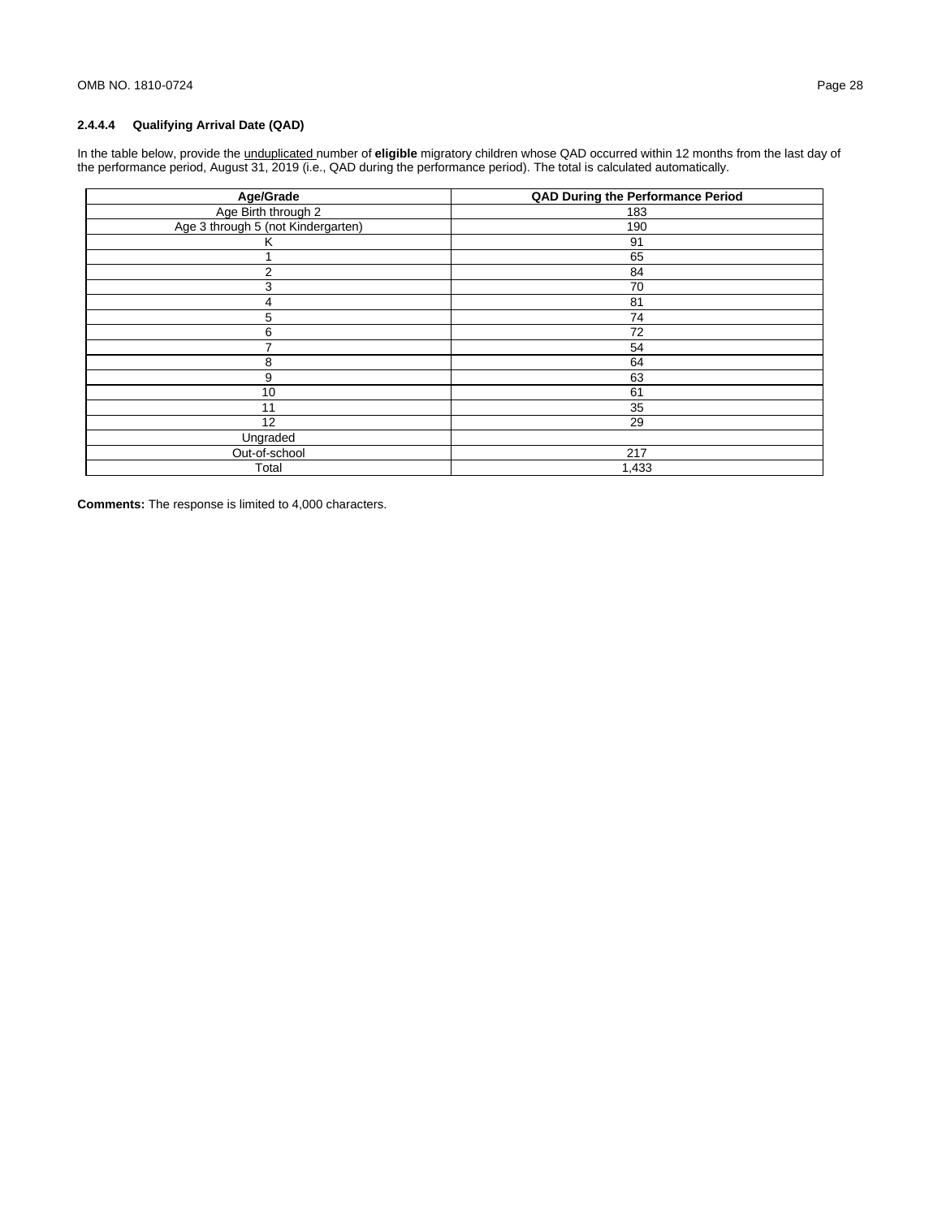### 2.4.4.4 Qualifying Arrival Date (QAD)

In the table below, provide the unduplicated number of **eligible** migratory children whose QAD occurred within 12 months from the last day of the performance period, August 31, 2019 (i.e., QAD during the performance period). The total is calculated automatically.

| Age/Grade | QAD During the Performance Period |
|---|---|
| Age Birth through 2 | 183 |
| Age 3 through 5 (not Kindergarten) | 190 |
| K | 91 |
| 1 | 65 |
| 2 | 84 |
| 3 | 70 |
| 4 | 81 |
| 5 | 74 |
| 6 | 72 |
| 7 | 54 |
| 8 | 64 |
| 9 | 63 |
| 10 | 61 |
| 11 | 35 |
| 12 | 29 |
| Ungraded | |
| Out-of-school | 217 |
| Total | 1,433 |

**Comments:** The response is limited to 4,000 characters.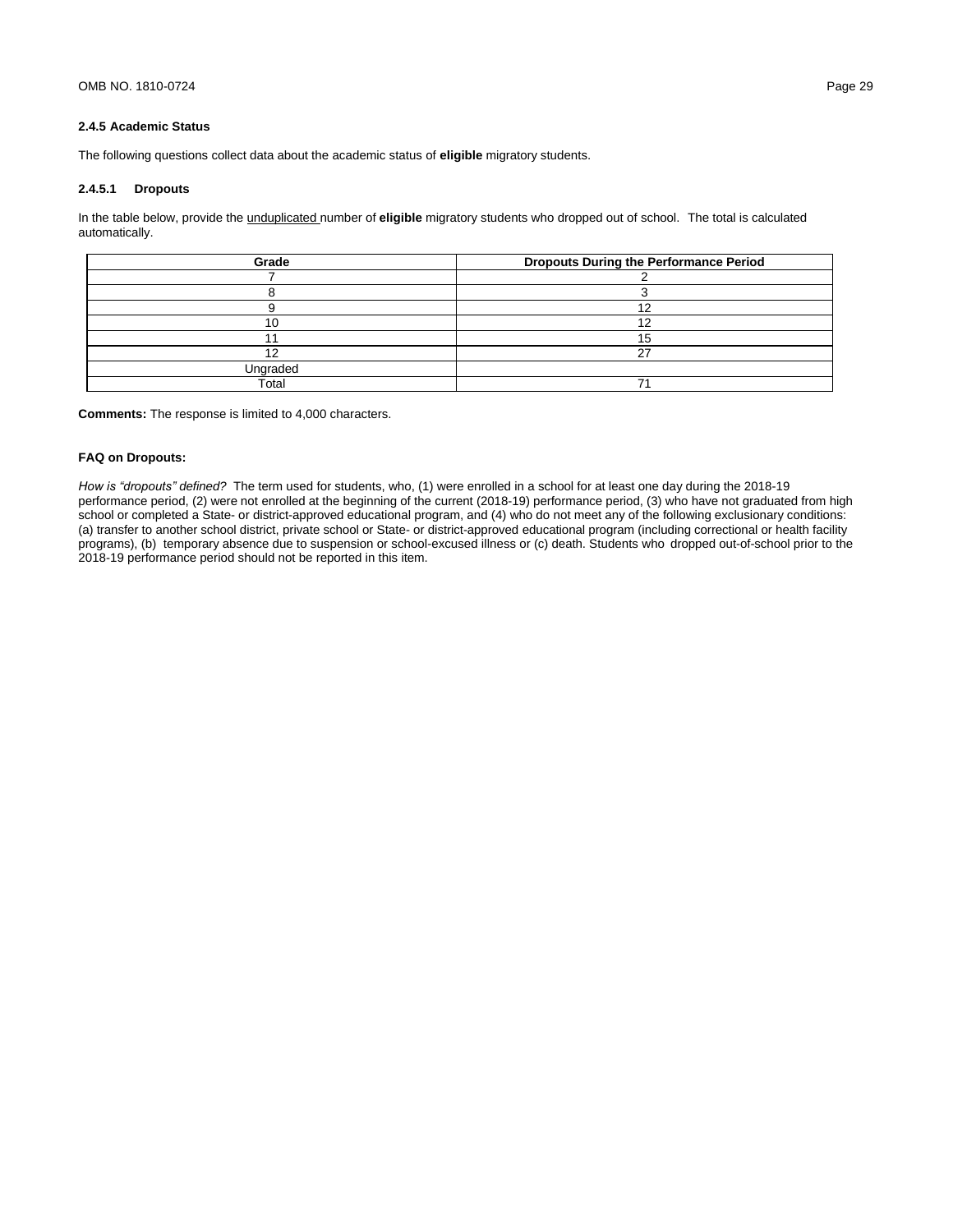### 2.4.5 Academic Status

The following questions collect data about the academic status of **eligible** migratory students.

#### 2.4.5.1 Dropouts

In the table below, provide the unduplicated number of **eligible** migratory students who dropped out of school. The total is calculated automatically.

| Grade | Dropouts During the Performance Period |
|---|---|
| 7 | 2 |
| 8 | 3 |
| 9 | 12 |
| 10 | 12 |
| 11 | 15 |
| 12 | 27 |
| Ungraded | |
| Total | 71 |

**Comments:** The response is limited to 4,000 characters.

**FAQ on Dropouts:**

*How is "dropouts" defined?* The term used for students, who, (1) were enrolled in a school for at least one day during the 2018-19 performance period, (2) were not enrolled at the beginning of the current (2018-19) performance period, (3) who have not graduated from high school or completed a State- or district-approved educational program, and (4) who do not meet any of the following exclusionary conditions: (a) transfer to another school district, private school or State- or district-approved educational program (including correctional or health facility programs), (b) temporary absence due to suspension or school-excused illness or (c) death. Students who dropped out-of-school prior to the 2018-19 performance period should not be reported in this item.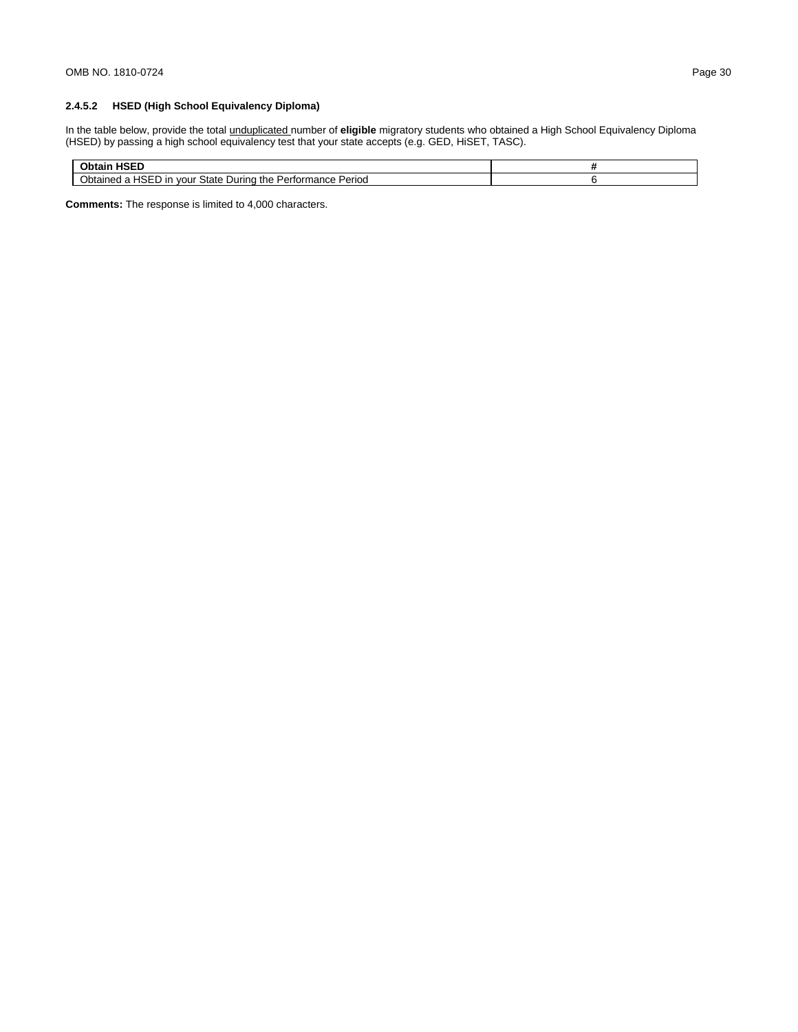### 2.4.5.2 HSED (High School Equivalency Diploma)

In the table below, provide the total unduplicated number of **eligible** migratory students who obtained a High School Equivalency Diploma (HSED) by passing a high school equivalency test that your state accepts (e.g. GED, HiSET, TASC).

| Obtain HSED | # |
|---|---|
| Obtained a HSED in your State During the Performance Period | 6 |

**Comments:** The response is limited to 4,000 characters.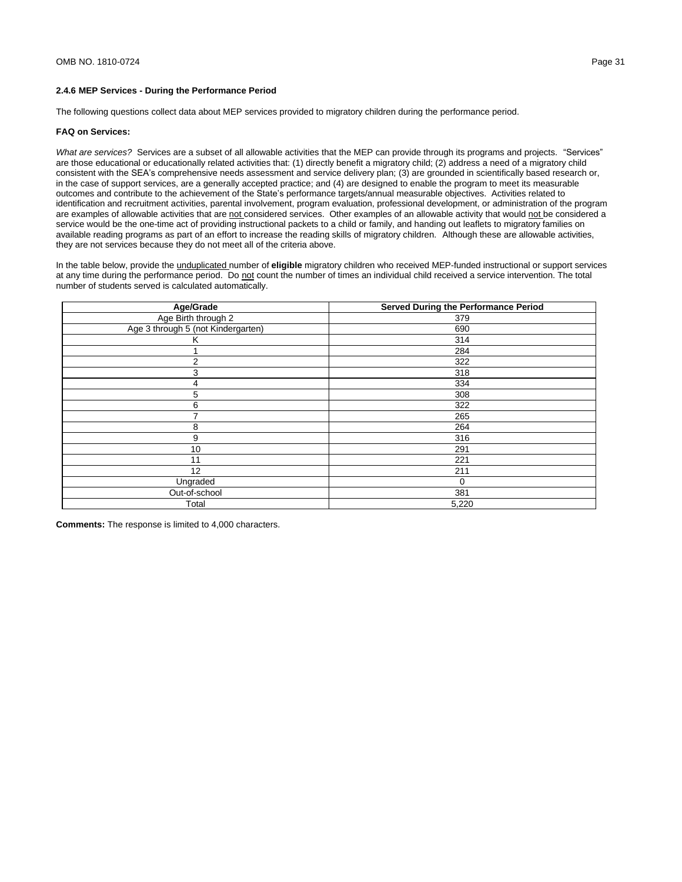### 2.4.6 MEP Services - During the Performance Period

The following questions collect data about MEP services provided to migratory children during the performance period.

**FAQ on Services:**

*What are services?* Services are a subset of all allowable activities that the MEP can provide through its programs and projects. "Services" are those educational or educationally related activities that: (1) directly benefit a migratory child; (2) address a need of a migratory child consistent with the SEA's comprehensive needs assessment and service delivery plan; (3) are grounded in scientifically based research or, in the case of support services, are a generally accepted practice; and (4) are designed to enable the program to meet its measurable outcomes and contribute to the achievement of the State's performance targets/annual measurable objectives. Activities related to identification and recruitment activities, parental involvement, program evaluation, professional development, or administration of the program are examples of allowable activities that are not considered services. Other examples of an allowable activity that would not be considered a service would be the one-time act of providing instructional packets to a child or family, and handing out leaflets to migratory families on available reading programs as part of an effort to increase the reading skills of migratory children. Although these are allowable activities, they are not services because they do not meet all of the criteria above.

In the table below, provide the unduplicated number of **eligible** migratory children who received MEP-funded instructional or support services at any time during the performance period. Do not count the number of times an individual child received a service intervention. The total number of students served is calculated automatically.

| Age/Grade | Served During the Performance Period |
|---|---|
| Age Birth through 2 | 379 |
| Age 3 through 5 (not Kindergarten) | 690 |
| K | 314 |
| 1 | 284 |
| 2 | 322 |
| 3 | 318 |
| 4 | 334 |
| 5 | 308 |
| 6 | 322 |
| 7 | 265 |
| 8 | 264 |
| 9 | 316 |
| 10 | 291 |
| 11 | 221 |
| 12 | 211 |
| Ungraded | 0 |
| Out-of-school | 381 |
| Total | 5,220 |

**Comments:** The response is limited to 4,000 characters.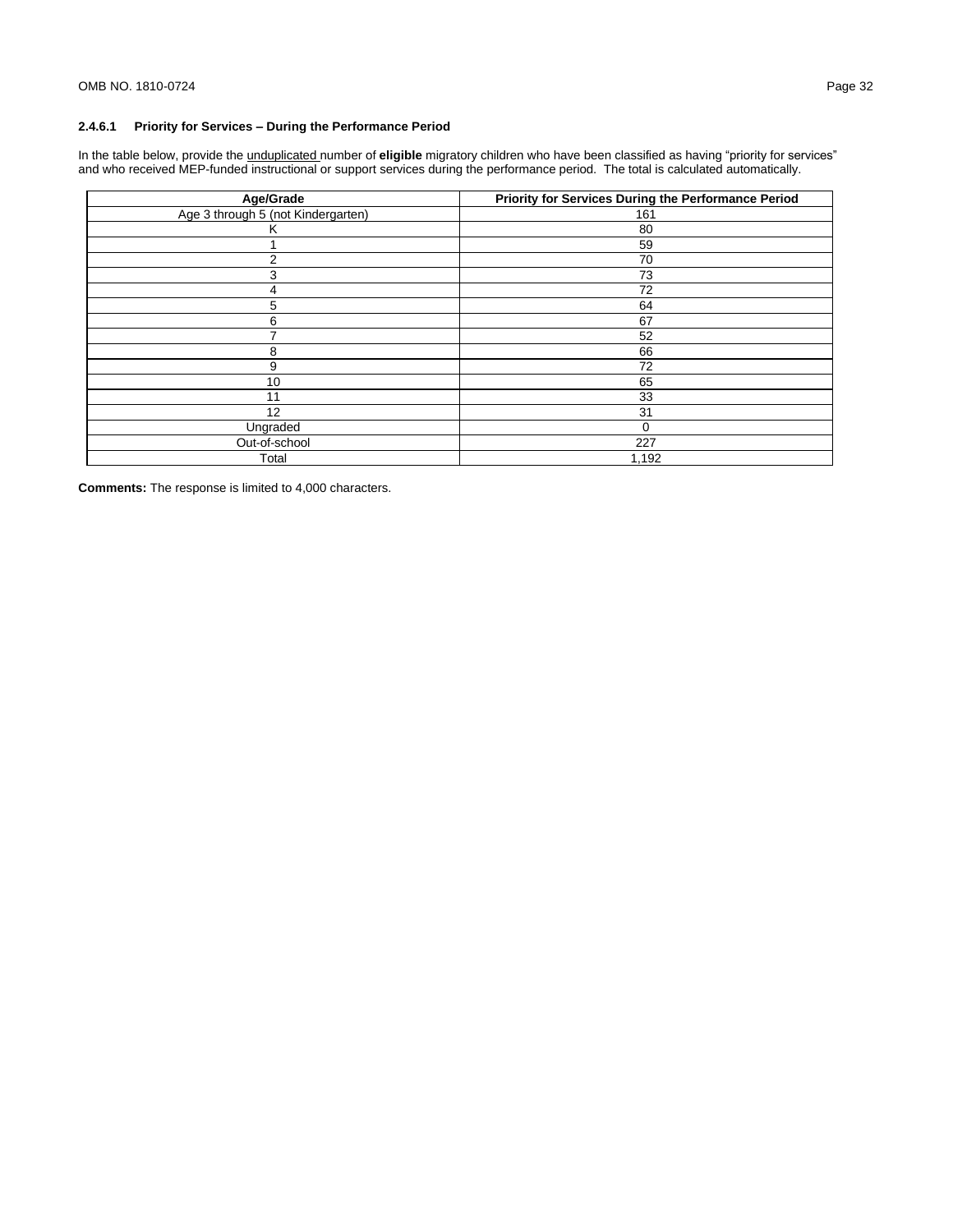### 2.4.6.1 Priority for Services – During the Performance Period

In the table below, provide the unduplicated number of **eligible** migratory children who have been classified as having "priority for services" and who received MEP-funded instructional or support services during the performance period. The total is calculated automatically.

| Age/Grade | Priority for Services During the Performance Period |
|---|---|
| Age 3 through 5 (not Kindergarten) | 161 |
| K | 80 |
| 1 | 59 |
| 2 | 70 |
| 3 | 73 |
| 4 | 72 |
| 5 | 64 |
| 6 | 67 |
| 7 | 52 |
| 8 | 66 |
| 9 | 72 |
| 10 | 65 |
| 11 | 33 |
| 12 | 31 |
| Ungraded | 0 |
| Out-of-school | 227 |
| Total | 1,192 |

**Comments:** The response is limited to 4,000 characters.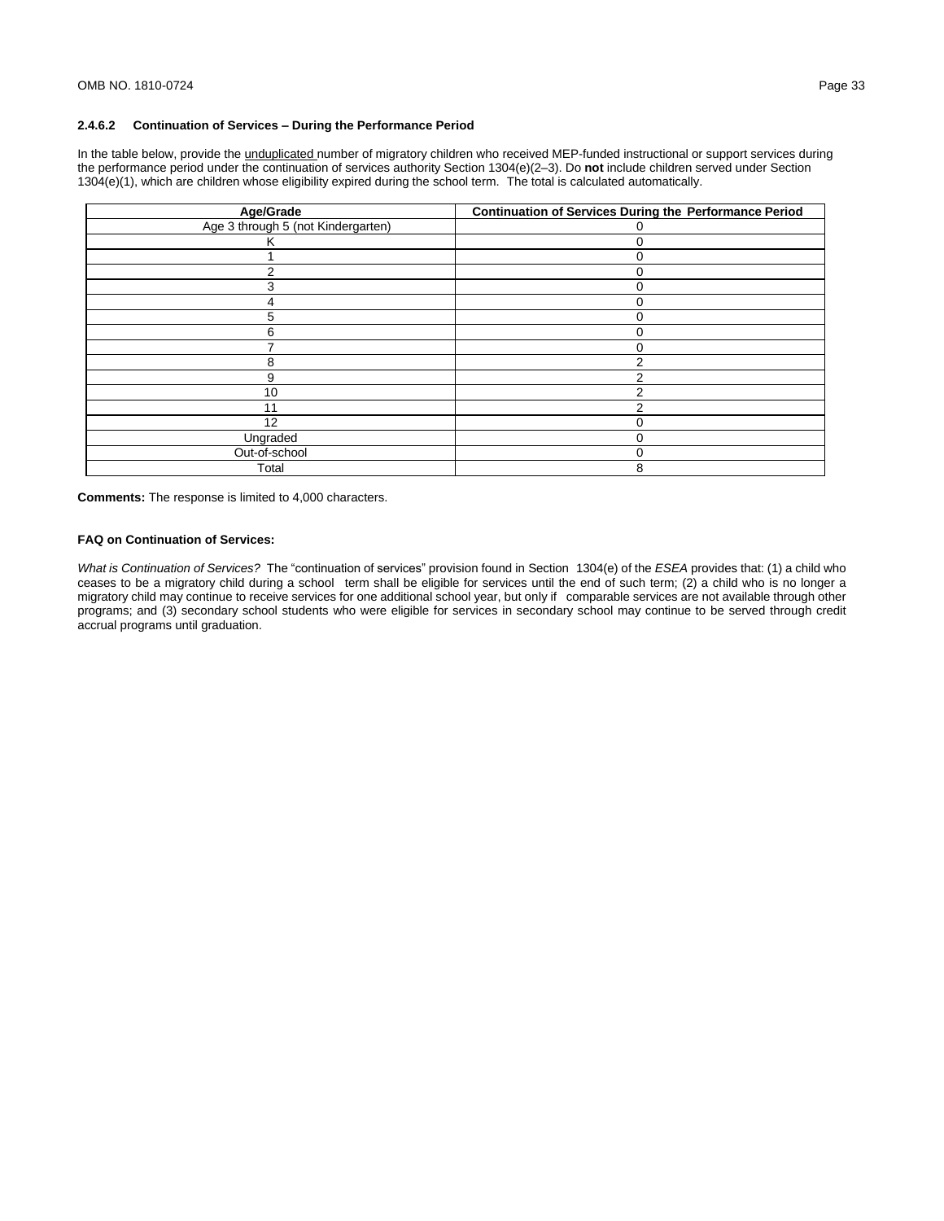### 2.4.6.2 Continuation of Services – During the Performance Period

In the table below, provide the unduplicated number of migratory children who received MEP-funded instructional or support services during the performance period under the continuation of services authority Section 1304(e)(2–3). Do **not** include children served under Section 1304(e)(1), which are children whose eligibility expired during the school term. The total is calculated automatically.

| Age/Grade | Continuation of Services During the Performance Period |
|---|---|
| Age 3 through 5 (not Kindergarten) | 0 |
| K | 0 |
| 1 | 0 |
| 2 | 0 |
| 3 | 0 |
| 4 | 0 |
| 5 | 0 |
| 6 | 0 |
| 7 | 0 |
| 8 | 2 |
| 9 | 2 |
| 10 | 2 |
| 11 | 2 |
| 12 | 0 |
| Ungraded | 0 |
| Out-of-school | 0 |
| Total | 8 |

**Comments:** The response is limited to 4,000 characters.

**FAQ on Continuation of Services:**

*What is Continuation of Services?* The "continuation of services" provision found in Section 1304(e) of the *ESEA* provides that: (1) a child who ceases to be a migratory child during a school term shall be eligible for services until the end of such term; (2) a child who is no longer a migratory child may continue to receive services for one additional school year, but only if comparable services are not available through other programs; and (3) secondary school students who were eligible for services in secondary school may continue to be served through credit accrual programs until graduation.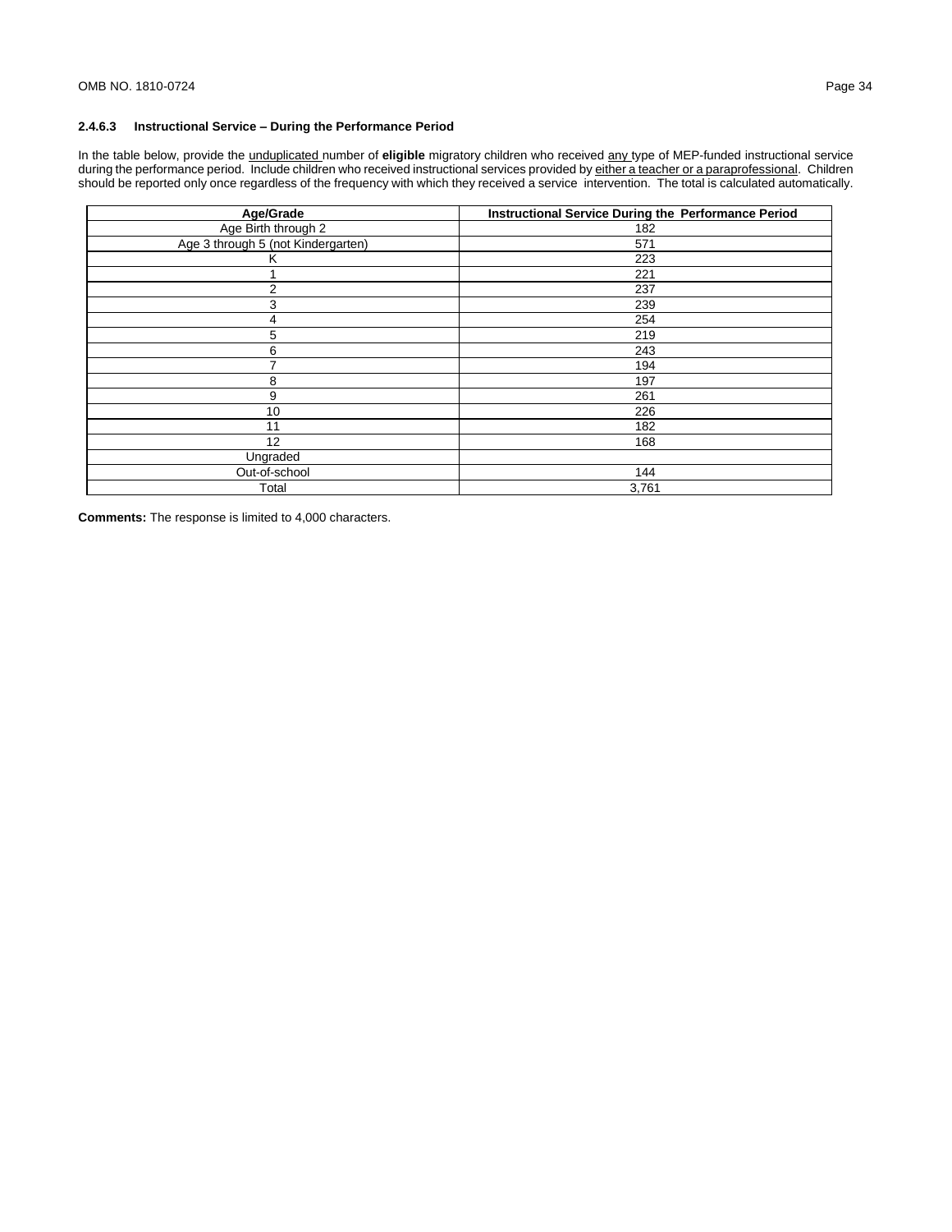### 2.4.6.3 Instructional Service – During the Performance Period

In the table below, provide the unduplicated number of **eligible** migratory children who received any type of MEP-funded instructional service during the performance period. Include children who received instructional services provided by either a teacher or a paraprofessional. Children should be reported only once regardless of the frequency with which they received a service intervention. The total is calculated automatically.

| Age/Grade | Instructional Service During the Performance Period |
|---|---|
| Age Birth through 2 | 182 |
| Age 3 through 5 (not Kindergarten) | 571 |
| K | 223 |
| 1 | 221 |
| 2 | 237 |
| 3 | 239 |
| 4 | 254 |
| 5 | 219 |
| 6 | 243 |
| 7 | 194 |
| 8 | 197 |
| 9 | 261 |
| 10 | 226 |
| 11 | 182 |
| 12 | 168 |
| Ungraded | |
| Out-of-school | 144 |
| Total | 3,761 |

**Comments:** The response is limited to 4,000 characters.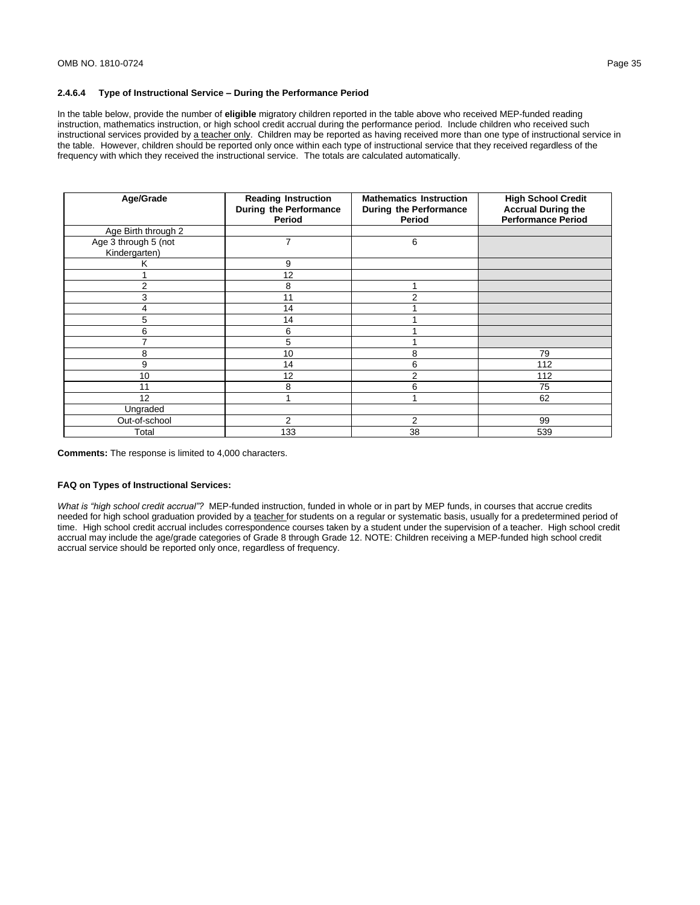#### 2.4.6.4 Type of Instructional Service – During the Performance Period

In the table below, provide the number of **eligible** migratory children reported in the table above who received MEP-funded reading instruction, mathematics instruction, or high school credit accrual during the performance period. Include children who received such instructional services provided by a teacher only. Children may be reported as having received more than one type of instructional service in the table. However, children should be reported only once within each type of instructional service that they received regardless of the frequency with which they received the instructional service. The totals are calculated automatically.

| Age/Grade | Reading Instruction During the Performance Period | Mathematics Instruction During the Performance Period | High School Credit Accrual During the Performance Period |
|---|---|---|---|
| Age Birth through 2 | | | |
| Age 3 through 5 (not Kindergarten) | 7 | 6 | |
| K | 9 | | |
| 1 | 12 | | |
| 2 | 8 | 1 | |
| 3 | 11 | 2 | |
| 4 | 14 | 1 | |
| 5 | 14 | 1 | |
| 6 | 6 | 1 | |
| 7 | 5 | 1 | |
| 8 | 10 | 8 | 79 |
| 9 | 14 | 6 | 112 |
| 10 | 12 | 2 | 112 |
| 11 | 8 | 6 | 75 |
| 12 | 1 | 1 | 62 |
| Ungraded | | | |
| Out-of-school | 2 | 2 | 99 |
| Total | 133 | 38 | 539 |

**Comments:** The response is limited to 4,000 characters.

**FAQ on Types of Instructional Services:**

*What is "high school credit accrual"?* MEP-funded instruction, funded in whole or in part by MEP funds, in courses that accrue credits needed for high school graduation provided by a teacher for students on a regular or systematic basis, usually for a predetermined period of time. High school credit accrual includes correspondence courses taken by a student under the supervision of a teacher. High school credit accrual may include the age/grade categories of Grade 8 through Grade 12. NOTE: Children receiving a MEP-funded high school credit accrual service should be reported only once, regardless of frequency.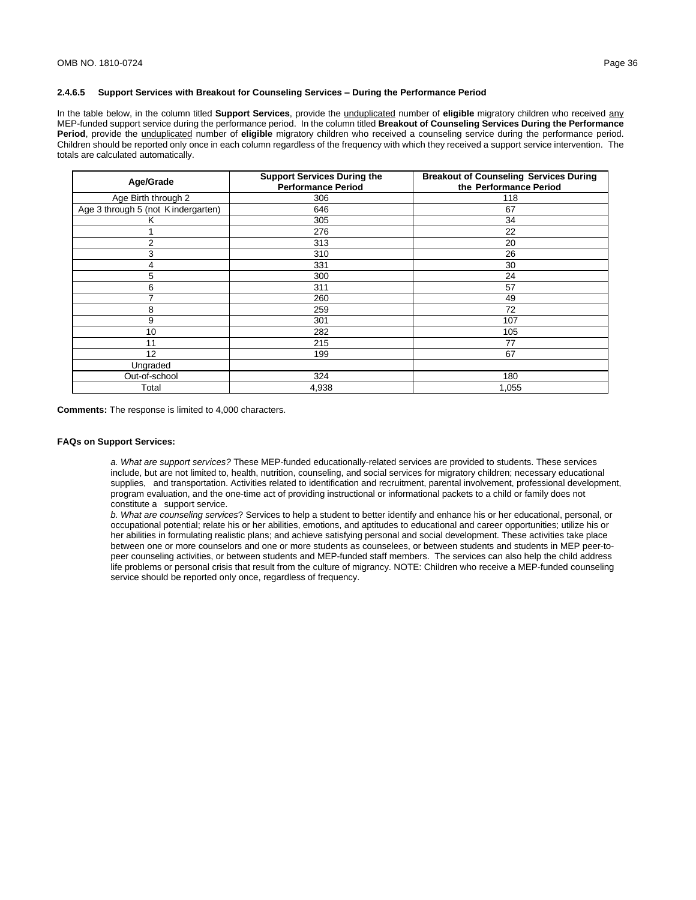### 2.4.6.5 Support Services with Breakout for Counseling Services – During the Performance Period

In the table below, in the column titled **Support Services**, provide the unduplicated number of **eligible** migratory children who received any MEP-funded support service during the performance period. In the column titled **Breakout of Counseling Services During the Performance Period**, provide the unduplicated number of **eligible** migratory children who received a counseling service during the performance period. Children should be reported only once in each column regardless of the frequency with which they received a support service intervention. The totals are calculated automatically.

| Age/Grade | Support Services During the Performance Period | Breakout of Counseling Services During the Performance Period |
|---|---|---|
| Age Birth through 2 | 306 | 118 |
| Age 3 through 5 (not Kindergarten) | 646 | 67 |
| K | 305 | 34 |
| 1 | 276 | 22 |
| 2 | 313 | 20 |
| 3 | 310 | 26 |
| 4 | 331 | 30 |
| 5 | 300 | 24 |
| 6 | 311 | 57 |
| 7 | 260 | 49 |
| 8 | 259 | 72 |
| 9 | 301 | 107 |
| 10 | 282 | 105 |
| 11 | 215 | 77 |
| 12 | 199 | 67 |
| Ungraded | | |
| Out-of-school | 324 | 180 |
| Total | 4,938 | 1,055 |

**Comments:** The response is limited to 4,000 characters.

**FAQs on Support Services:**

*a. What are support services?* These MEP-funded educationally-related services are provided to students. These services include, but are not limited to, health, nutrition, counseling, and social services for migratory children; necessary educational supplies, and transportation. Activities related to identification and recruitment, parental involvement, professional development, program evaluation, and the one-time act of providing instructional or informational packets to a child or family does not constitute a support service.

*b. What are counseling services*? Services to help a student to better identify and enhance his or her educational, personal, or occupational potential; relate his or her abilities, emotions, and aptitudes to educational and career opportunities; utilize his or her abilities in formulating realistic plans; and achieve satisfying personal and social development. These activities take place between one or more counselors and one or more students as counselees, or between students and students in MEP peer-to-peer counseling activities, or between students and MEP-funded staff members. The services can also help the child address life problems or personal crisis that result from the culture of migrancy. NOTE: Children who receive a MEP-funded counseling service should be reported only once, regardless of frequency.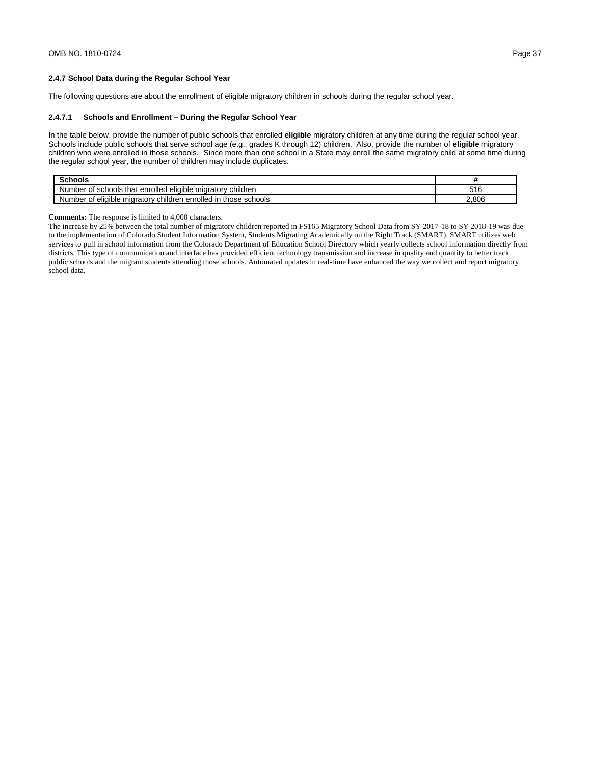### 2.4.7 School Data during the Regular School Year

The following questions are about the enrollment of eligible migratory children in schools during the regular school year.

#### 2.4.7.1 Schools and Enrollment – During the Regular School Year

In the table below, provide the number of public schools that enrolled **eligible** migratory children at any time during the regular school year. Schools include public schools that serve school age (e.g., grades K through 12) children. Also, provide the number of **eligible** migratory children who were enrolled in those schools. Since more than one school in a State may enroll the same migratory child at some time during the regular school year, the number of children may include duplicates.

| Schools | # |
|---|---|
| Number of schools that enrolled eligible migratory children | 516 |
| Number of eligible migratory children enrolled in those schools | 2,806 |

**Comments:** The response is limited to 4,000 characters.

The increase by 25% between the total number of migratory children reported in FS165 Migratory School Data from SY 2017-18 to SY 2018-19 was due to the implementation of Colorado Student Information System, Students Migrating Academically on the Right Track (SMART). SMART utilizes web services to pull in school information from the Colorado Department of Education School Directory which yearly collects school information directly from districts. This type of communication and interface has provided efficient technology transmission and increase in quality and quantity to better track public schools and the migrant students attending those schools. Automated updates in real-time have enhanced the way we collect and report migratory school data.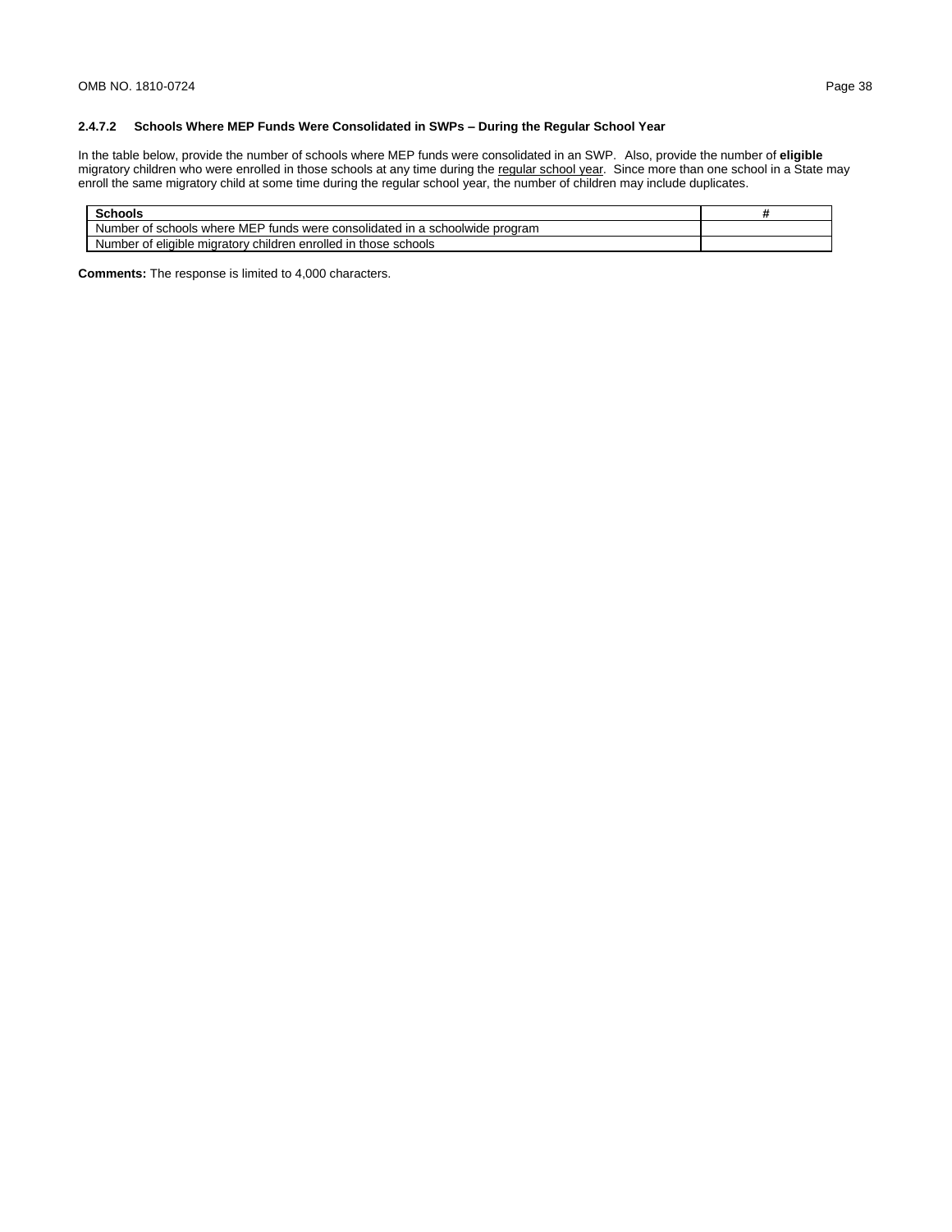### 2.4.7.2 Schools Where MEP Funds Were Consolidated in SWPs – During the Regular School Year

In the table below, provide the number of schools where MEP funds were consolidated in an SWP. Also, provide the number of **eligible** migratory children who were enrolled in those schools at any time during the regular school year. Since more than one school in a State may enroll the same migratory child at some time during the regular school year, the number of children may include duplicates.

| Schools | # |
|---|---|
| Number of schools where MEP funds were consolidated in a schoolwide program | |
| Number of eligible migratory children enrolled in those schools | |

**Comments:** The response is limited to 4,000 characters.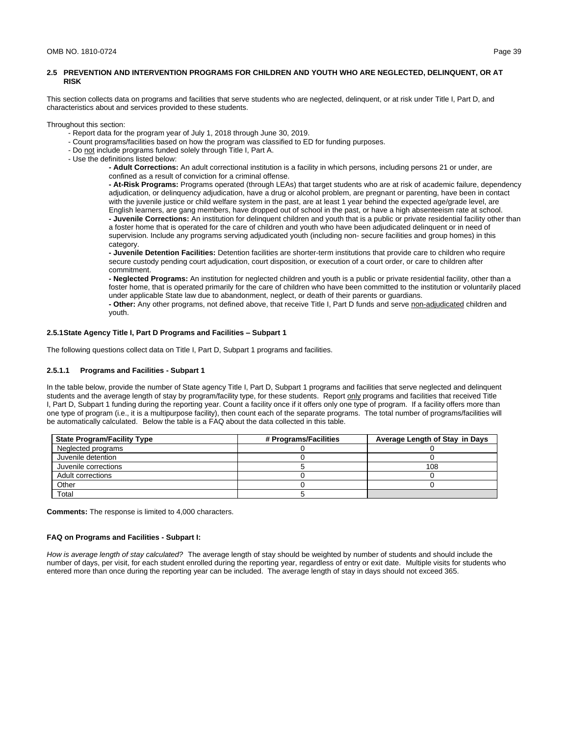## 2.5 PREVENTION AND INTERVENTION PROGRAMS FOR CHILDREN AND YOUTH WHO ARE NEGLECTED, DELINQUENT, OR AT RISK

This section collects data on programs and facilities that serve students who are neglected, delinquent, or at risk under Title I, Part D, and characteristics about and services provided to these students.

Throughout this section:

- Report data for the program year of July 1, 2018 through June 30, 2019.
- Count programs/facilities based on how the program was classified to ED for funding purposes.
- Do not include programs funded solely through Title I, Part A.
- Use the definitions listed below:
  - **- Adult Corrections:** An adult correctional institution is a facility in which persons, including persons 21 or under, are confined as a result of conviction for a criminal offense.
  - **- At-Risk Programs:** Programs operated (through LEAs) that target students who are at risk of academic failure, dependency adjudication, or delinquency adjudication, have a drug or alcohol problem, are pregnant or parenting, have been in contact with the juvenile justice or child welfare system in the past, are at least 1 year behind the expected age/grade level, are English learners, are gang members, have dropped out of school in the past, or have a high absenteeism rate at school.
  - **- Juvenile Corrections:** An institution for delinquent children and youth that is a public or private residential facility other than a foster home that is operated for the care of children and youth who have been adjudicated delinquent or in need of supervision. Include any programs serving adjudicated youth (including non- secure facilities and group homes) in this category.
  - **- Juvenile Detention Facilities:** Detention facilities are shorter-term institutions that provide care to children who require secure custody pending court adjudication, court disposition, or execution of a court order, or care to children after commitment.
  - **- Neglected Programs:** An institution for neglected children and youth is a public or private residential facility, other than a foster home, that is operated primarily for the care of children who have been committed to the institution or voluntarily placed under applicable State law due to abandonment, neglect, or death of their parents or guardians.
  - **- Other:** Any other programs, not defined above, that receive Title I, Part D funds and serve non-adjudicated children and youth.

### 2.5.1 State Agency Title I, Part D Programs and Facilities – Subpart 1

The following questions collect data on Title I, Part D, Subpart 1 programs and facilities.

#### 2.5.1.1 Programs and Facilities - Subpart 1

In the table below, provide the number of State agency Title I, Part D, Subpart 1 programs and facilities that serve neglected and delinquent students and the average length of stay by program/facility type, for these students. Report only programs and facilities that received Title I, Part D, Subpart 1 funding during the reporting year. Count a facility once if it offers only one type of program. If a facility offers more than one type of program (i.e., it is a multipurpose facility), then count each of the separate programs. The total number of programs/facilities will be automatically calculated. Below the table is a FAQ about the data collected in this table.

| State Program/Facility Type | # Programs/Facilities | Average Length of Stay in Days |
|---|---|---|
| Neglected programs | 0 | 0 |
| Juvenile detention | 0 | 0 |
| Juvenile corrections | 5 | 108 |
| Adult corrections | 0 | 0 |
| Other | 0 | 0 |
| Total | 5 | |

**Comments:** The response is limited to 4,000 characters.

**FAQ on Programs and Facilities - Subpart I:**

*How is average length of stay calculated?* The average length of stay should be weighted by number of students and should include the number of days, per visit, for each student enrolled during the reporting year, regardless of entry or exit date. Multiple visits for students who entered more than once during the reporting year can be included. The average length of stay in days should not exceed 365.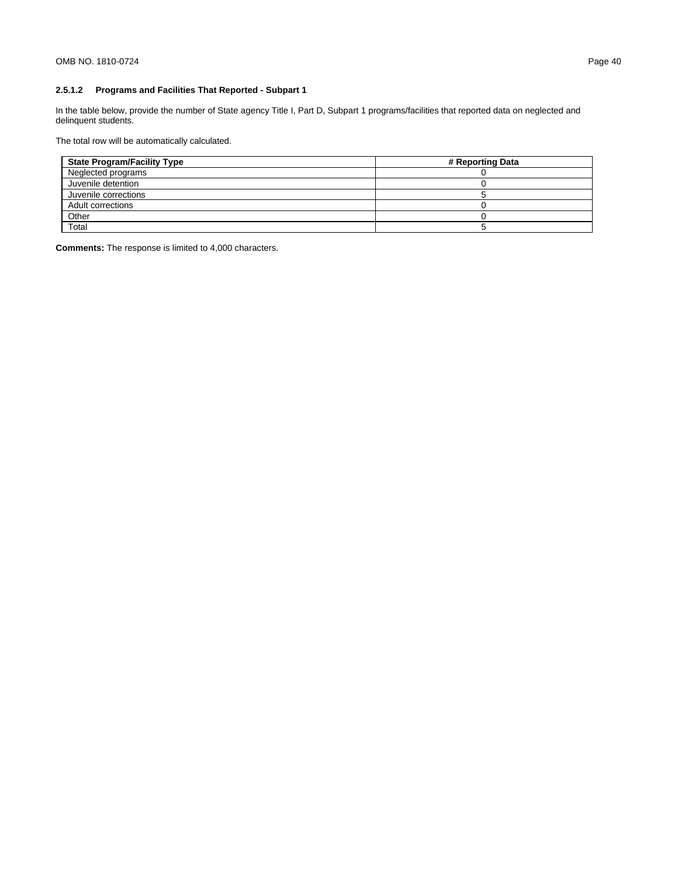### 2.5.1.2 Programs and Facilities That Reported - Subpart 1

In the table below, provide the number of State agency Title I, Part D, Subpart 1 programs/facilities that reported data on neglected and delinquent students.

The total row will be automatically calculated.

| State Program/Facility Type | # Reporting Data |
|---|---|
| Neglected programs | 0 |
| Juvenile detention | 0 |
| Juvenile corrections | 5 |
| Adult corrections | 0 |
| Other | 0 |
| Total | 5 |

**Comments:** The response is limited to 4,000 characters.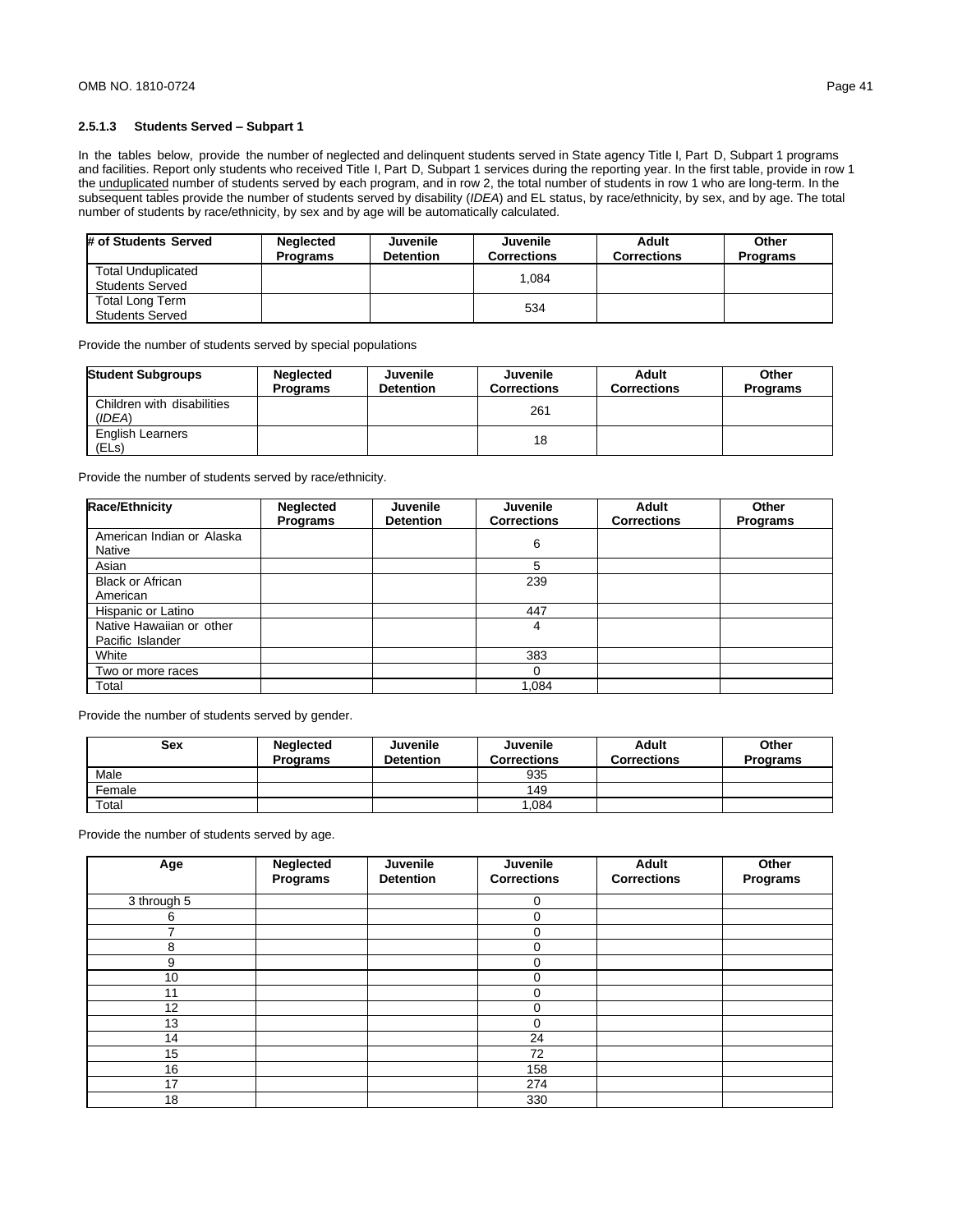### 2.5.1.3 Students Served – Subpart 1

In the tables below, provide the number of neglected and delinquent students served in State agency Title I, Part D, Subpart 1 programs and facilities. Report only students who received Title I, Part D, Subpart 1 services during the reporting year. In the first table, provide in row 1 the unduplicated number of students served by each program, and in row 2, the total number of students in row 1 who are long-term. In the subsequent tables provide the number of students served by disability (*IDEA*) and EL status, by race/ethnicity, by sex, and by age. The total number of students by race/ethnicity, by sex and by age will be automatically calculated.

| # of Students Served | Neglected Programs | Juvenile Detention | Juvenile Corrections | Adult Corrections | Other Programs |
|---|---|---|---|---|---|
| Total Unduplicated Students Served | | | 1,084 | | |
| Total Long Term Students Served | | | 534 | | |

Provide the number of students served by special populations

| Student Subgroups | Neglected Programs | Juvenile Detention | Juvenile Corrections | Adult Corrections | Other Programs |
|---|---|---|---|---|---|
| Children with disabilities (*IDEA*) | | | 261 | | |
| English Learners (ELs) | | | 18 | | |

Provide the number of students served by race/ethnicity.

| Race/Ethnicity | Neglected Programs | Juvenile Detention | Juvenile Corrections | Adult Corrections | Other Programs |
|---|---|---|---|---|---|
| American Indian or Alaska Native | | | 6 | | |
| Asian | | | 5 | | |
| Black or African American | | | 239 | | |
| Hispanic or Latino | | | 447 | | |
| Native Hawaiian or other Pacific Islander | | | 4 | | |
| White | | | 383 | | |
| Two or more races | | | 0 | | |
| Total | | | 1,084 | | |

Provide the number of students served by gender.

| Sex | Neglected Programs | Juvenile Detention | Juvenile Corrections | Adult Corrections | Other Programs |
|---|---|---|---|---|---|
| Male | | | 935 | | |
| Female | | | 149 | | |
| Total | | | 1,084 | | |

Provide the number of students served by age.

| Age | Neglected Programs | Juvenile Detention | Juvenile Corrections | Adult Corrections | Other Programs |
|---|---|---|---|---|---|
| 3 through 5 | | | 0 | | |
| 6 | | | 0 | | |
| 7 | | | 0 | | |
| 8 | | | 0 | | |
| 9 | | | 0 | | |
| 10 | | | 0 | | |
| 11 | | | 0 | | |
| 12 | | | 0 | | |
| 13 | | | 0 | | |
| 14 | | | 24 | | |
| 15 | | | 72 | | |
| 16 | | | 158 | | |
| 17 | | | 274 | | |
| 18 | | | 330 | | |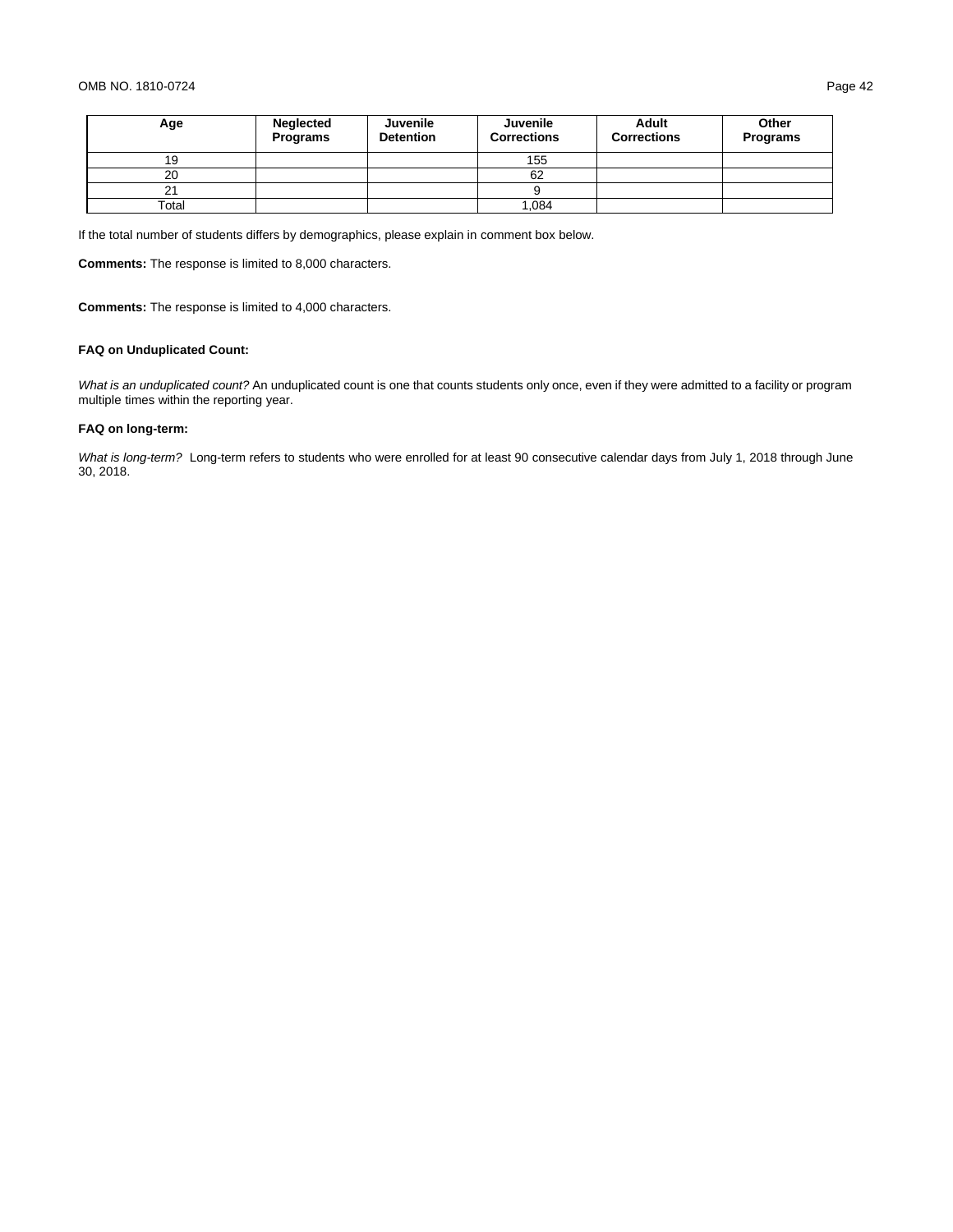| Age | Neglected Programs | Juvenile Detention | Juvenile Corrections | Adult Corrections | Other Programs |
|---|---|---|---|---|---|
| 19 | | | 155 | | |
| 20 | | | 62 | | |
| 21 | | | 9 | | |
| Total | | | 1,084 | | |

If the total number of students differs by demographics, please explain in comment box below.

**Comments:** The response is limited to 8,000 characters.

**Comments:** The response is limited to 4,000 characters.

**FAQ on Unduplicated Count:**

*What is an unduplicated count?* An unduplicated count is one that counts students only once, even if they were admitted to a facility or program multiple times within the reporting year.

**FAQ on long-term:**

*What is long-term?* Long-term refers to students who were enrolled for at least 90 consecutive calendar days from July 1, 2018 through June 30, 2018.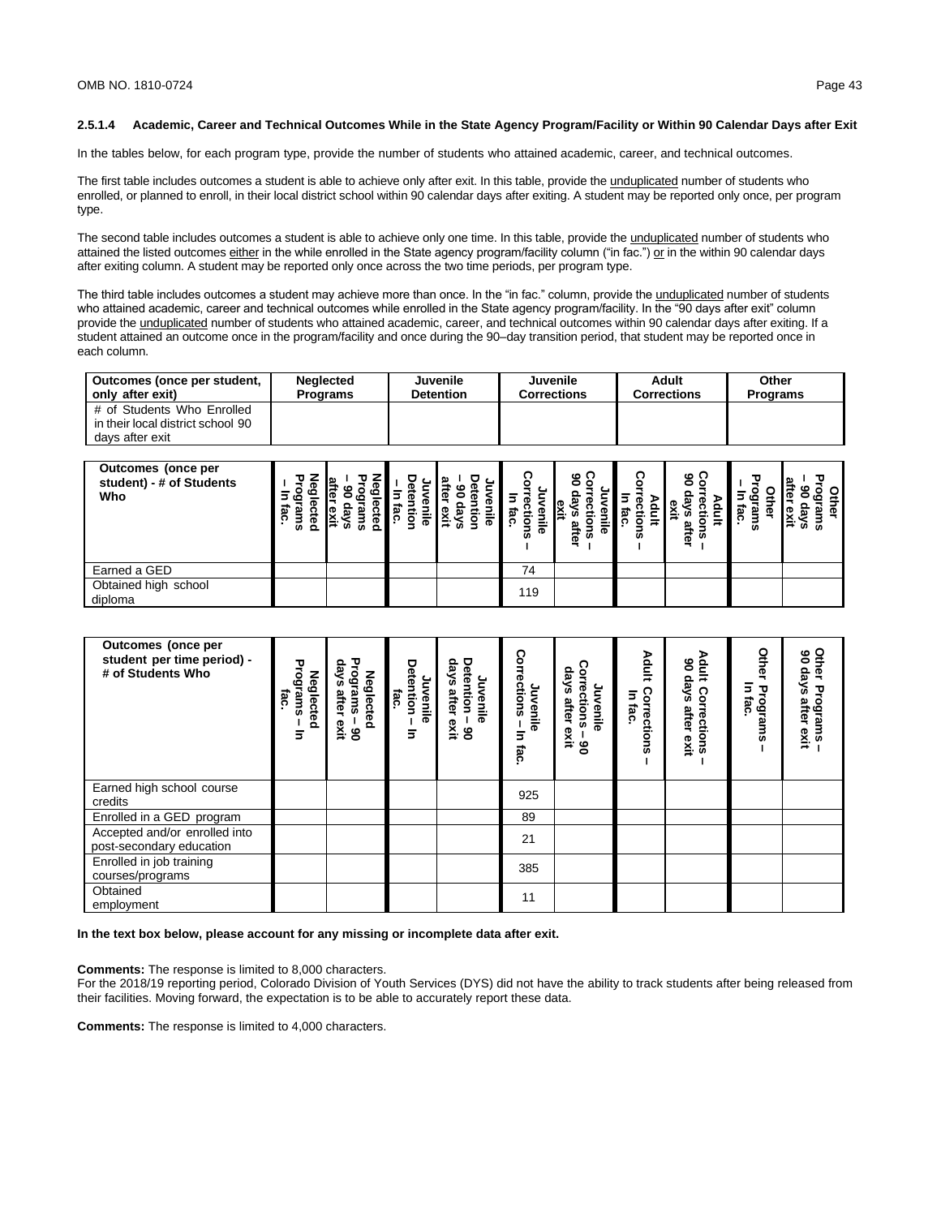#### 2.5.1.4 Academic, Career and Technical Outcomes While in the State Agency Program/Facility or Within 90 Calendar Days after Exit

In the tables below, for each program type, provide the number of students who attained academic, career, and technical outcomes.

The first table includes outcomes a student is able to achieve only after exit. In this table, provide the unduplicated number of students who enrolled, or planned to enroll, in their local district school within 90 calendar days after exiting. A student may be reported only once, per program type.

The second table includes outcomes a student is able to achieve only one time. In this table, provide the unduplicated number of students who attained the listed outcomes either in the while enrolled in the State agency program/facility column ("in fac.") or in the within 90 calendar days after exiting column. A student may be reported only once across the two time periods, per program type.

The third table includes outcomes a student may achieve more than once. In the "in fac." column, provide the unduplicated number of students who attained academic, career and technical outcomes while enrolled in the State agency program/facility. In the "90 days after exit" column provide the unduplicated number of students who attained academic, career, and technical outcomes within 90 calendar days after exiting. If a student attained an outcome once in the program/facility and once during the 90–day transition period, that student may be reported once in each column.

| Outcomes (once per student, only after exit) | Neglected Programs | Juvenile Detention | Juvenile Corrections | Adult Corrections | Other Programs |
|---|---|---|---|---|---|
| # of Students Who Enrolled in their local district school 90 days after exit | | | | | |

| Outcomes (once per student) - # of Students Who | Neglected Programs – In fac. | Neglected Programs – 90 days after exit | Juvenile Detention – In fac. | Juvenile Detention – 90 days after exit | Juvenile Corrections – In fac. | Juvenile Corrections – 90 days after exit | Adult Corrections – In fac. | Adult Corrections – 90 days after exit | Other Programs – In fac. | Other Programs – 90 days after exit |
|---|---|---|---|---|---|---|---|---|---|---|
| Earned a GED | | | | | 74 | | | | | |
| Obtained high school diploma | | | | | 119 | | | | | |

| Outcomes (once per student per time period) - # of Students Who | Neglected Programs – In fac. | Neglected Programs – 90 days after exit | Juvenile Detention – In fac. | Juvenile Detention – 90 days after exit | Juvenile Corrections – In fac. | Juvenile Corrections – 90 days after exit | Adult Corrections – In fac. | Adult Corrections – 90 days after exit | Other Programs – In fac. | Other Programs – 90 days after exit |
|---|---|---|---|---|---|---|---|---|---|---|
| Earned high school course credits | | | | | 925 | | | | | |
| Enrolled in a GED program | | | | | 89 | | | | | |
| Accepted and/or enrolled into post-secondary education | | | | | 21 | | | | | |
| Enrolled in job training courses/programs | | | | | 385 | | | | | |
| Obtained employment | | | | | 11 | | | | | |

**In the text box below, please account for any missing or incomplete data after exit.**

**Comments:** The response is limited to 8,000 characters.
For the 2018/19 reporting period, Colorado Division of Youth Services (DYS) did not have the ability to track students after being released from their facilities. Moving forward, the expectation is to be able to accurately report these data.

**Comments:** The response is limited to 4,000 characters.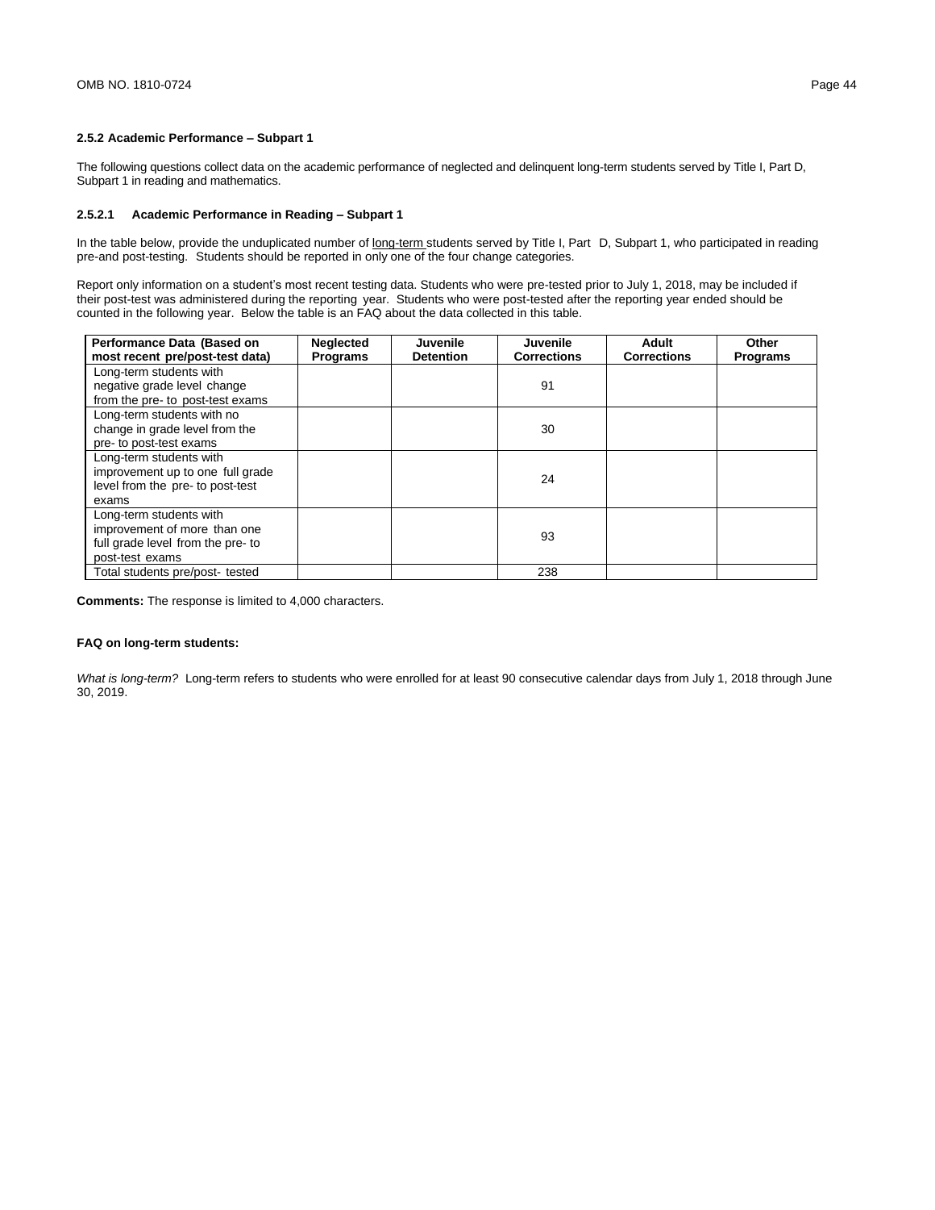### 2.5.2 Academic Performance – Subpart 1

The following questions collect data on the academic performance of neglected and delinquent long-term students served by Title I, Part D, Subpart 1 in reading and mathematics.

#### 2.5.2.1 Academic Performance in Reading – Subpart 1

In the table below, provide the unduplicated number of long-term students served by Title I, Part D, Subpart 1, who participated in reading pre-and post-testing. Students should be reported in only one of the four change categories.

Report only information on a student's most recent testing data. Students who were pre-tested prior to July 1, 2018, may be included if their post-test was administered during the reporting year. Students who were post-tested after the reporting year ended should be counted in the following year. Below the table is an FAQ about the data collected in this table.

| Performance Data (Based on most recent pre/post-test data) | Neglected Programs | Juvenile Detention | Juvenile Corrections | Adult Corrections | Other Programs |
|---|---|---|---|---|---|
| Long-term students with negative grade level change from the pre- to post-test exams | | | 91 | | |
| Long-term students with no change in grade level from the pre- to post-test exams | | | 30 | | |
| Long-term students with improvement up to one full grade level from the pre- to post-test exams | | | 24 | | |
| Long-term students with improvement of more than one full grade level from the pre- to post-test exams | | | 93 | | |
| Total students pre/post- tested | | | 238 | | |

**Comments:** The response is limited to 4,000 characters.

**FAQ on long-term students:**

*What is long-term?* Long-term refers to students who were enrolled for at least 90 consecutive calendar days from July 1, 2018 through June 30, 2019.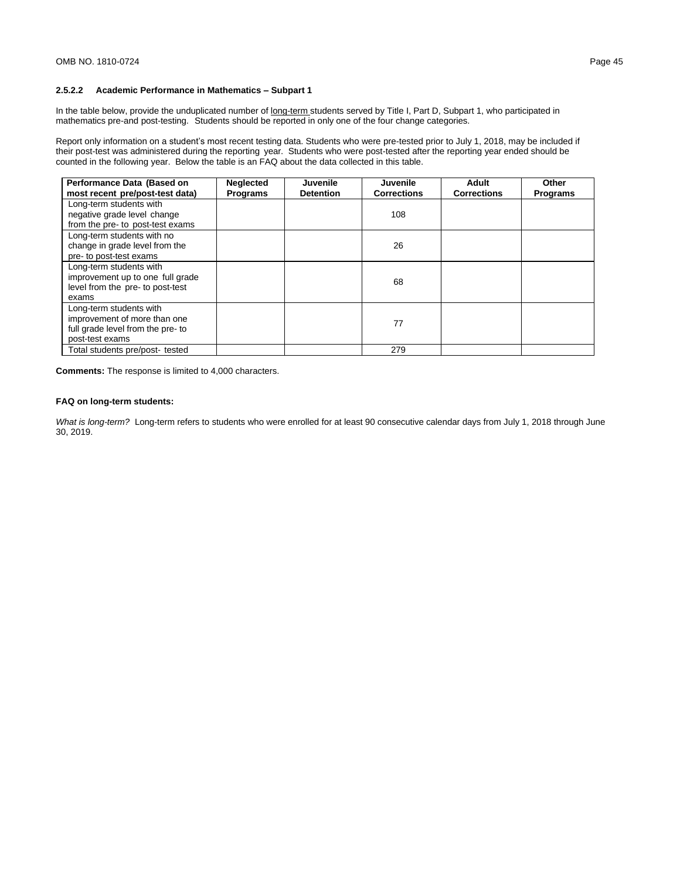### 2.5.2.2 Academic Performance in Mathematics – Subpart 1

In the table below, provide the unduplicated number of long-term students served by Title I, Part D, Subpart 1, who participated in mathematics pre-and post-testing. Students should be reported in only one of the four change categories.

Report only information on a student's most recent testing data. Students who were pre-tested prior to July 1, 2018, may be included if their post-test was administered during the reporting year. Students who were post-tested after the reporting year ended should be counted in the following year. Below the table is an FAQ about the data collected in this table.

| Performance Data (Based on most recent pre/post-test data) | Neglected Programs | Juvenile Detention | Juvenile Corrections | Adult Corrections | Other Programs |
|---|---|---|---|---|---|
| Long-term students with negative grade level change from the pre- to post-test exams | | | 108 | | |
| Long-term students with no change in grade level from the pre- to post-test exams | | | 26 | | |
| Long-term students with improvement up to one full grade level from the pre- to post-test exams | | | 68 | | |
| Long-term students with improvement of more than one full grade level from the pre- to post-test exams | | | 77 | | |
| Total students pre/post- tested | | | 279 | | |

**Comments:** The response is limited to 4,000 characters.

**FAQ on long-term students:**

*What is long-term?* Long-term refers to students who were enrolled for at least 90 consecutive calendar days from July 1, 2018 through June 30, 2019.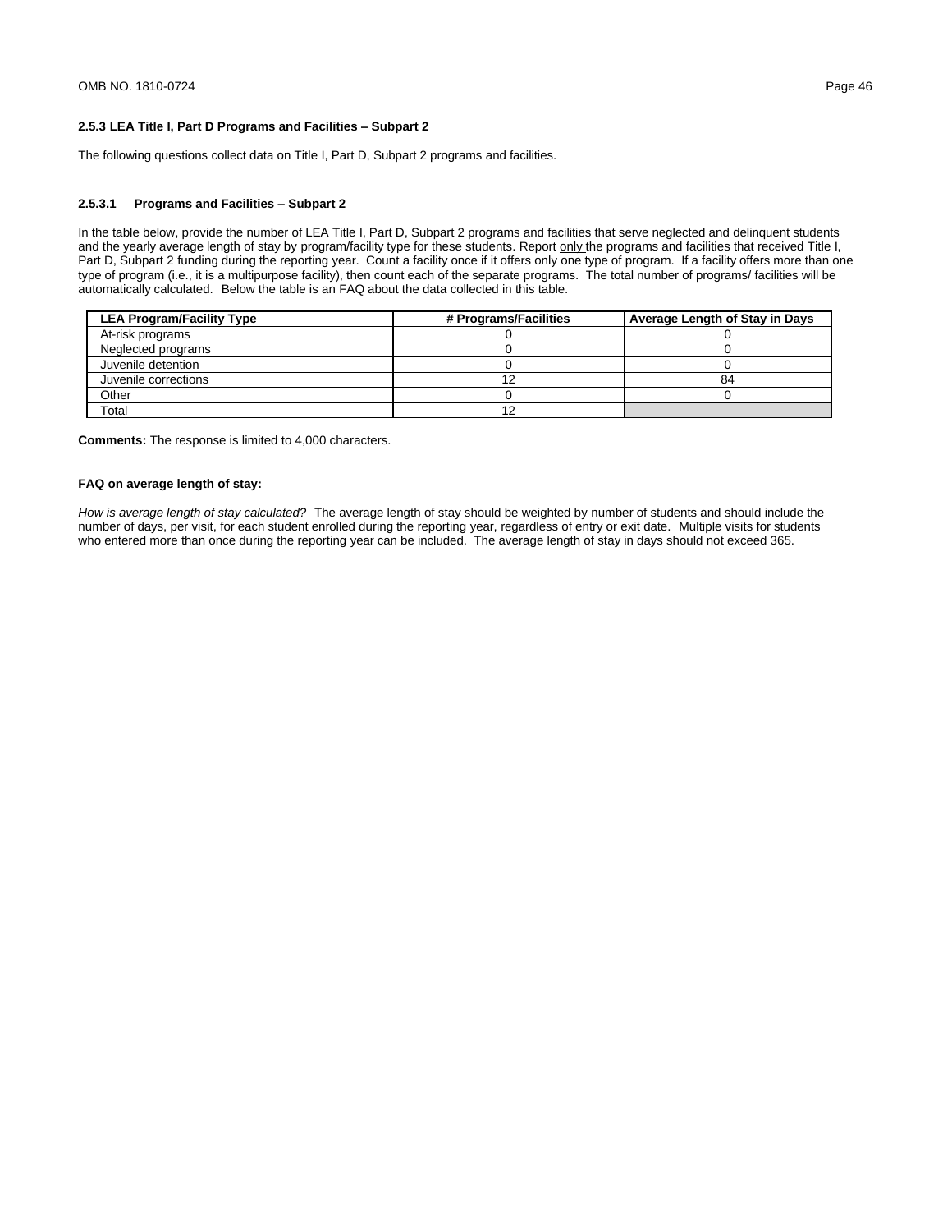### 2.5.3 LEA Title I, Part D Programs and Facilities – Subpart 2

The following questions collect data on Title I, Part D, Subpart 2 programs and facilities.

#### 2.5.3.1 Programs and Facilities – Subpart 2

In the table below, provide the number of LEA Title I, Part D, Subpart 2 programs and facilities that serve neglected and delinquent students and the yearly average length of stay by program/facility type for these students. Report only the programs and facilities that received Title I, Part D, Subpart 2 funding during the reporting year. Count a facility once if it offers only one type of program. If a facility offers more than one type of program (i.e., it is a multipurpose facility), then count each of the separate programs. The total number of programs/ facilities will be automatically calculated. Below the table is an FAQ about the data collected in this table.

| LEA Program/Facility Type | # Programs/Facilities | Average Length of Stay in Days |
|---|---|---|
| At-risk programs | 0 | 0 |
| Neglected programs | 0 | 0 |
| Juvenile detention | 0 | 0 |
| Juvenile corrections | 12 | 84 |
| Other | 0 | 0 |
| Total | 12 | |

**Comments:** The response is limited to 4,000 characters.

**FAQ on average length of stay:**

*How is average length of stay calculated?* The average length of stay should be weighted by number of students and should include the number of days, per visit, for each student enrolled during the reporting year, regardless of entry or exit date. Multiple visits for students who entered more than once during the reporting year can be included. The average length of stay in days should not exceed 365.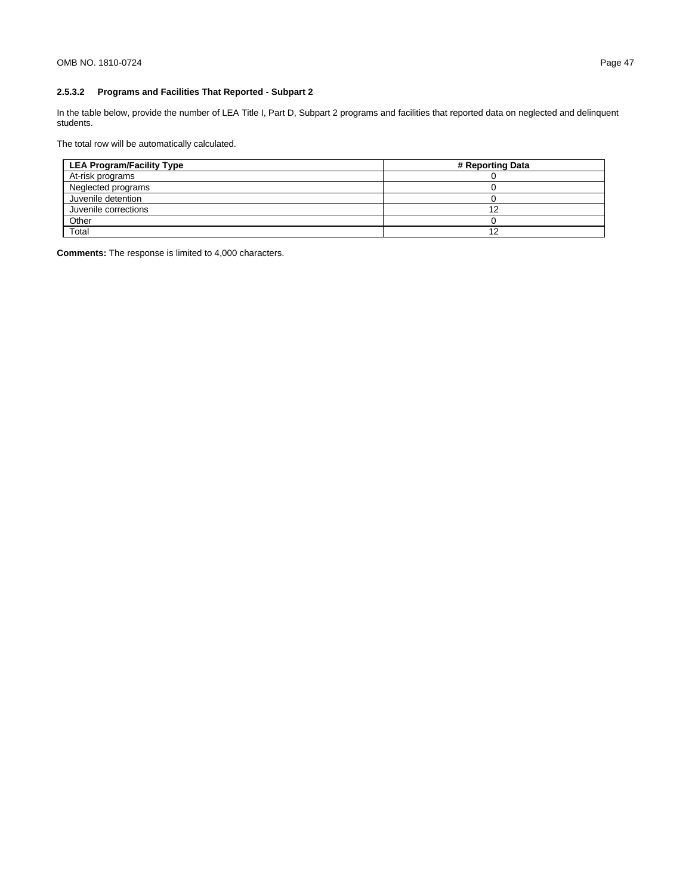### 2.5.3.2 Programs and Facilities That Reported - Subpart 2

In the table below, provide the number of LEA Title I, Part D, Subpart 2 programs and facilities that reported data on neglected and delinquent students.

The total row will be automatically calculated.

| LEA Program/Facility Type | # Reporting Data |
|---|---|
| At-risk programs | 0 |
| Neglected programs | 0 |
| Juvenile detention | 0 |
| Juvenile corrections | 12 |
| Other | 0 |
| Total | 12 |

**Comments:** The response is limited to 4,000 characters.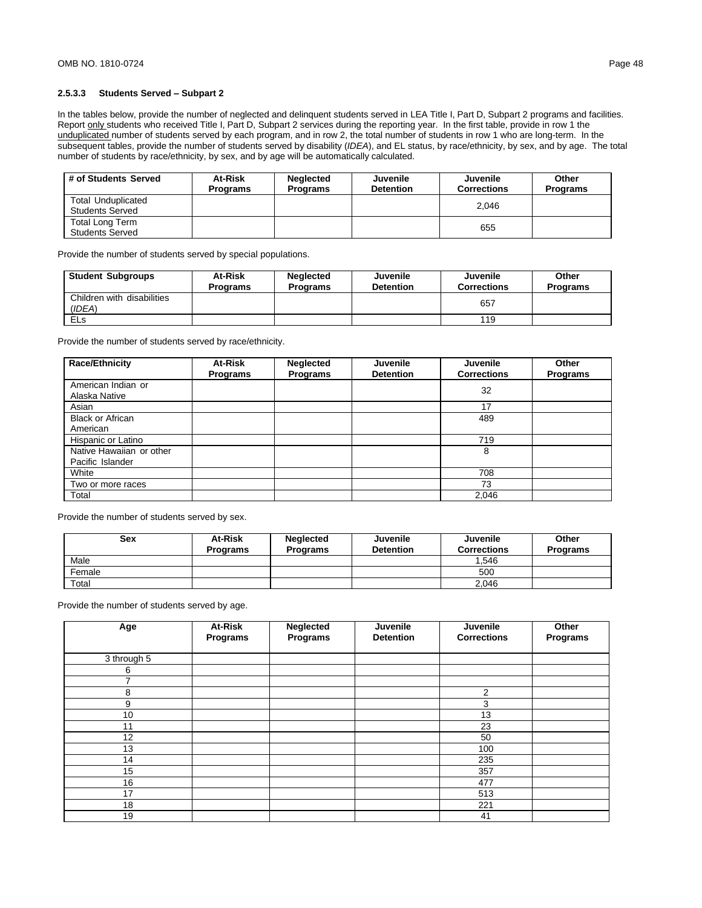### 2.5.3.3 Students Served – Subpart 2

In the tables below, provide the number of neglected and delinquent students served in LEA Title I, Part D, Subpart 2 programs and facilities. Report only students who received Title I, Part D, Subpart 2 services during the reporting year. In the first table, provide in row 1 the unduplicated number of students served by each program, and in row 2, the total number of students in row 1 who are long-term. In the subsequent tables, provide the number of students served by disability (*IDEA*), and EL status, by race/ethnicity, by sex, and by age. The total number of students by race/ethnicity, by sex, and by age will be automatically calculated.

| # of Students Served | At-Risk Programs | Neglected Programs | Juvenile Detention | Juvenile Corrections | Other Programs |
|---|---|---|---|---|---|
| Total Unduplicated Students Served | | | | 2,046 | |
| Total Long Term Students Served | | | | 655 | |

Provide the number of students served by special populations.

| Student Subgroups | At-Risk Programs | Neglected Programs | Juvenile Detention | Juvenile Corrections | Other Programs |
|---|---|---|---|---|---|
| Children with disabilities (*IDEA*) | | | | 657 | |
| ELs | | | | 119 | |

Provide the number of students served by race/ethnicity.

| Race/Ethnicity | At-Risk Programs | Neglected Programs | Juvenile Detention | Juvenile Corrections | Other Programs |
|---|---|---|---|---|---|
| American Indian or Alaska Native | | | | 32 | |
| Asian | | | | 17 | |
| Black or African American | | | | 489 | |
| Hispanic or Latino | | | | 719 | |
| Native Hawaiian or other Pacific Islander | | | | 8 | |
| White | | | | 708 | |
| Two or more races | | | | 73 | |
| Total | | | | 2,046 | |

Provide the number of students served by sex.

| Sex | At-Risk Programs | Neglected Programs | Juvenile Detention | Juvenile Corrections | Other Programs |
|---|---|---|---|---|---|
| Male | | | | 1,546 | |
| Female | | | | 500 | |
| Total | | | | 2,046 | |

Provide the number of students served by age.

| Age | At-Risk Programs | Neglected Programs | Juvenile Detention | Juvenile Corrections | Other Programs |
|---|---|---|---|---|---|
| 3 through 5 | | | | | |
| 6 | | | | | |
| 7 | | | | | |
| 8 | | | | 2 | |
| 9 | | | | 3 | |
| 10 | | | | 13 | |
| 11 | | | | 23 | |
| 12 | | | | 50 | |
| 13 | | | | 100 | |
| 14 | | | | 235 | |
| 15 | | | | 357 | |
| 16 | | | | 477 | |
| 17 | | | | 513 | |
| 18 | | | | 221 | |
| 19 | | | | 41 | |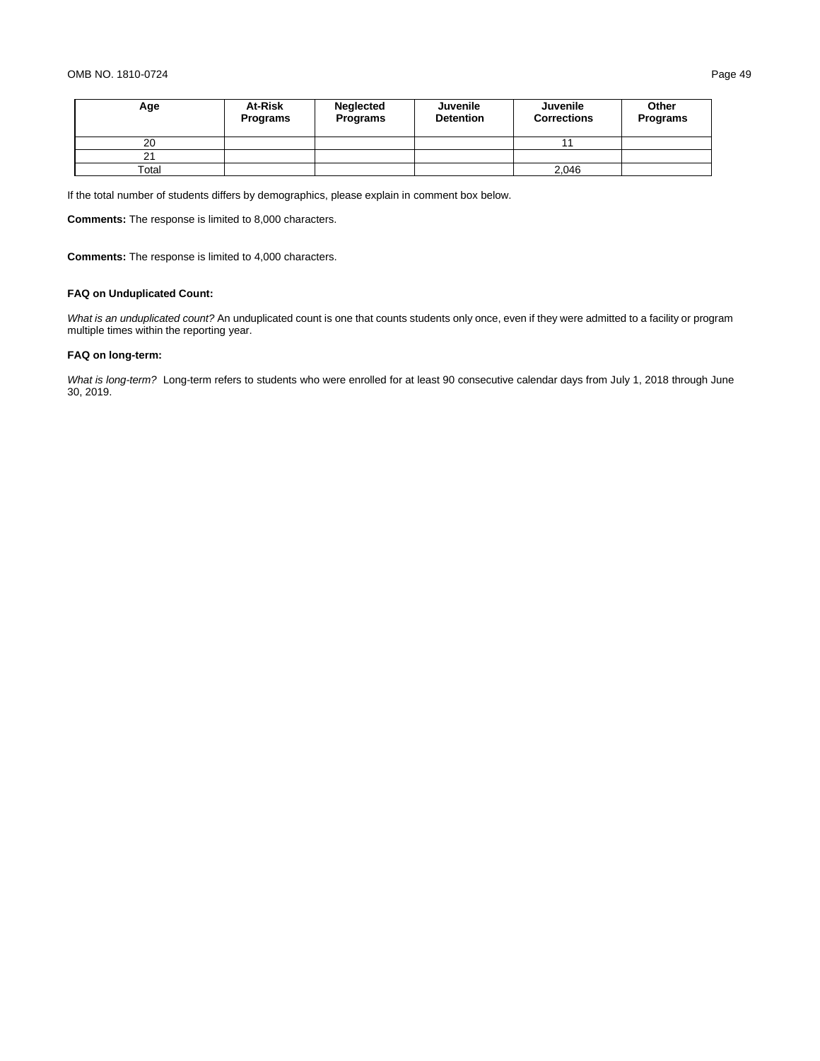| Age | At-Risk Programs | Neglected Programs | Juvenile Detention | Juvenile Corrections | Other Programs |
|---|---|---|---|---|---|
| 20 | | | | 11 | |
| 21 | | | | | |
| Total | | | | 2,046 | |

If the total number of students differs by demographics, please explain in comment box below.

**Comments:** The response is limited to 8,000 characters.

**Comments:** The response is limited to 4,000 characters.

**FAQ on Unduplicated Count:**

*What is an unduplicated count?* An unduplicated count is one that counts students only once, even if they were admitted to a facility or program multiple times within the reporting year.

**FAQ on long-term:**

*What is long-term?* Long-term refers to students who were enrolled for at least 90 consecutive calendar days from July 1, 2018 through June 30, 2019.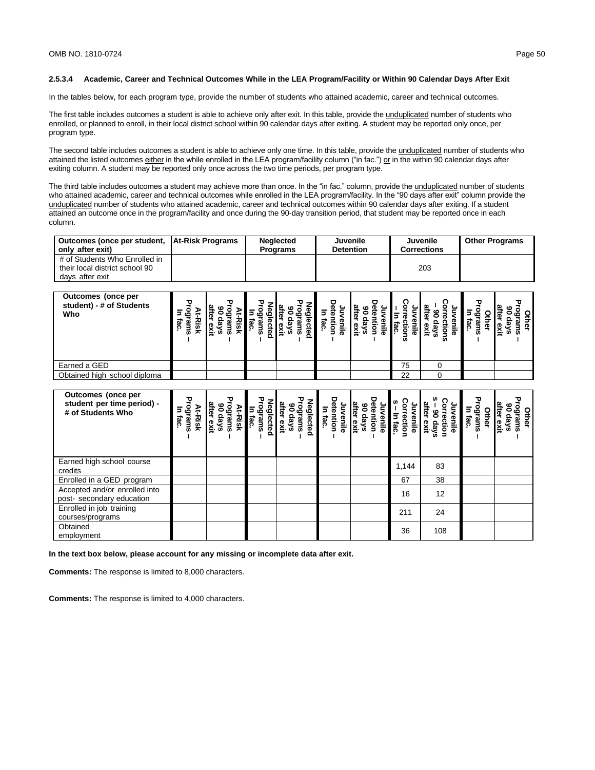### 2.5.3.4 Academic, Career and Technical Outcomes While in the LEA Program/Facility or Within 90 Calendar Days After Exit

In the tables below, for each program type, provide the number of students who attained academic, career and technical outcomes.

The first table includes outcomes a student is able to achieve only after exit. In this table, provide the unduplicated number of students who enrolled, or planned to enroll, in their local district school within 90 calendar days after exiting. A student may be reported only once, per program type.

The second table includes outcomes a student is able to achieve only one time. In this table, provide the unduplicated number of students who attained the listed outcomes either in the while enrolled in the LEA program/facility column ("in fac.") or in the within 90 calendar days after exiting column. A student may be reported only once across the two time periods, per program type.

The third table includes outcomes a student may achieve more than once. In the "in fac." column, provide the unduplicated number of students who attained academic, career and technical outcomes while enrolled in the LEA program/facility. In the "90 days after exit" column provide the unduplicated number of students who attained academic, career and technical outcomes within 90 calendar days after exiting. If a student attained an outcome once in the program/facility and once during the 90-day transition period, that student may be reported once in each column.

| Outcomes (once per student, only after exit) | At-Risk Programs | Neglected Programs | Juvenile Detention | Juvenile Corrections | Other Programs |
|---|---|---|---|---|---|
| # of Students Who Enrolled in their local district school 90 days after exit | | | | 203 | |

| Outcomes (once per student) - # of Students Who | At-Risk Programs – In fac. | At-Risk Programs – 90 days after exit | Neglected Programs – In fac. | Neglected Programs – 90 days after exit | Juvenile Detention – In fac. | Juvenile Detention – 90 days after exit | Juvenile Corrections – In fac. | Juvenile Corrections – 90 days after exit | Other Programs – In fac. | Other Programs – 90 days after exit |
|---|---|---|---|---|---|---|---|---|---|---|
| Earned a GED | | | | | | | 75 | 0 | | |
| Obtained high school diploma | | | | | | | 22 | 0 | | |

| Outcomes (once per student per time period) - # of Students Who | At-Risk Programs – In fac. | At-Risk Programs – 90 days after exit | Neglected Programs – In fac. | Neglected Programs – 90 days after exit | Juvenile Detention – In fac. | Juvenile Detention – 90 days after exit | Juvenile Corrections – In fac. | Juvenile Corrections – 90 days after exit | Other Programs – In fac. | Other Programs – 90 days after exit |
|---|---|---|---|---|---|---|---|---|---|---|
| Earned high school course credits | | | | | | | 1,144 | 83 | | |
| Enrolled in a GED program | | | | | | | 67 | 38 | | |
| Accepted and/or enrolled into post- secondary education | | | | | | | 16 | 12 | | |
| Enrolled in job training courses/programs | | | | | | | 211 | 24 | | |
| Obtained employment | | | | | | | 36 | 108 | | |

**In the text box below, please account for any missing or incomplete data after exit.**

**Comments:** The response is limited to 8,000 characters.

**Comments:** The response is limited to 4,000 characters.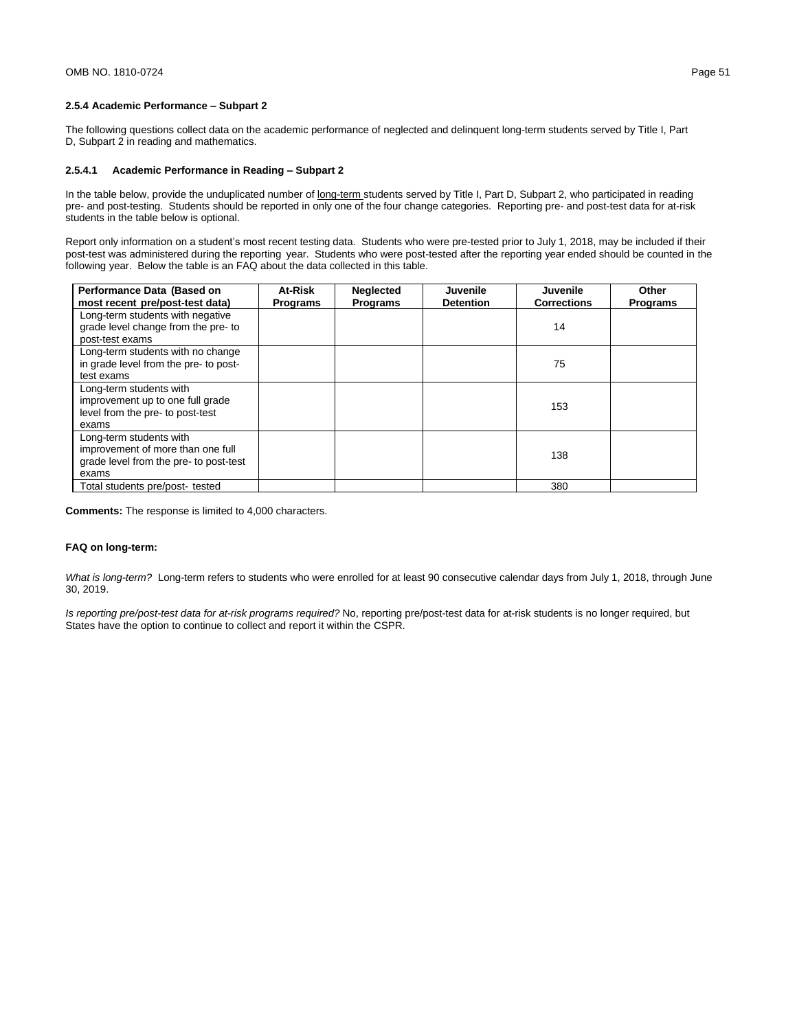### 2.5.4 Academic Performance – Subpart 2

The following questions collect data on the academic performance of neglected and delinquent long-term students served by Title I, Part D, Subpart 2 in reading and mathematics.

#### 2.5.4.1 Academic Performance in Reading – Subpart 2

In the table below, provide the unduplicated number of long-term students served by Title I, Part D, Subpart 2, who participated in reading pre- and post-testing. Students should be reported in only one of the four change categories. Reporting pre- and post-test data for at-risk students in the table below is optional.

Report only information on a student's most recent testing data. Students who were pre-tested prior to July 1, 2018, may be included if their post-test was administered during the reporting year. Students who were post-tested after the reporting year ended should be counted in the following year. Below the table is an FAQ about the data collected in this table.

| Performance Data (Based on most recent pre/post-test data) | At-Risk Programs | Neglected Programs | Juvenile Detention | Juvenile Corrections | Other Programs |
|---|---|---|---|---|---|
| Long-term students with negative grade level change from the pre- to post-test exams | | | | 14 | |
| Long-term students with no change in grade level from the pre- to post-test exams | | | | 75 | |
| Long-term students with improvement up to one full grade level from the pre- to post-test exams | | | | 153 | |
| Long-term students with improvement of more than one full grade level from the pre- to post-test exams | | | | 138 | |
| Total students pre/post- tested | | | | 380 | |

**Comments:** The response is limited to 4,000 characters.

**FAQ on long-term:**

*What is long-term?* Long-term refers to students who were enrolled for at least 90 consecutive calendar days from July 1, 2018, through June 30, 2019.

*Is reporting pre/post-test data for at-risk programs required?* No, reporting pre/post-test data for at-risk students is no longer required, but States have the option to continue to collect and report it within the CSPR.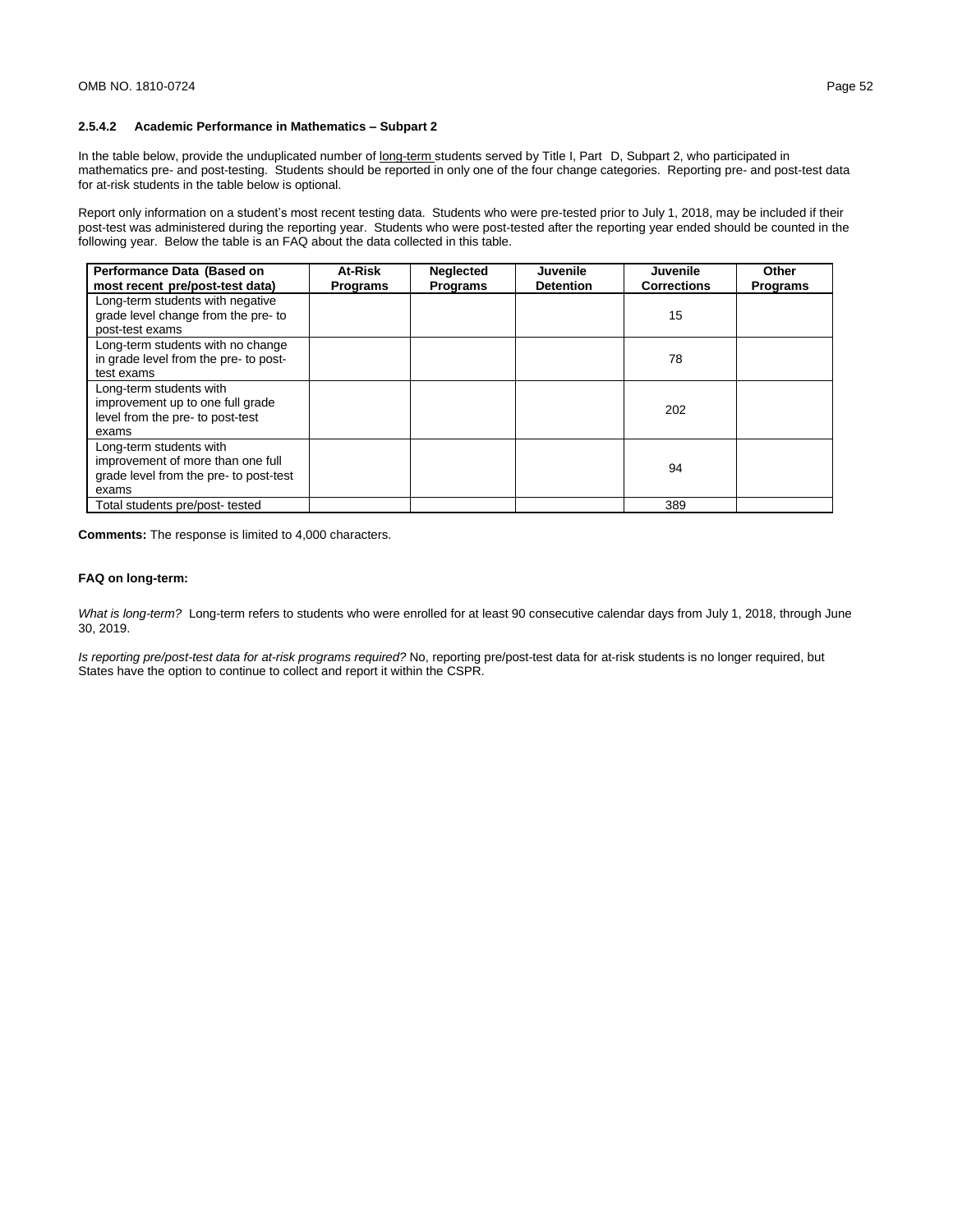### 2.5.4.2 Academic Performance in Mathematics – Subpart 2

In the table below, provide the unduplicated number of <u>long-term</u> students served by Title I, Part D, Subpart 2, who participated in mathematics pre- and post-testing. Students should be reported in only one of the four change categories. Reporting pre- and post-test data for at-risk students in the table below is optional.

Report only information on a student's most recent testing data. Students who were pre-tested prior to July 1, 2018, may be included if their post-test was administered during the reporting year. Students who were post-tested after the reporting year ended should be counted in the following year. Below the table is an FAQ about the data collected in this table.

| Performance Data (Based on most recent pre/post-test data) | At-Risk Programs | Neglected Programs | Juvenile Detention | Juvenile Corrections | Other Programs |
|---|---|---|---|---|---|
| Long-term students with negative grade level change from the pre- to post-test exams | | | | 15 | |
| Long-term students with no change in grade level from the pre- to post-test exams | | | | 78 | |
| Long-term students with improvement up to one full grade level from the pre- to post-test exams | | | | 202 | |
| Long-term students with improvement of more than one full grade level from the pre- to post-test exams | | | | 94 | |
| Total students pre/post- tested | | | | 389 | |

**Comments:** The response is limited to 4,000 characters.

**FAQ on long-term:**

*What is long-term?* Long-term refers to students who were enrolled for at least 90 consecutive calendar days from July 1, 2018, through June 30, 2019.

*Is reporting pre/post-test data for at-risk programs required?* No, reporting pre/post-test data for at-risk students is no longer required, but States have the option to continue to collect and report it within the CSPR.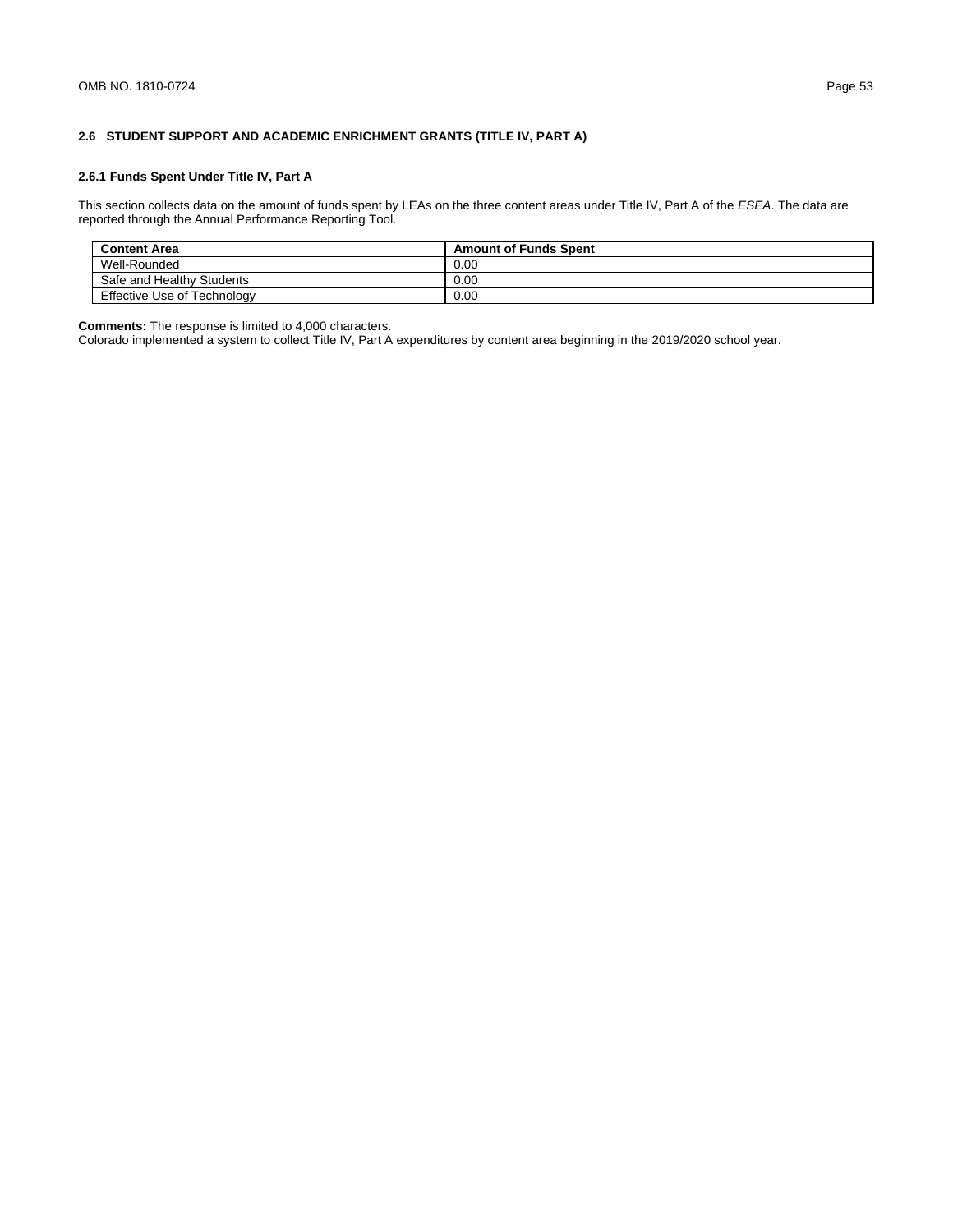## 2.6 STUDENT SUPPORT AND ACADEMIC ENRICHMENT GRANTS (TITLE IV, PART A)

### 2.6.1 Funds Spent Under Title IV, Part A

This section collects data on the amount of funds spent by LEAs on the three content areas under Title IV, Part A of the *ESEA*. The data are reported through the Annual Performance Reporting Tool.

| Content Area | Amount of Funds Spent |
| --- | --- |
| Well-Rounded | 0.00 |
| Safe and Healthy Students | 0.00 |
| Effective Use of Technology | 0.00 |

**Comments:** The response is limited to 4,000 characters.
Colorado implemented a system to collect Title IV, Part A expenditures by content area beginning in the 2019/2020 school year.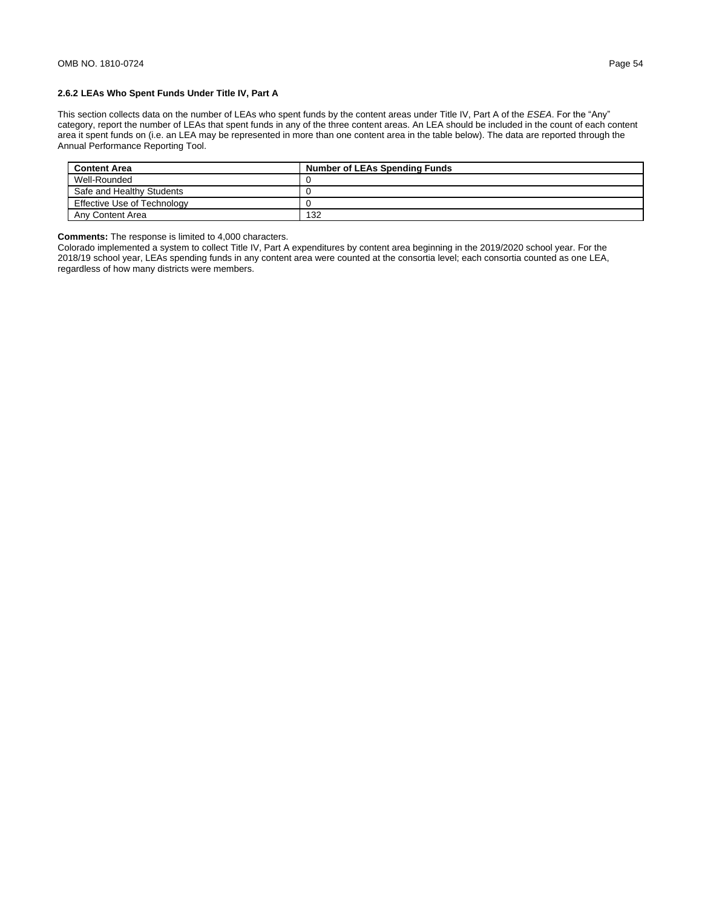### 2.6.2 LEAs Who Spent Funds Under Title IV, Part A

This section collects data on the number of LEAs who spent funds by the content areas under Title IV, Part A of the *ESEA*. For the "Any" category, report the number of LEAs that spent funds in any of the three content areas. An LEA should be included in the count of each content area it spent funds on (i.e. an LEA may be represented in more than one content area in the table below). The data are reported through the Annual Performance Reporting Tool.

| Content Area | Number of LEAs Spending Funds |
|---|---|
| Well-Rounded | 0 |
| Safe and Healthy Students | 0 |
| Effective Use of Technology | 0 |
| Any Content Area | 132 |

**Comments:** The response is limited to 4,000 characters.
Colorado implemented a system to collect Title IV, Part A expenditures by content area beginning in the 2019/2020 school year. For the 2018/19 school year, LEAs spending funds in any content area were counted at the consortia level; each consortia counted as one LEA, regardless of how many districts were members.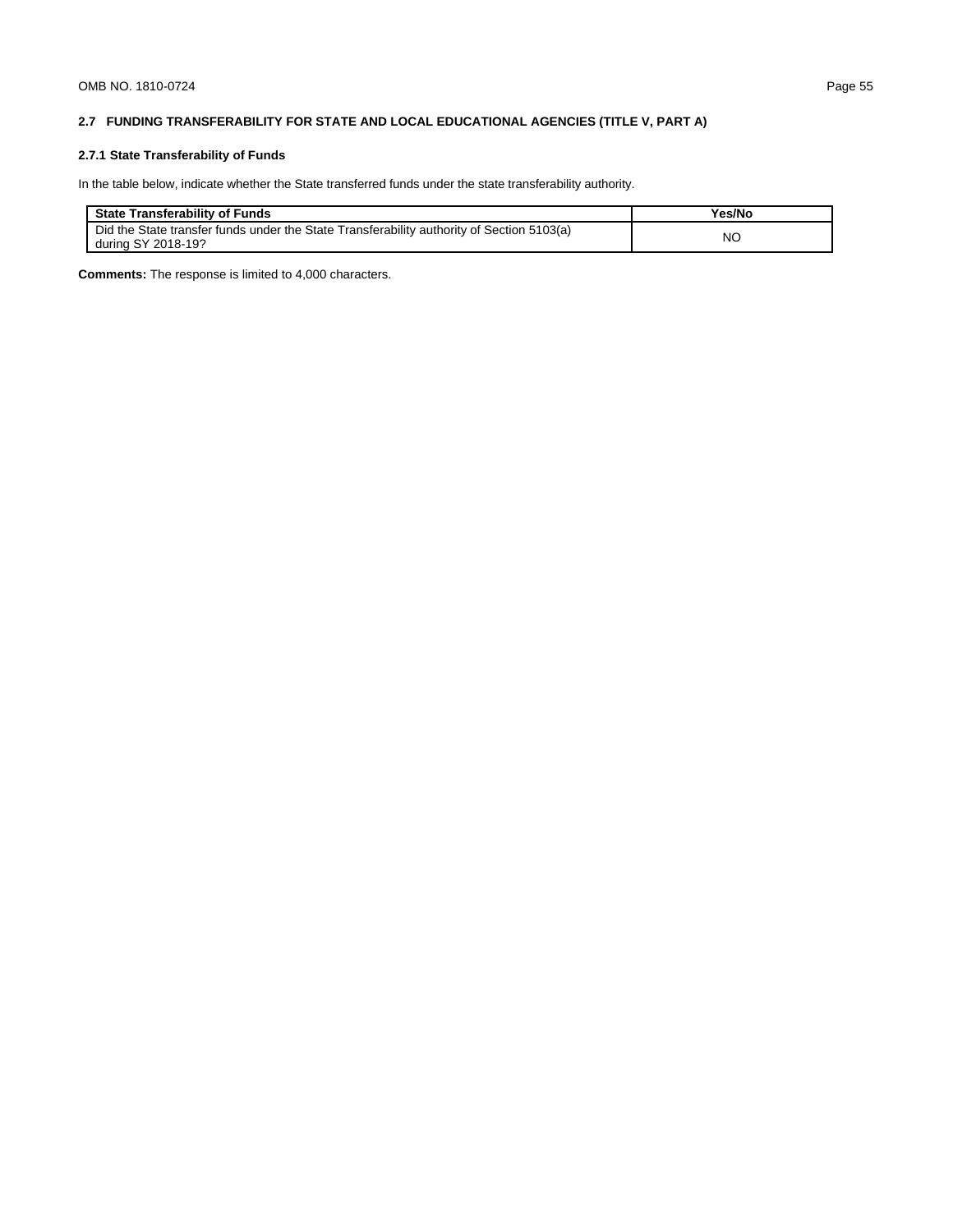## 2.7 FUNDING TRANSFERABILITY FOR STATE AND LOCAL EDUCATIONAL AGENCIES (TITLE V, PART A)

### 2.7.1 State Transferability of Funds

In the table below, indicate whether the State transferred funds under the state transferability authority.

| State Transferability of Funds | Yes/No |
| --- | --- |
| Did the State transfer funds under the State Transferability authority of Section 5103(a) during SY 2018-19? | NO |

**Comments:** The response is limited to 4,000 characters.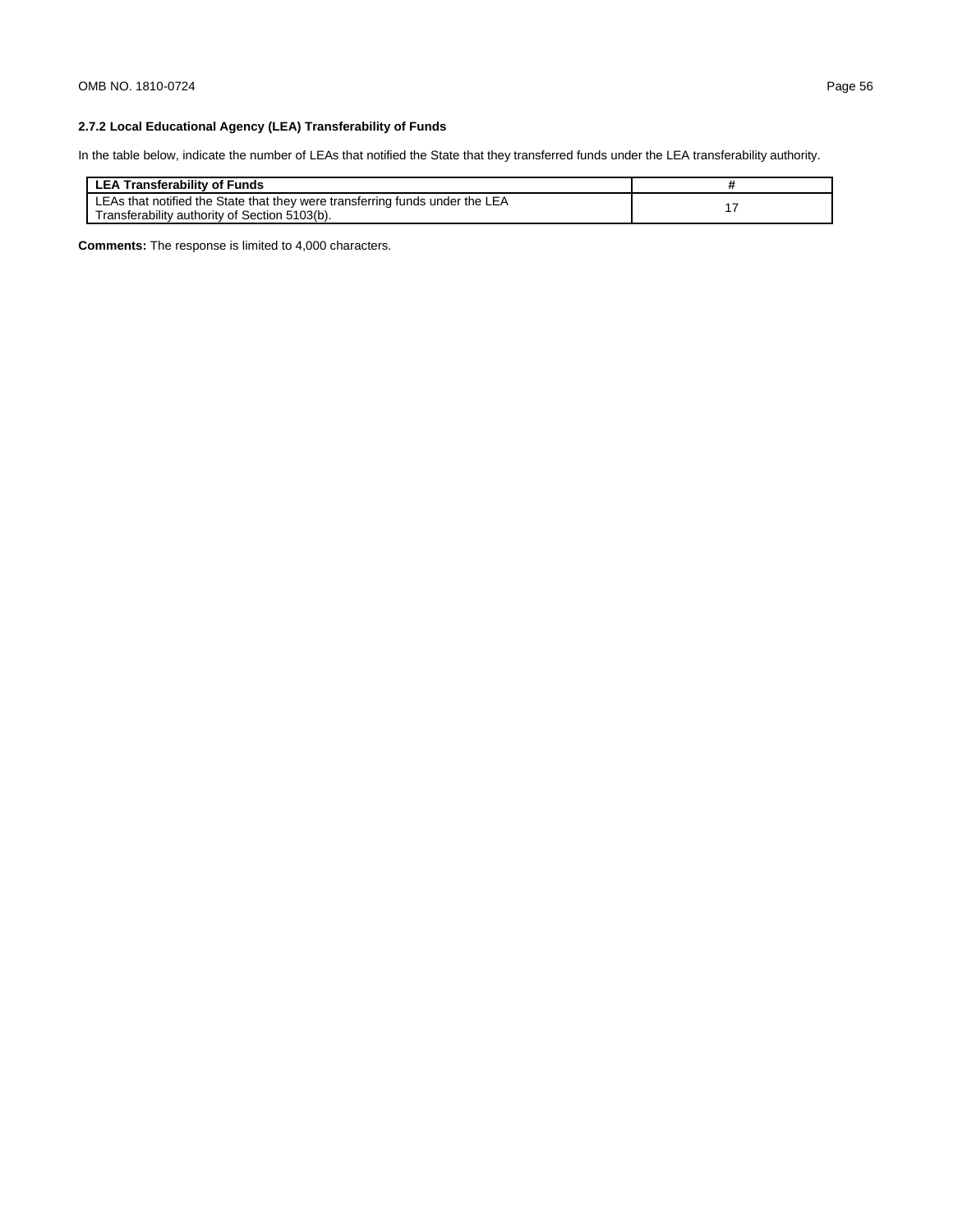### 2.7.2 Local Educational Agency (LEA) Transferability of Funds

In the table below, indicate the number of LEAs that notified the State that they transferred funds under the LEA transferability authority.

| LEA Transferability of Funds | # |
|---|---|
| LEAs that notified the State that they were transferring funds under the LEA Transferability authority of Section 5103(b). | 17 |

**Comments:** The response is limited to 4,000 characters.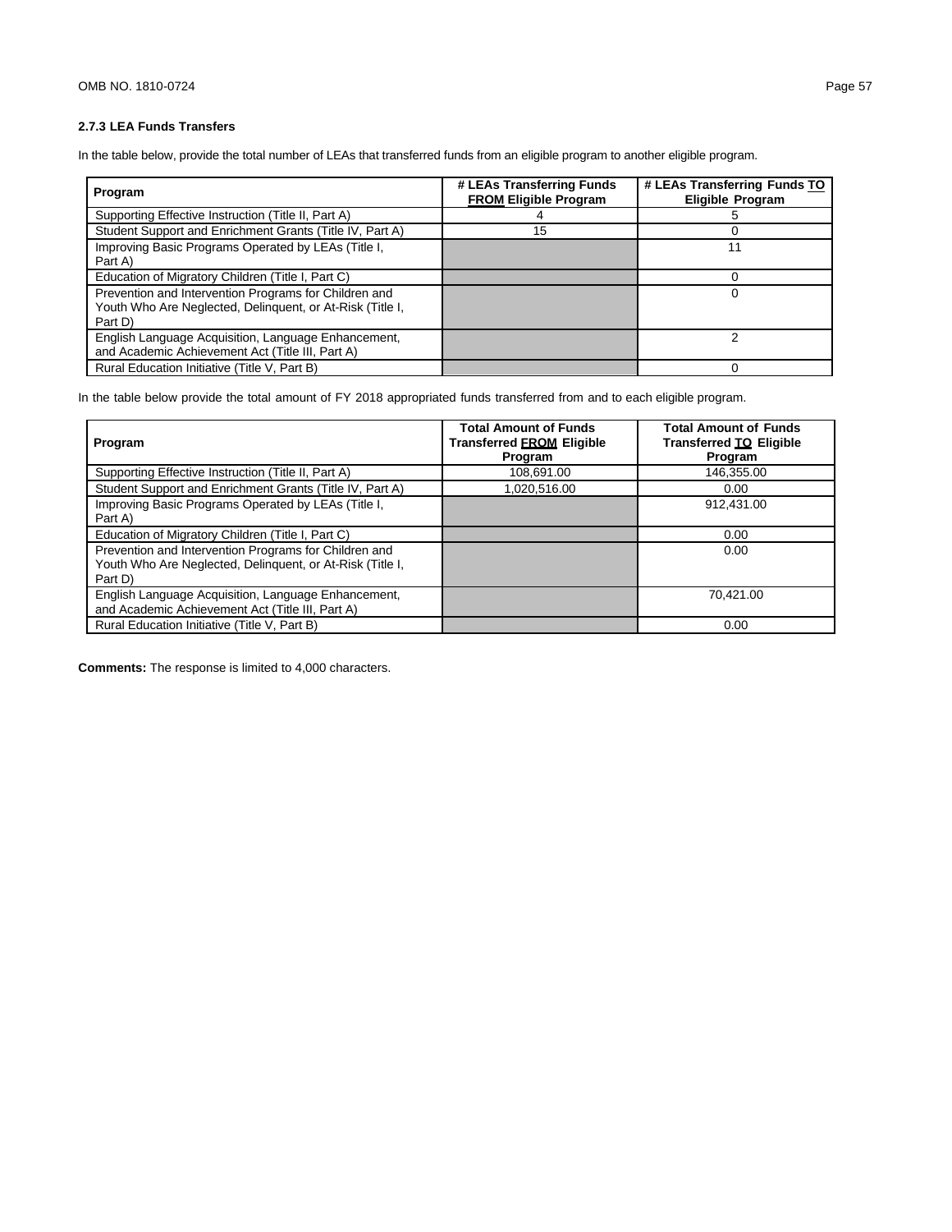### 2.7.3 LEA Funds Transfers

In the table below, provide the total number of LEAs that transferred funds from an eligible program to another eligible program.

| Program | # LEAs Transferring Funds **FROM** Eligible Program | # LEAs Transferring Funds **TO** Eligible Program |
|---|---|---|
| Supporting Effective Instruction (Title II, Part A) | 4 | 5 |
| Student Support and Enrichment Grants (Title IV, Part A) | 15 | 0 |
| Improving Basic Programs Operated by LEAs (Title I, Part A) | | 11 |
| Education of Migratory Children (Title I, Part C) | | 0 |
| Prevention and Intervention Programs for Children and Youth Who Are Neglected, Delinquent, or At-Risk (Title I, Part D) | | 0 |
| English Language Acquisition, Language Enhancement, and Academic Achievement Act (Title III, Part A) | | 2 |
| Rural Education Initiative (Title V, Part B) | | 0 |

In the table below provide the total amount of FY 2018 appropriated funds transferred from and to each eligible program.

| Program | Total Amount of Funds Transferred **FROM** Eligible Program | Total Amount of Funds Transferred **TO** Eligible Program |
|---|---|---|
| Supporting Effective Instruction (Title II, Part A) | 108,691.00 | 146,355.00 |
| Student Support and Enrichment Grants (Title IV, Part A) | 1,020,516.00 | 0.00 |
| Improving Basic Programs Operated by LEAs (Title I, Part A) | | 912,431.00 |
| Education of Migratory Children (Title I, Part C) | | 0.00 |
| Prevention and Intervention Programs for Children and Youth Who Are Neglected, Delinquent, or At-Risk (Title I, Part D) | | 0.00 |
| English Language Acquisition, Language Enhancement, and Academic Achievement Act (Title III, Part A) | | 70,421.00 |
| Rural Education Initiative (Title V, Part B) | | 0.00 |

**Comments:** The response is limited to 4,000 characters.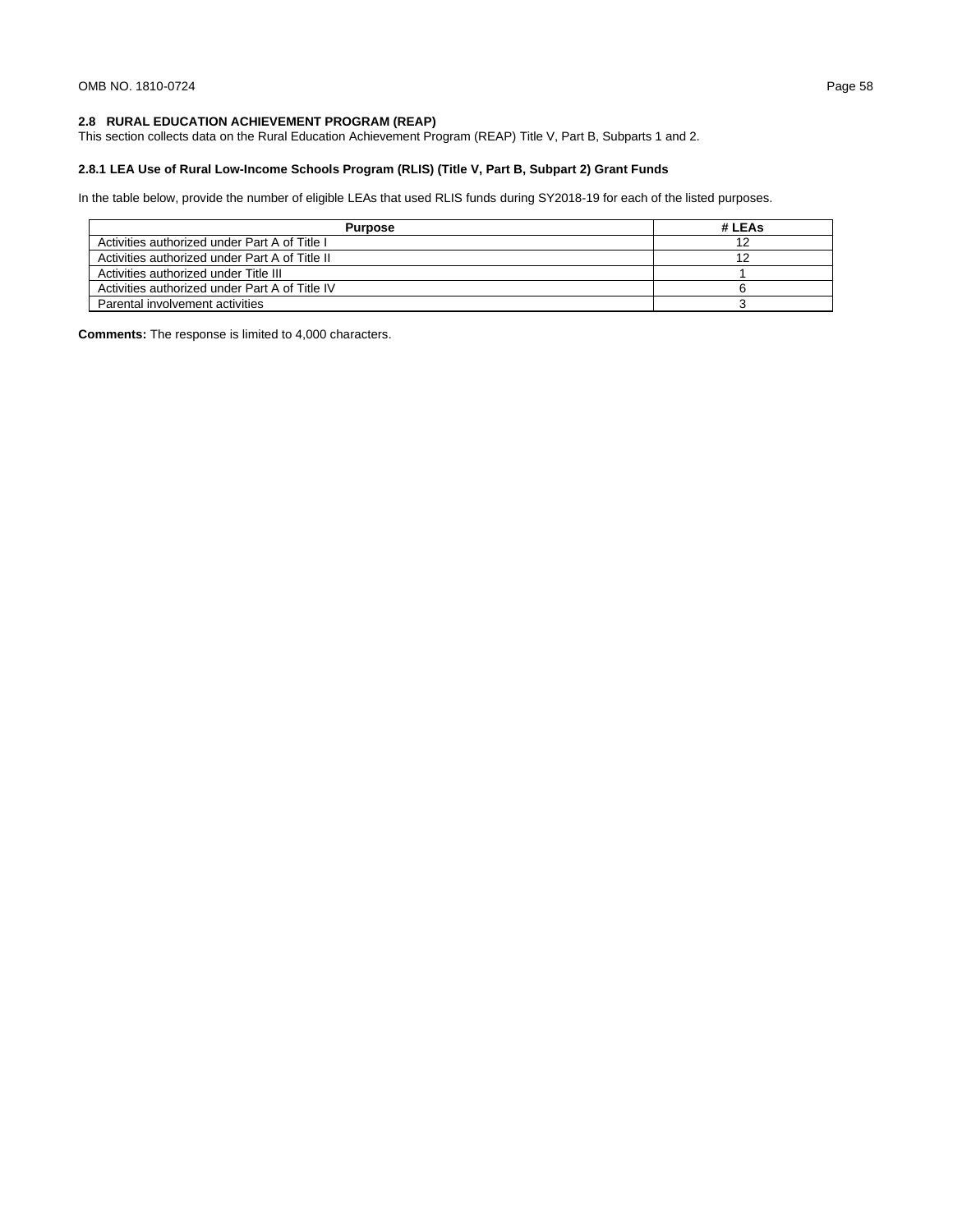## 2.8 RURAL EDUCATION ACHIEVEMENT PROGRAM (REAP)

This section collects data on the Rural Education Achievement Program (REAP) Title V, Part B, Subparts 1 and 2.

### 2.8.1 LEA Use of Rural Low-Income Schools Program (RLIS) (Title V, Part B, Subpart 2) Grant Funds

In the table below, provide the number of eligible LEAs that used RLIS funds during SY2018-19 for each of the listed purposes.

| Purpose | # LEAs |
|---|---|
| Activities authorized under Part A of Title I | 12 |
| Activities authorized under Part A of Title II | 12 |
| Activities authorized under Title III | 1 |
| Activities authorized under Part A of Title IV | 6 |
| Parental involvement activities | 3 |

**Comments:** The response is limited to 4,000 characters.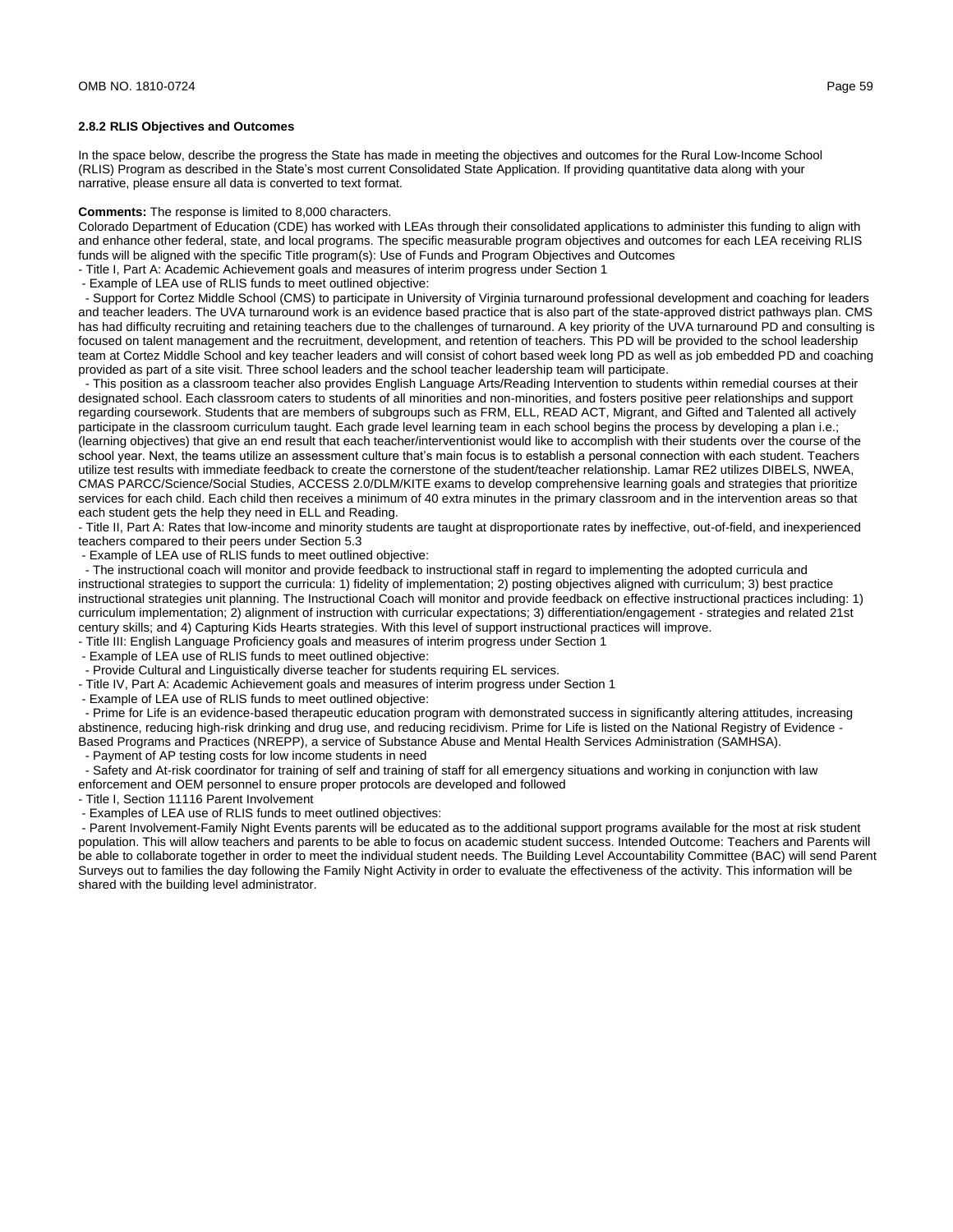### 2.8.2 RLIS Objectives and Outcomes

In the space below, describe the progress the State has made in meeting the objectives and outcomes for the Rural Low-Income School (RLIS) Program as described in the State's most current Consolidated State Application. If providing quantitative data along with your narrative, please ensure all data is converted to text format.

**Comments:** The response is limited to 8,000 characters.

Colorado Department of Education (CDE) has worked with LEAs through their consolidated applications to administer this funding to align with and enhance other federal, state, and local programs. The specific measurable program objectives and outcomes for each LEA receiving RLIS funds will be aligned with the specific Title program(s): Use of Funds and Program Objectives and Outcomes

- Title I, Part A: Academic Achievement goals and measures of interim progress under Section 1
  - Example of LEA use of RLIS funds to meet outlined objective:
    - Support for Cortez Middle School (CMS) to participate in University of Virginia turnaround professional development and coaching for leaders and teacher leaders. The UVA turnaround work is an evidence based practice that is also part of the state-approved district pathways plan. CMS has had difficulty recruiting and retaining teachers due to the challenges of turnaround. A key priority of the UVA turnaround PD and consulting is focused on talent management and the recruitment, development, and retention of teachers. This PD will be provided to the school leadership team at Cortez Middle School and key teacher leaders and will consist of cohort based week long PD as well as job embedded PD and coaching provided as part of a site visit. Three school leaders and the school teacher leadership team will participate.
    - This position as a classroom teacher also provides English Language Arts/Reading Intervention to students within remedial courses at their designated school. Each classroom caters to students of all minorities and non-minorities, and fosters positive peer relationships and support regarding coursework. Students that are members of subgroups such as FRM, ELL, READ ACT, Migrant, and Gifted and Talented all actively participate in the classroom curriculum taught. Each grade level learning team in each school begins the process by developing a plan i.e.; (learning objectives) that give an end result that each teacher/interventionist would like to accomplish with their students over the course of the school year. Next, the teams utilize an assessment culture that's main focus is to establish a personal connection with each student. Teachers utilize test results with immediate feedback to create the cornerstone of the student/teacher relationship. Lamar RE2 utilizes DIBELS, NWEA, CMAS PARCC/Science/Social Studies, ACCESS 2.0/DLM/KITE exams to develop comprehensive learning goals and strategies that prioritize services for each child. Each child then receives a minimum of 40 extra minutes in the primary classroom and in the intervention areas so that each student gets the help they need in ELL and Reading.
- Title II, Part A: Rates that low-income and minority students are taught at disproportionate rates by ineffective, out-of-field, and inexperienced teachers compared to their peers under Section 5.3
  - Example of LEA use of RLIS funds to meet outlined objective:
    - The instructional coach will monitor and provide feedback to instructional staff in regard to implementing the adopted curricula and instructional strategies to support the curricula: 1) fidelity of implementation; 2) posting objectives aligned with curriculum; 3) best practice instructional strategies unit planning. The Instructional Coach will monitor and provide feedback on effective instructional practices including: 1) curriculum implementation; 2) alignment of instruction with curricular expectations; 3) differentiation/engagement - strategies and related 21st century skills; and 4) Capturing Kids Hearts strategies. With this level of support instructional practices will improve.
- Title III: English Language Proficiency goals and measures of interim progress under Section 1
  - Example of LEA use of RLIS funds to meet outlined objective:
    - Provide Cultural and Linguistically diverse teacher for students requiring EL services.
- Title IV, Part A: Academic Achievement goals and measures of interim progress under Section 1
  - Example of LEA use of RLIS funds to meet outlined objective:
    - Prime for Life is an evidence-based therapeutic education program with demonstrated success in significantly altering attitudes, increasing abstinence, reducing high-risk drinking and drug use, and reducing recidivism. Prime for Life is listed on the National Registry of Evidence - Based Programs and Practices (NREPP), a service of Substance Abuse and Mental Health Services Administration (SAMHSA).
    - Payment of AP testing costs for low income students in need
    - Safety and At-risk coordinator for training of self and training of staff for all emergency situations and working in conjunction with law enforcement and OEM personnel to ensure proper protocols are developed and followed
- Title I, Section 11116 Parent Involvement
  - Examples of LEA use of RLIS funds to meet outlined objectives:
    - Parent Involvement-Family Night Events parents will be educated as to the additional support programs available for the most at risk student population. This will allow teachers and parents to be able to focus on academic student success. Intended Outcome: Teachers and Parents will be able to collaborate together in order to meet the individual student needs. The Building Level Accountability Committee (BAC) will send Parent Surveys out to families the day following the Family Night Activity in order to evaluate the effectiveness of the activity. This information will be shared with the building level administrator.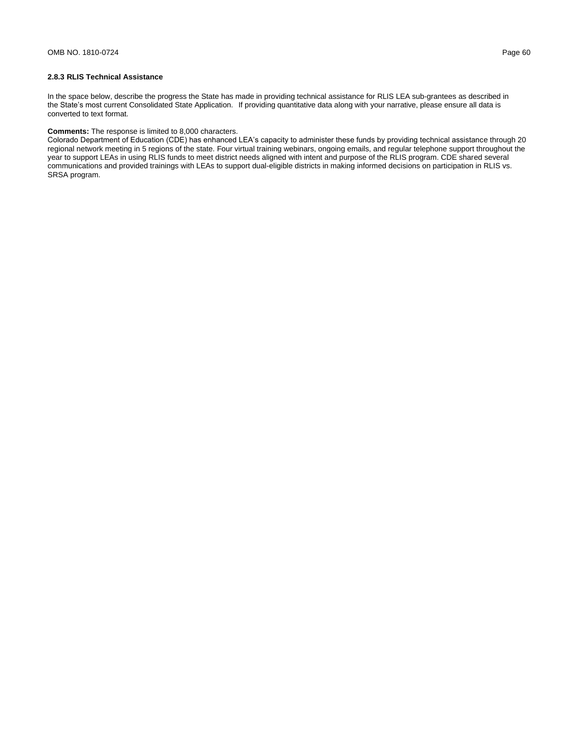### 2.8.3 RLIS Technical Assistance

In the space below, describe the progress the State has made in providing technical assistance for RLIS LEA sub-grantees as described in the State's most current Consolidated State Application. If providing quantitative data along with your narrative, please ensure all data is converted to text format.

**Comments:** The response is limited to 8,000 characters.
Colorado Department of Education (CDE) has enhanced LEA's capacity to administer these funds by providing technical assistance through 20 regional network meeting in 5 regions of the state. Four virtual training webinars, ongoing emails, and regular telephone support throughout the year to support LEAs in using RLIS funds to meet district needs aligned with intent and purpose of the RLIS program. CDE shared several communications and provided trainings with LEAs to support dual-eligible districts in making informed decisions on participation in RLIS vs. SRSA program.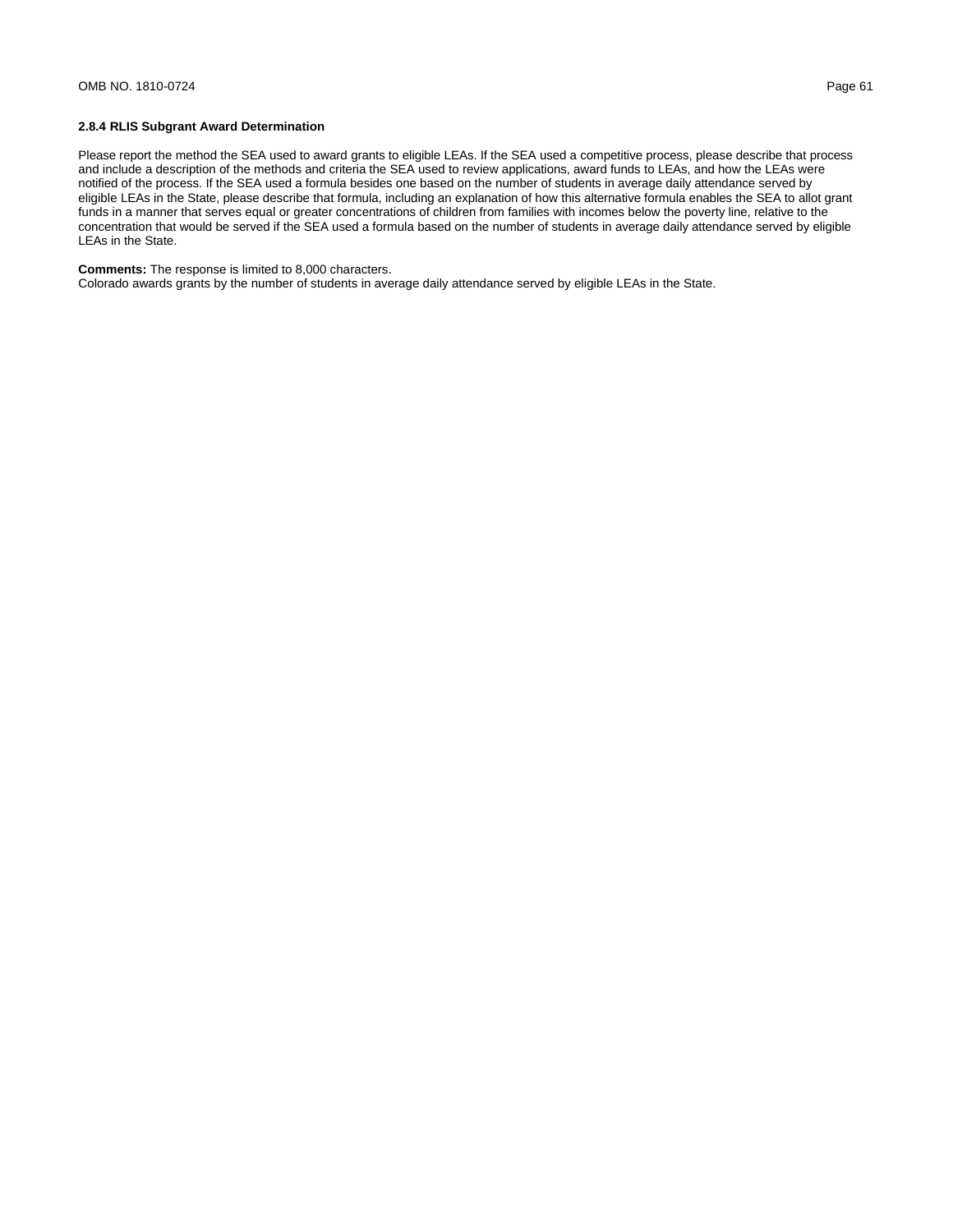### 2.8.4 RLIS Subgrant Award Determination

Please report the method the SEA used to award grants to eligible LEAs. If the SEA used a competitive process, please describe that process and include a description of the methods and criteria the SEA used to review applications, award funds to LEAs, and how the LEAs were notified of the process. If the SEA used a formula besides one based on the number of students in average daily attendance served by eligible LEAs in the State, please describe that formula, including an explanation of how this alternative formula enables the SEA to allot grant funds in a manner that serves equal or greater concentrations of children from families with incomes below the poverty line, relative to the concentration that would be served if the SEA used a formula based on the number of students in average daily attendance served by eligible LEAs in the State.

**Comments:** The response is limited to 8,000 characters.
Colorado awards grants by the number of students in average daily attendance served by eligible LEAs in the State.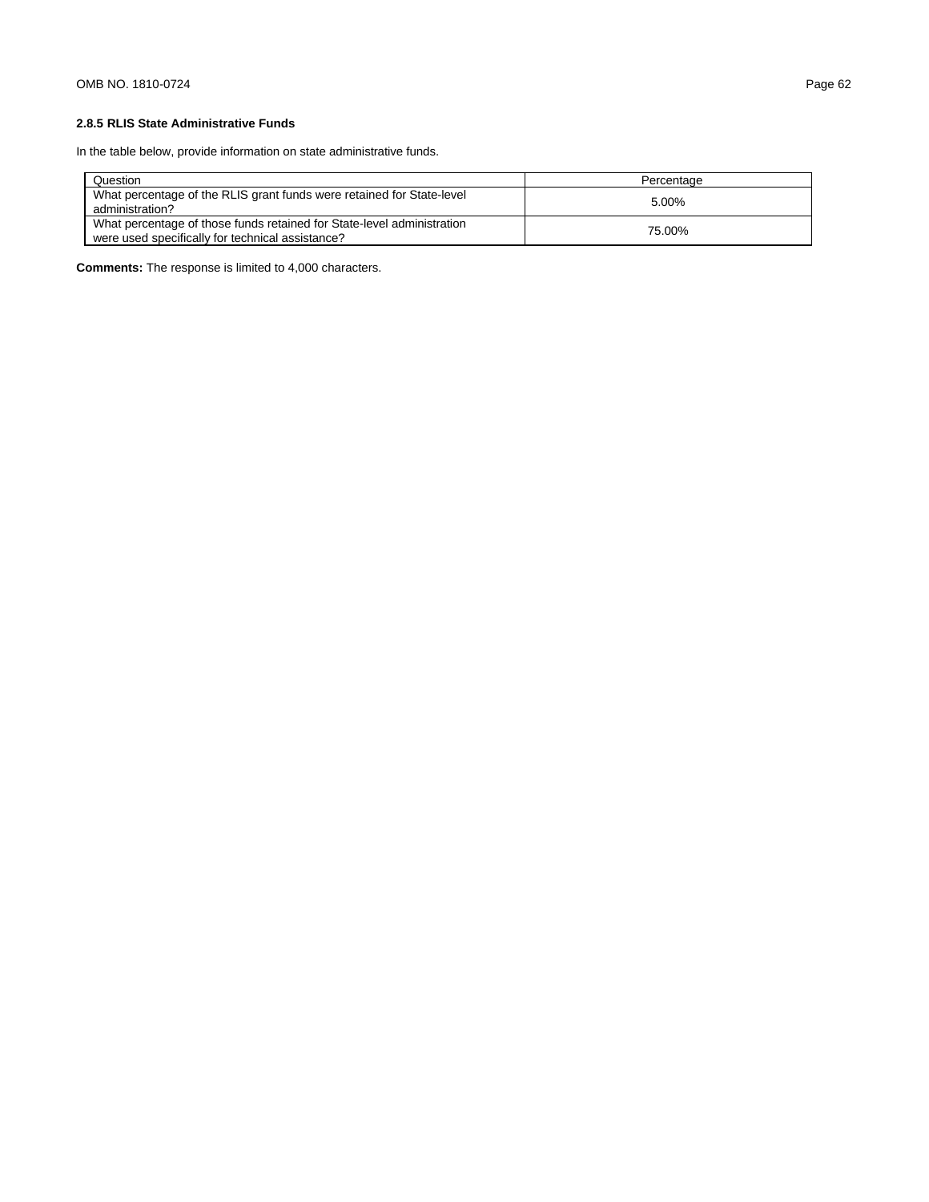### 2.8.5 RLIS State Administrative Funds

In the table below, provide information on state administrative funds.

| Question | Percentage |
| --- | --- |
| What percentage of the RLIS grant funds were retained for State-level administration? | 5.00% |
| What percentage of those funds retained for State-level administration were used specifically for technical assistance? | 75.00% |

**Comments:** The response is limited to 4,000 characters.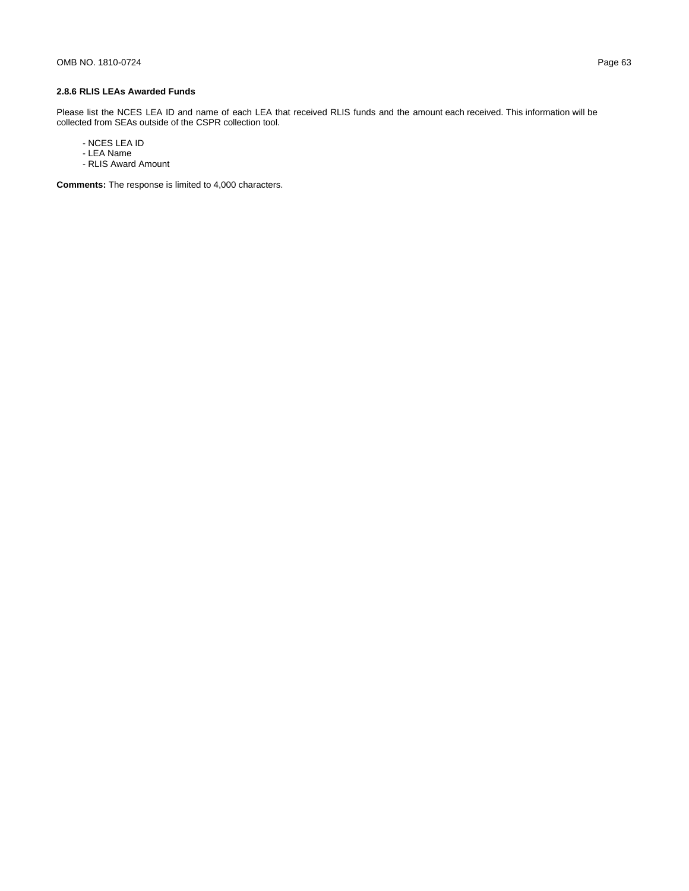### 2.8.6 RLIS LEAs Awarded Funds

Please list the NCES LEA ID and name of each LEA that received RLIS funds and the amount each received. This information will be collected from SEAs outside of the CSPR collection tool.

- NCES LEA ID
- LEA Name
- RLIS Award Amount

**Comments:** The response is limited to 4,000 characters.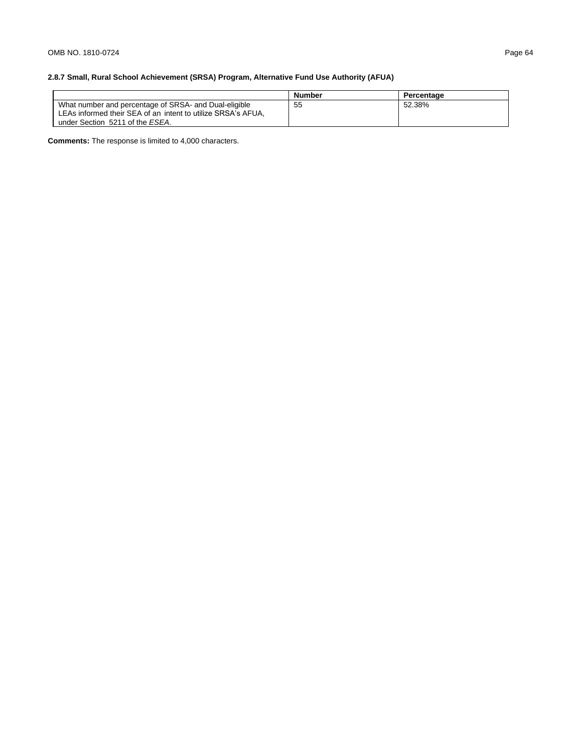### 2.8.7 Small, Rural School Achievement (SRSA) Program, Alternative Fund Use Authority (AFUA)

| | Number | Percentage |
|---|---|---|
| What number and percentage of SRSA- and Dual-eligible LEAs informed their SEA of an intent to utilize SRSA's AFUA, under Section 5211 of the *ESEA*. | 55 | 52.38% |

**Comments:** The response is limited to 4,000 characters.